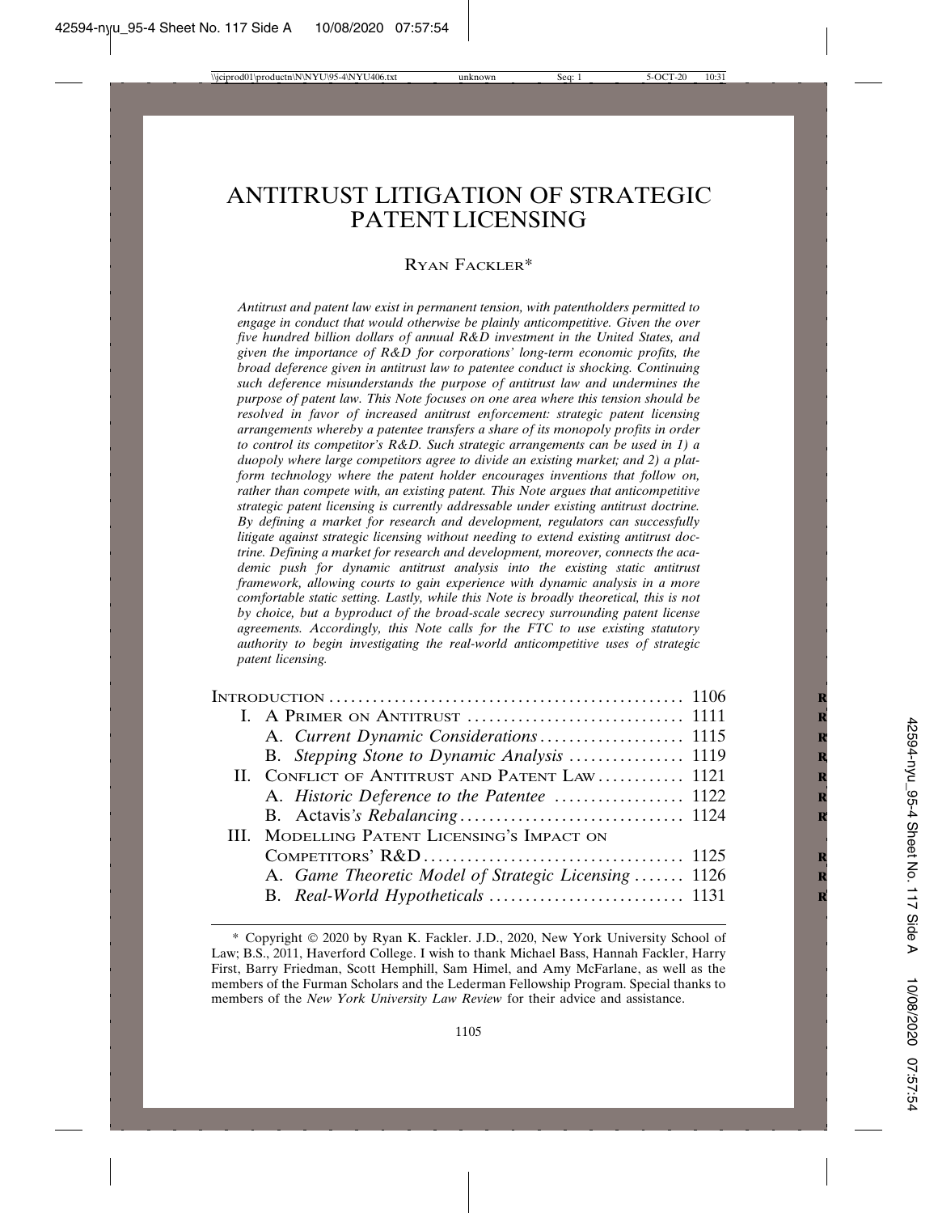# ANTITRUST LITIGATION OF STRATEGIC PATENT LICENSING

RYAN FACKLER*

*Antitrust and patent law exist in permanent tension, with patentholders permitted to engage in conduct that would otherwise be plainly anticompetitive. Given the over five hundred billion dollars of annual R&D investment in the United States, and given the importance of R&D for corporations' long-term economic profits, the broad deference given in antitrust law to patentee conduct is shocking. Continuing such deference misunderstands the purpose of antitrust law and undermines the purpose of patent law. This Note focuses on one area where this tension should be resolved in favor of increased antitrust enforcement: strategic patent licensing arrangements whereby a patentee transfers a share of its monopoly profits in order to control its competitor's R&D. Such strategic arrangements can be used in 1) a duopoly where large competitors agree to divide an existing market; and 2) a platform technology where the patent holder encourages inventions that follow on, rather than compete with, an existing patent. This Note argues that anticompetitive strategic patent licensing is currently addressable under existing antitrust doctrine. By defining a market for research and development, regulators can successfully litigate against strategic licensing without needing to extend existing antitrust doctrine. Defining a market for research and development, moreover, connects the academic push for dynamic antitrust analysis into the existing static antitrust framework, allowing courts to gain experience with dynamic analysis in a more comfortable static setting. Lastly, while this Note is broadly theoretical, this is not by choice, but a byproduct of the broad-scale secrecy surrounding patent license agreements. Accordingly, this Note calls for the FTC to use existing statutory authority to begin investigating the real-world anticompetitive uses of strategic patent licensing.*

| | |
|---|---|
| INTRODUCTION | 1106 |
| I. A PRIMER ON ANTITRUST | 1111 |
| A. *Current Dynamic Considerations* | 1115 |
| B. *Stepping Stone to Dynamic Analysis* | 1119 |
| II. CONFLICT OF ANTITRUST AND PATENT LAW | 1121 |
| A. *Historic Deference to the Patentee* | 1122 |
| B. Actavis*'s Rebalancing* | 1124 |
| III. MODELLING PATENT LICENSING'S IMPACT ON COMPETITORS' R&D | 1125 |
| A. *Game Theoretic Model of Strategic Licensing* | 1126 |
| B. *Real-World Hypotheticals* | 1131 |

\* Copyright © 2020 by Ryan K. Fackler. J.D., 2020, New York University School of Law; B.S., 2011, Haverford College. I wish to thank Michael Bass, Hannah Fackler, Harry First, Barry Friedman, Scott Hemphill, Sam Himel, and Amy McFarlane, as well as the members of the Furman Scholars and the Lederman Fellowship Program. Special thanks to members of the *New York University Law Review* for their advice and assistance.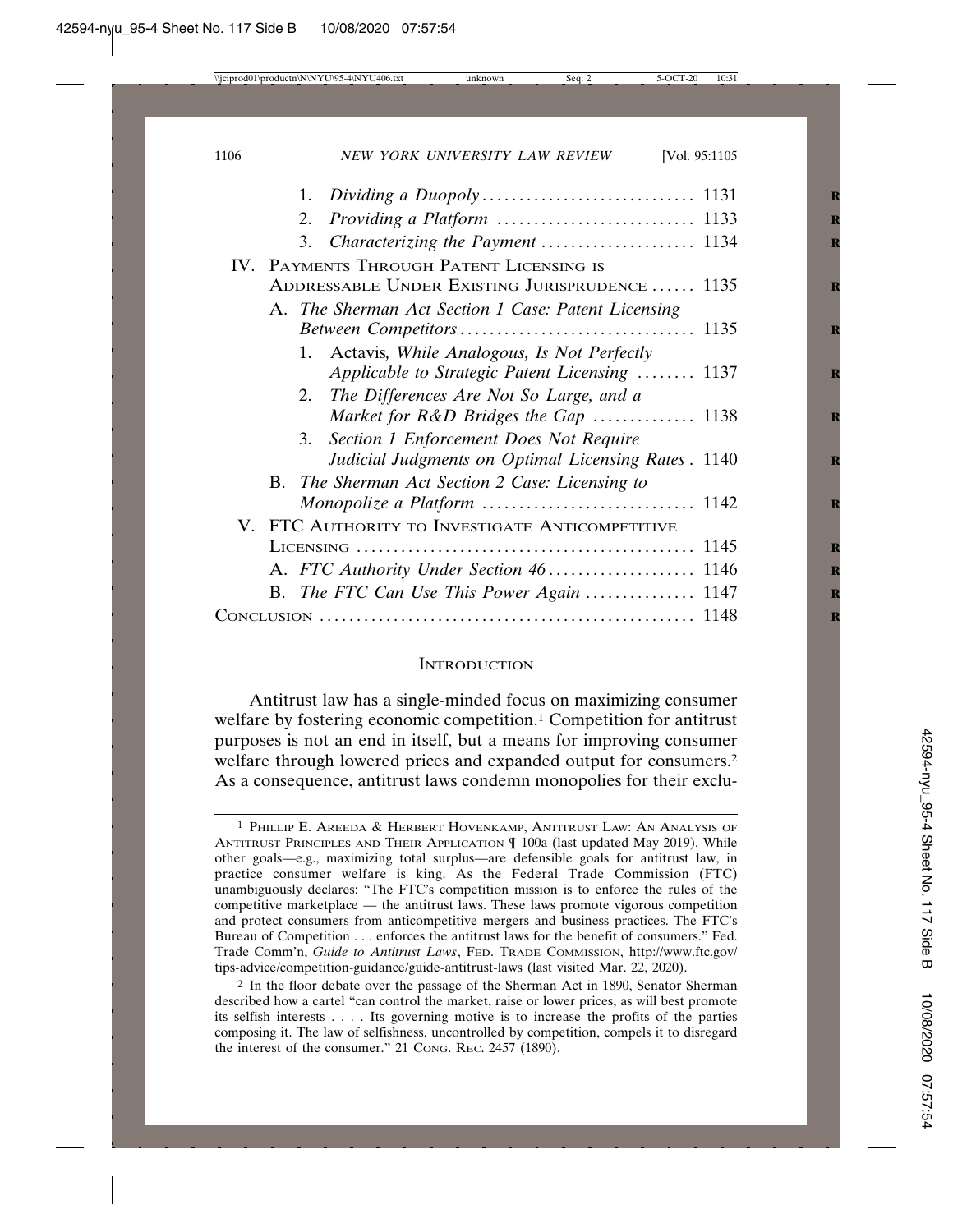1. *Dividing a Duopoly* ............................. 1131
2. *Providing a Platform* ........................... 1133
3. *Characterizing the Payment* ..................... 1134

IV. Payments Through Patent Licensing is Addressable Under Existing Jurisprudence ...... 1135

A. *The Sherman Act Section 1 Case: Patent Licensing Between Competitors* ................................ 1135

1. Actavis*, While Analogous, Is Not Perfectly Applicable to Strategic Patent Licensing* ........ 1137
2. *The Differences Are Not So Large, and a Market for R&D Bridges the Gap* ............. 1138
3. *Section 1 Enforcement Does Not Require Judicial Judgments on Optimal Licensing Rates* . 1140

B. *The Sherman Act Section 2 Case: Licensing to Monopolize a Platform* ............................ 1142

V. FTC Authority to Investigate Anticompetitive Licensing ............................................. 1145

A. *FTC Authority Under Section 46* .................... 1146

B. *The FTC Can Use This Power Again* ............... 1147

Conclusion .................................................. 1148

## Introduction

Antitrust law has a single-minded focus on maximizing consumer welfare by fostering economic competition.[1] Competition for antitrust purposes is not an end in itself, but a means for improving consumer welfare through lowered prices and expanded output for consumers.[2] As a consequence, antitrust laws condemn monopolies for their exclu-

[1] Phillip E. Areeda & Herbert Hovenkamp, Antitrust Law: An Analysis of Antitrust Principles and Their Application ¶ 100a (last updated May 2019). While other goals—e.g., maximizing total surplus—are defensible goals for antitrust law, in practice consumer welfare is king. As the Federal Trade Commission (FTC) unambiguously declares: "The FTC's competition mission is to enforce the rules of the competitive marketplace — the antitrust laws. These laws promote vigorous competition and protect consumers from anticompetitive mergers and business practices. The FTC's Bureau of Competition . . . enforces the antitrust laws for the benefit of consumers." Fed. Trade Comm'n, *Guide to Antitrust Laws*, Fed. Trade Commission, http://www.ftc.gov/tips-advice/competition-guidance/guide-antitrust-laws (last visited Mar. 22, 2020).

[2] In the floor debate over the passage of the Sherman Act in 1890, Senator Sherman described how a cartel "can control the market, raise or lower prices, as will best promote its selfish interests . . . . Its governing motive is to increase the profits of the parties composing it. The law of selfishness, uncontrolled by competition, compels it to disregard the interest of the consumer." 21 Cong. Rec. 2457 (1890).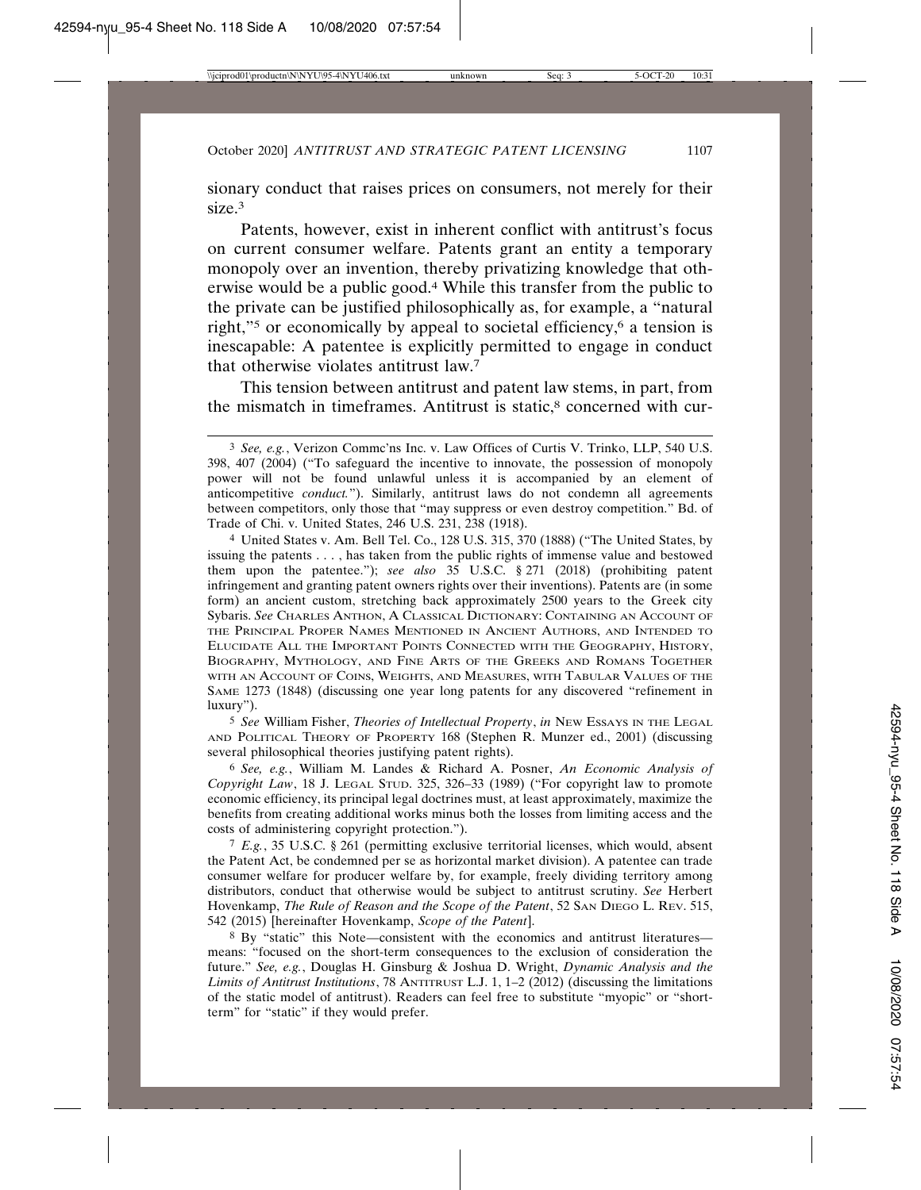sionary conduct that raises prices on consumers, not merely for their size.[3]

Patents, however, exist in inherent conflict with antitrust's focus on current consumer welfare. Patents grant an entity a temporary monopoly over an invention, thereby privatizing knowledge that otherwise would be a public good.[4] While this transfer from the public to the private can be justified philosophically as, for example, a "natural right,"[5] or economically by appeal to societal efficiency,[6] a tension is inescapable: A patentee is explicitly permitted to engage in conduct that otherwise violates antitrust law.[7]

This tension between antitrust and patent law stems, in part, from the mismatch in timeframes. Antitrust is static,[8] concerned with cur-

---

[3] *See, e.g.*, Verizon Commc'ns Inc. v. Law Offices of Curtis V. Trinko, LLP, 540 U.S. 398, 407 (2004) ("To safeguard the incentive to innovate, the possession of monopoly power will not be found unlawful unless it is accompanied by an element of anticompetitive *conduct.*"). Similarly, antitrust laws do not condemn all agreements between competitors, only those that "may suppress or even destroy competition." Bd. of Trade of Chi. v. United States, 246 U.S. 231, 238 (1918).

[4] United States v. Am. Bell Tel. Co., 128 U.S. 315, 370 (1888) ("The United States, by issuing the patents . . . , has taken from the public rights of immense value and bestowed them upon the patentee."); *see also* 35 U.S.C. § 271 (2018) (prohibiting patent infringement and granting patent owners rights over their inventions). Patents are (in some form) an ancient custom, stretching back approximately 2500 years to the Greek city Sybaris. *See* CHARLES ANTHON, A CLASSICAL DICTIONARY: CONTAINING AN ACCOUNT OF THE PRINCIPAL PROPER NAMES MENTIONED IN ANCIENT AUTHORS, AND INTENDED TO ELUCIDATE ALL THE IMPORTANT POINTS CONNECTED WITH THE GEOGRAPHY, HISTORY, BIOGRAPHY, MYTHOLOGY, AND FINE ARTS OF THE GREEKS AND ROMANS TOGETHER WITH AN ACCOUNT OF COINS, WEIGHTS, AND MEASURES, WITH TABULAR VALUES OF THE SAME 1273 (1848) (discussing one year long patents for any discovered "refinement in luxury").

[5] *See* William Fisher, *Theories of Intellectual Property*, *in* NEW ESSAYS IN THE LEGAL AND POLITICAL THEORY OF PROPERTY 168 (Stephen R. Munzer ed., 2001) (discussing several philosophical theories justifying patent rights).

[6] *See, e.g.*, William M. Landes & Richard A. Posner, *An Economic Analysis of Copyright Law*, 18 J. LEGAL STUD. 325, 326–33 (1989) ("For copyright law to promote economic efficiency, its principal legal doctrines must, at least approximately, maximize the benefits from creating additional works minus both the losses from limiting access and the costs of administering copyright protection.").

[7] *E.g.*, 35 U.S.C. § 261 (permitting exclusive territorial licenses, which would, absent the Patent Act, be condemned per se as horizontal market division). A patentee can trade consumer welfare for producer welfare by, for example, freely dividing territory among distributors, conduct that otherwise would be subject to antitrust scrutiny. *See* Herbert Hovenkamp, *The Rule of Reason and the Scope of the Patent*, 52 SAN DIEGO L. REV. 515, 542 (2015) [hereinafter Hovenkamp, *Scope of the Patent*].

[8] By "static" this Note—consistent with the economics and antitrust literatures—means: "focused on the short-term consequences to the exclusion of consideration the future." *See, e.g.*, Douglas H. Ginsburg & Joshua D. Wright, *Dynamic Analysis and the Limits of Antitrust Institutions*, 78 ANTITRUST L.J. 1, 1–2 (2012) (discussing the limitations of the static model of antitrust). Readers can feel free to substitute "myopic" or "short-term" for "static" if they would prefer.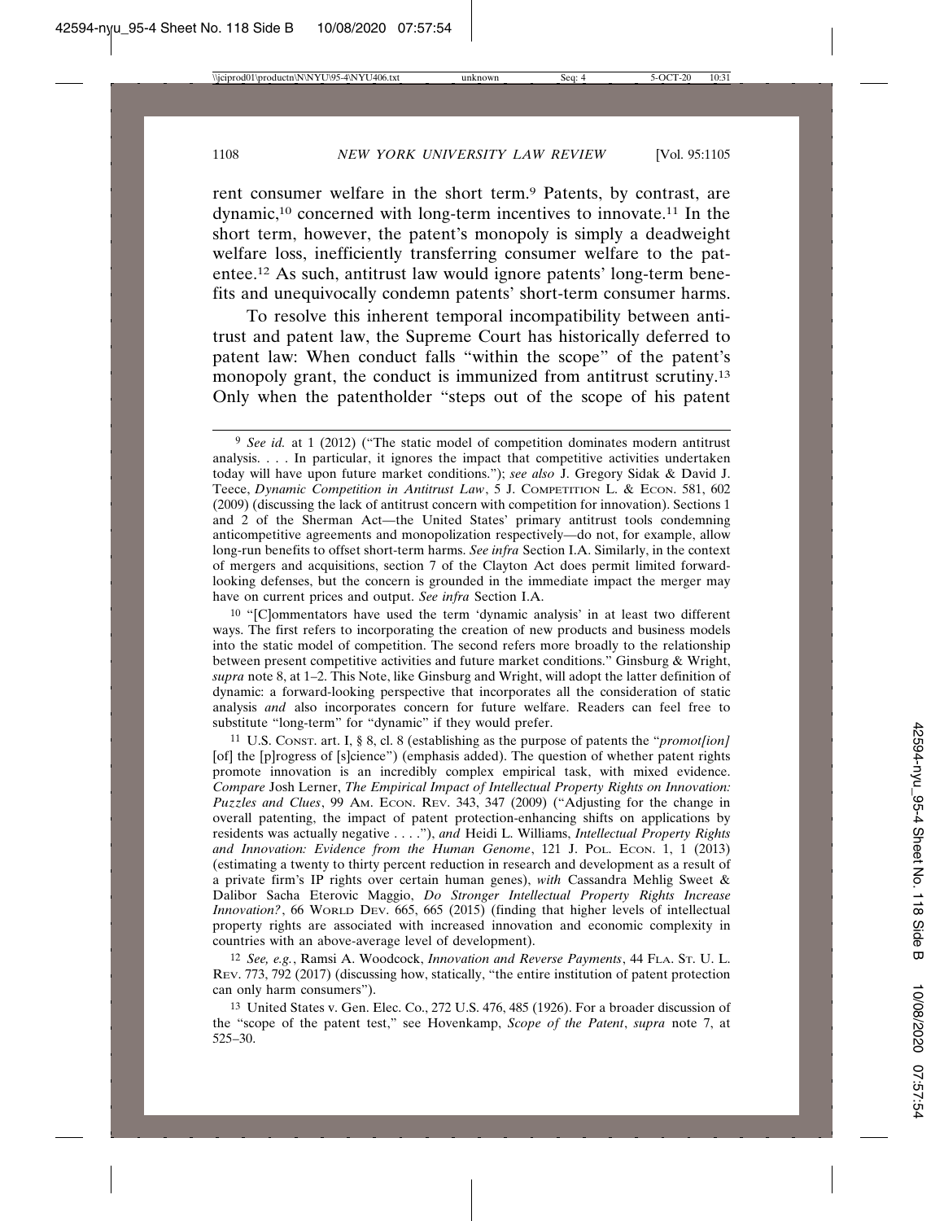rent consumer welfare in the short term.[9] Patents, by contrast, are dynamic,[10] concerned with long-term incentives to innovate.[11] In the short term, however, the patent's monopoly is simply a deadweight welfare loss, inefficiently transferring consumer welfare to the patentee.[12] As such, antitrust law would ignore patents' long-term benefits and unequivocally condemn patents' short-term consumer harms.

To resolve this inherent temporal incompatibility between antitrust and patent law, the Supreme Court has historically deferred to patent law: When conduct falls "within the scope" of the patent's monopoly grant, the conduct is immunized from antitrust scrutiny.[13] Only when the patentholder "steps out of the scope of his patent

---

[9] *See id.* at 1 (2012) ("The static model of competition dominates modern antitrust analysis. . . . In particular, it ignores the impact that competitive activities undertaken today will have upon future market conditions."); *see also* J. Gregory Sidak & David J. Teece, *Dynamic Competition in Antitrust Law*, 5 J. COMPETITION L. & ECON. 581, 602 (2009) (discussing the lack of antitrust concern with competition for innovation). Sections 1 and 2 of the Sherman Act—the United States' primary antitrust tools condemning anticompetitive agreements and monopolization respectively—do not, for example, allow long-run benefits to offset short-term harms. *See infra* Section I.A. Similarly, in the context of mergers and acquisitions, section 7 of the Clayton Act does permit limited forward-looking defenses, but the concern is grounded in the immediate impact the merger may have on current prices and output. *See infra* Section I.A.

[10] "[C]ommentators have used the term 'dynamic analysis' in at least two different ways. The first refers to incorporating the creation of new products and business models into the static model of competition. The second refers more broadly to the relationship between present competitive activities and future market conditions." Ginsburg & Wright, *supra* note 8, at 1–2. This Note, like Ginsburg and Wright, will adopt the latter definition of dynamic: a forward-looking perspective that incorporates all the consideration of static analysis *and* also incorporates concern for future welfare. Readers can feel free to substitute "long-term" for "dynamic" if they would prefer.

[11] U.S. CONST. art. I, § 8, cl. 8 (establishing as the purpose of patents the "*promot[ion]* [of] the [p]rogress of [s]cience") (emphasis added). The question of whether patent rights promote innovation is an incredibly complex empirical task, with mixed evidence. *Compare* Josh Lerner, *The Empirical Impact of Intellectual Property Rights on Innovation: Puzzles and Clues*, 99 AM. ECON. REV. 343, 347 (2009) ("Adjusting for the change in overall patenting, the impact of patent protection-enhancing shifts on applications by residents was actually negative . . . ."), *and* Heidi L. Williams, *Intellectual Property Rights and Innovation: Evidence from the Human Genome*, 121 J. POL. ECON. 1, 1 (2013) (estimating a twenty to thirty percent reduction in research and development as a result of a private firm's IP rights over certain human genes), *with* Cassandra Mehlig Sweet & Dalibor Sacha Eterovic Maggio, *Do Stronger Intellectual Property Rights Increase Innovation?*, 66 WORLD DEV. 665, 665 (2015) (finding that higher levels of intellectual property rights are associated with increased innovation and economic complexity in countries with an above-average level of development).

[12] *See, e.g.*, Ramsi A. Woodcock, *Innovation and Reverse Payments*, 44 FLA. ST. U. L. REV. 773, 792 (2017) (discussing how, statically, "the entire institution of patent protection can only harm consumers").

[13] United States v. Gen. Elec. Co., 272 U.S. 476, 485 (1926). For a broader discussion of the "scope of the patent test," see Hovenkamp, *Scope of the Patent*, *supra* note 7, at 525–30.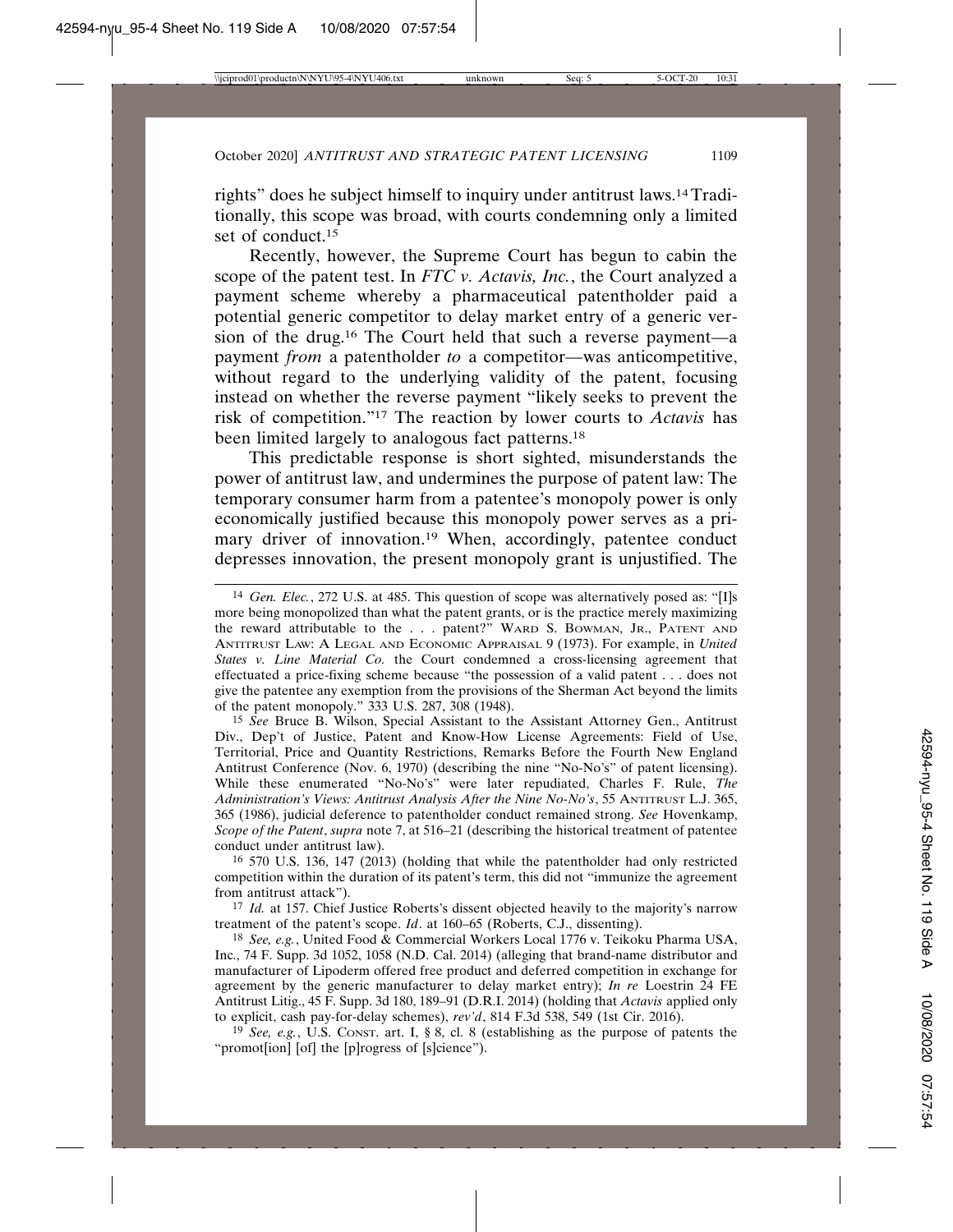rights" does he subject himself to inquiry under antitrust laws.[14] Traditionally, this scope was broad, with courts condemning only a limited set of conduct.[15]

Recently, however, the Supreme Court has begun to cabin the scope of the patent test. In *FTC v. Actavis, Inc.*, the Court analyzed a payment scheme whereby a pharmaceutical patentholder paid a potential generic competitor to delay market entry of a generic version of the drug.[16] The Court held that such a reverse payment—a payment *from* a patentholder *to* a competitor—was anticompetitive, without regard to the underlying validity of the patent, focusing instead on whether the reverse payment "likely seeks to prevent the risk of competition."[17] The reaction by lower courts to *Actavis* has been limited largely to analogous fact patterns.[18]

This predictable response is short sighted, misunderstands the power of antitrust law, and undermines the purpose of patent law: The temporary consumer harm from a patentee's monopoly power is only economically justified because this monopoly power serves as a primary driver of innovation.[19] When, accordingly, patentee conduct depresses innovation, the present monopoly grant is unjustified. The

---

[14] *Gen. Elec.*, 272 U.S. at 485. This question of scope was alternatively posed as: "[I]s more being monopolized than what the patent grants, or is the practice merely maximizing the reward attributable to the . . . patent?" WARD S. BOWMAN, JR., PATENT AND ANTITRUST LAW: A LEGAL AND ECONOMIC APPRAISAL 9 (1973). For example, in *United States v. Line Material Co.* the Court condemned a cross-licensing agreement that effectuated a price-fixing scheme because "the possession of a valid patent . . . does not give the patentee any exemption from the provisions of the Sherman Act beyond the limits of the patent monopoly." 333 U.S. 287, 308 (1948).

[15] *See* Bruce B. Wilson, Special Assistant to the Assistant Attorney Gen., Antitrust Div., Dep't of Justice, Patent and Know-How License Agreements: Field of Use, Territorial, Price and Quantity Restrictions, Remarks Before the Fourth New England Antitrust Conference (Nov. 6, 1970) (describing the nine "No-No's" of patent licensing). While these enumerated "No-No's" were later repudiated, Charles F. Rule, *The Administration's Views: Antitrust Analysis After the Nine No-No's*, 55 ANTITRUST L.J. 365, 365 (1986), judicial deference to patentholder conduct remained strong. *See* Hovenkamp, *Scope of the Patent*, *supra* note 7, at 516–21 (describing the historical treatment of patentee conduct under antitrust law).

[16] 570 U.S. 136, 147 (2013) (holding that while the patentholder had only restricted competition within the duration of its patent's term, this did not "immunize the agreement from antitrust attack").

[17] *Id.* at 157. Chief Justice Roberts's dissent objected heavily to the majority's narrow treatment of the patent's scope. *Id*. at 160–65 (Roberts, C.J., dissenting).

[18] *See, e.g.*, United Food & Commercial Workers Local 1776 v. Teikoku Pharma USA, Inc., 74 F. Supp. 3d 1052, 1058 (N.D. Cal. 2014) (alleging that brand-name distributor and manufacturer of Lipoderm offered free product and deferred competition in exchange for agreement by the generic manufacturer to delay market entry); *In re* Loestrin 24 FE Antitrust Litig., 45 F. Supp. 3d 180, 189–91 (D.R.I. 2014) (holding that *Actavis* applied only to explicit, cash pay-for-delay schemes), *rev'd*, 814 F.3d 538, 549 (1st Cir. 2016).

[19] *See, e.g.*, U.S. CONST. art. I, § 8, cl. 8 (establishing as the purpose of patents the "promot[ion] [of] the [p]rogress of [s]cience").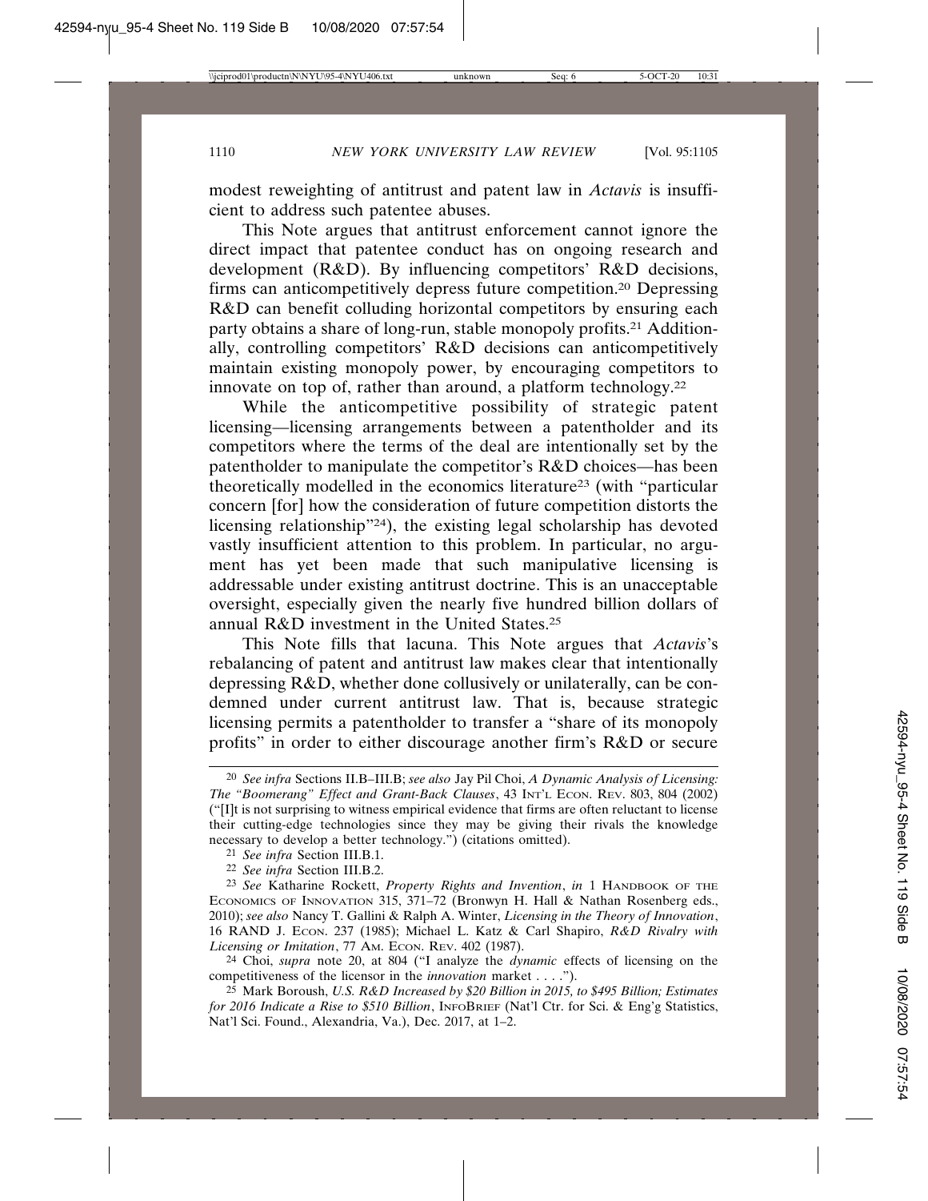modest reweighting of antitrust and patent law in *Actavis* is insufficient to address such patentee abuses.

This Note argues that antitrust enforcement cannot ignore the direct impact that patentee conduct has on ongoing research and development (R&D). By influencing competitors' R&D decisions, firms can anticompetitively depress future competition.[20] Depressing R&D can benefit colluding horizontal competitors by ensuring each party obtains a share of long-run, stable monopoly profits.[21] Additionally, controlling competitors' R&D decisions can anticompetitively maintain existing monopoly power, by encouraging competitors to innovate on top of, rather than around, a platform technology.[22]

While the anticompetitive possibility of strategic patent licensing—licensing arrangements between a patentholder and its competitors where the terms of the deal are intentionally set by the patentholder to manipulate the competitor's R&D choices—has been theoretically modelled in the economics literature[23] (with "particular concern [for] how the consideration of future competition distorts the licensing relationship"[24]), the existing legal scholarship has devoted vastly insufficient attention to this problem. In particular, no argument has yet been made that such manipulative licensing is addressable under existing antitrust doctrine. This is an unacceptable oversight, especially given the nearly five hundred billion dollars of annual R&D investment in the United States.[25]

This Note fills that lacuna. This Note argues that *Actavis*'s rebalancing of patent and antitrust law makes clear that intentionally depressing R&D, whether done collusively or unilaterally, can be condemned under current antitrust law. That is, because strategic licensing permits a patentholder to transfer a "share of its monopoly profits" in order to either discourage another firm's R&D or secure

---

[20] *See infra* Sections II.B–III.B; *see also* Jay Pil Choi, *A Dynamic Analysis of Licensing: The "Boomerang" Effect and Grant-Back Clauses*, 43 INT'L ECON. REV. 803, 804 (2002) ("[I]t is not surprising to witness empirical evidence that firms are often reluctant to license their cutting-edge technologies since they may be giving their rivals the knowledge necessary to develop a better technology.") (citations omitted).

[21] *See infra* Section III.B.1.

[22] *See infra* Section III.B.2.

[23] *See* Katharine Rockett, *Property Rights and Invention*, *in* 1 HANDBOOK OF THE ECONOMICS OF INNOVATION 315, 371–72 (Bronwyn H. Hall & Nathan Rosenberg eds., 2010); *see also* Nancy T. Gallini & Ralph A. Winter, *Licensing in the Theory of Innovation*, 16 RAND J. ECON. 237 (1985); Michael L. Katz & Carl Shapiro, *R&D Rivalry with Licensing or Imitation*, 77 AM. ECON. REV. 402 (1987).

[24] Choi, *supra* note 20, at 804 ("I analyze the *dynamic* effects of licensing on the competitiveness of the licensor in the *innovation* market . . . .").

[25] Mark Boroush, *U.S. R&D Increased by $20 Billion in 2015, to $495 Billion; Estimates for 2016 Indicate a Rise to $510 Billion*, INFOBRIEF (Nat'l Ctr. for Sci. & Eng'g Statistics, Nat'l Sci. Found., Alexandria, Va.), Dec. 2017, at 1–2.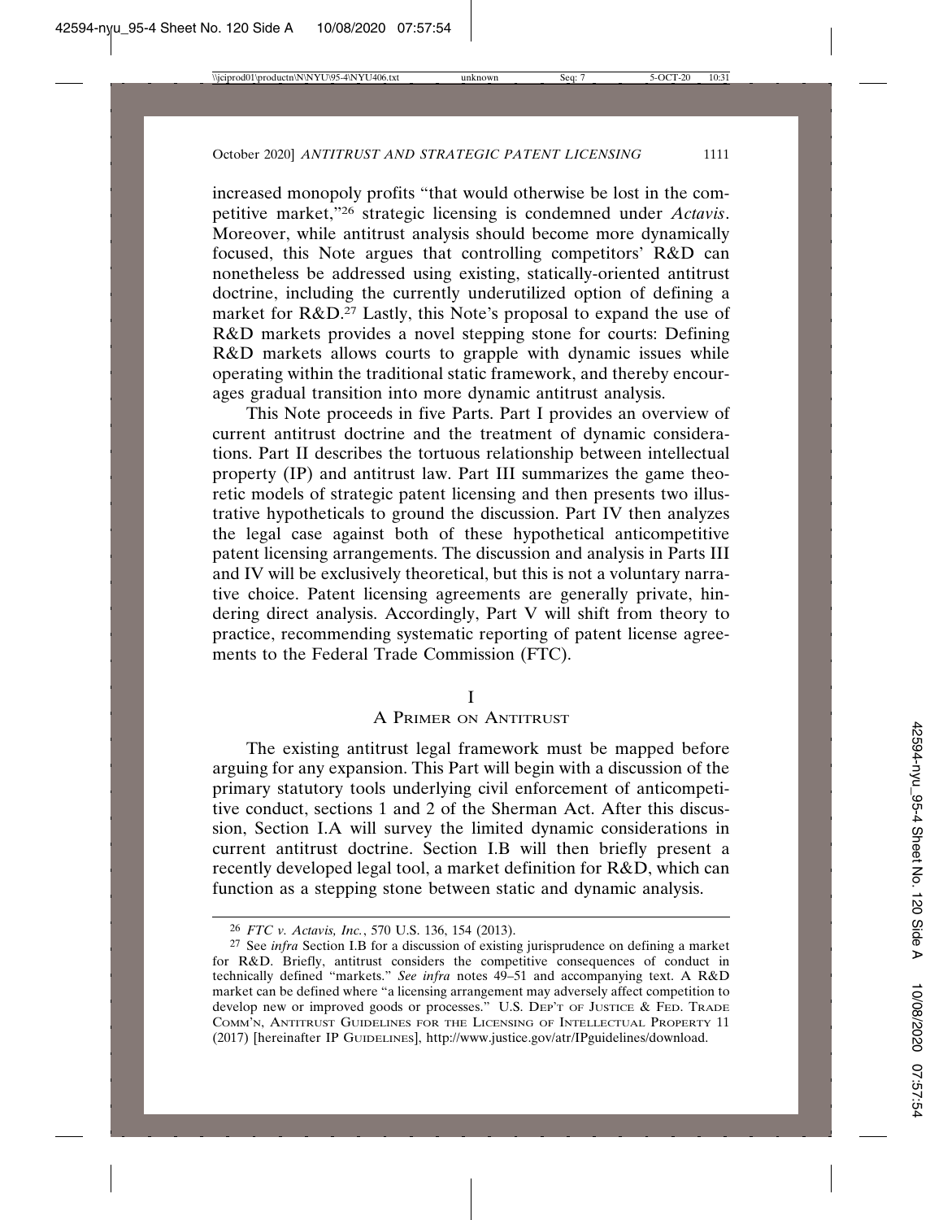increased monopoly profits "that would otherwise be lost in the competitive market,"[26] strategic licensing is condemned under *Actavis*. Moreover, while antitrust analysis should become more dynamically focused, this Note argues that controlling competitors' R&D can nonetheless be addressed using existing, statically-oriented antitrust doctrine, including the currently underutilized option of defining a market for R&D.[27] Lastly, this Note's proposal to expand the use of R&D markets provides a novel stepping stone for courts: Defining R&D markets allows courts to grapple with dynamic issues while operating within the traditional static framework, and thereby encourages gradual transition into more dynamic antitrust analysis.

This Note proceeds in five Parts. Part I provides an overview of current antitrust doctrine and the treatment of dynamic considerations. Part II describes the tortuous relationship between intellectual property (IP) and antitrust law. Part III summarizes the game theoretic models of strategic patent licensing and then presents two illustrative hypotheticals to ground the discussion. Part IV then analyzes the legal case against both of these hypothetical anticompetitive patent licensing arrangements. The discussion and analysis in Parts III and IV will be exclusively theoretical, but this is not a voluntary narrative choice. Patent licensing agreements are generally private, hindering direct analysis. Accordingly, Part V will shift from theory to practice, recommending systematic reporting of patent license agreements to the Federal Trade Commission (FTC).

## I
## A Primer on Antitrust

The existing antitrust legal framework must be mapped before arguing for any expansion. This Part will begin with a discussion of the primary statutory tools underlying civil enforcement of anticompetitive conduct, sections 1 and 2 of the Sherman Act. After this discussion, Section I.A will survey the limited dynamic considerations in current antitrust doctrine. Section I.B will then briefly present a recently developed legal tool, a market definition for R&D, which can function as a stepping stone between static and dynamic analysis.

---

[26] *FTC v. Actavis, Inc.*, 570 U.S. 136, 154 (2013).

[27] See *infra* Section I.B for a discussion of existing jurisprudence on defining a market for R&D. Briefly, antitrust considers the competitive consequences of conduct in technically defined "markets." *See infra* notes 49–51 and accompanying text. A R&D market can be defined where "a licensing arrangement may adversely affect competition to develop new or improved goods or processes." U.S. Dep't of Justice & Fed. Trade Comm'n, Antitrust Guidelines for the Licensing of Intellectual Property 11 (2017) [hereinafter IP Guidelines], http://www.justice.gov/atr/IPguidelines/download.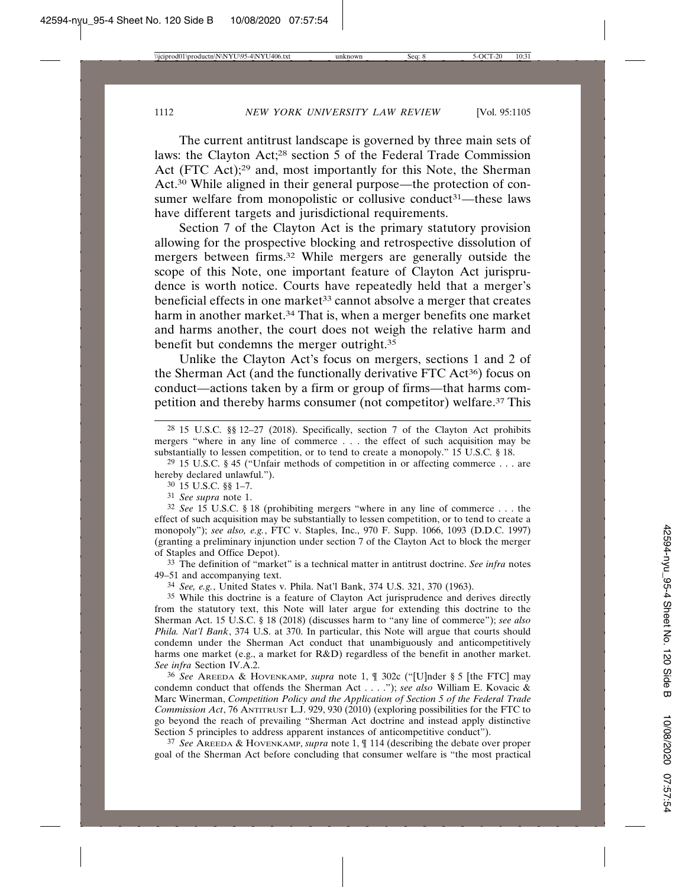The current antitrust landscape is governed by three main sets of laws: the Clayton Act;[28] section 5 of the Federal Trade Commission Act (FTC Act);[29] and, most importantly for this Note, the Sherman Act.[30] While aligned in their general purpose—the protection of consumer welfare from monopolistic or collusive conduct[31]—these laws have different targets and jurisdictional requirements.

Section 7 of the Clayton Act is the primary statutory provision allowing for the prospective blocking and retrospective dissolution of mergers between firms.[32] While mergers are generally outside the scope of this Note, one important feature of Clayton Act jurisprudence is worth notice. Courts have repeatedly held that a merger's beneficial effects in one market[33] cannot absolve a merger that creates harm in another market.[34] That is, when a merger benefits one market and harms another, the court does not weigh the relative harm and benefit but condemns the merger outright.[35]

Unlike the Clayton Act's focus on mergers, sections 1 and 2 of the Sherman Act (and the functionally derivative FTC Act[36]) focus on conduct—actions taken by a firm or group of firms—that harms competition and thereby harms consumer (not competitor) welfare.[37] This

---

28 15 U.S.C. §§ 12–27 (2018). Specifically, section 7 of the Clayton Act prohibits mergers "where in any line of commerce . . . the effect of such acquisition may be substantially to lessen competition, or to tend to create a monopoly." 15 U.S.C. § 18.

29 15 U.S.C. § 45 ("Unfair methods of competition in or affecting commerce . . . are hereby declared unlawful.").

30 15 U.S.C. §§ 1–7.

31 *See supra* note 1.

32 *See* 15 U.S.C. § 18 (prohibiting mergers "where in any line of commerce . . . the effect of such acquisition may be substantially to lessen competition, or to tend to create a monopoly"); *see also, e.g.*, FTC v. Staples, Inc., 970 F. Supp. 1066, 1093 (D.D.C. 1997) (granting a preliminary injunction under section 7 of the Clayton Act to block the merger of Staples and Office Depot).

33 The definition of "market" is a technical matter in antitrust doctrine. *See infra* notes 49–51 and accompanying text.

34 *See, e.g.*, United States v. Phila. Nat'l Bank, 374 U.S. 321, 370 (1963).

35 While this doctrine is a feature of Clayton Act jurisprudence and derives directly from the statutory text, this Note will later argue for extending this doctrine to the Sherman Act. 15 U.S.C. § 18 (2018) (discusses harm to "any line of commerce"); *see also Phila. Nat'l Bank*, 374 U.S. at 370. In particular, this Note will argue that courts should condemn under the Sherman Act conduct that unambiguously and anticompetitively harms one market (e.g., a market for R&D) regardless of the benefit in another market. *See infra* Section IV.A.2.

36 *See* AREEDA & HOVENKAMP, *supra* note 1, ¶ 302c ("[U]nder § 5 [the FTC] may condemn conduct that offends the Sherman Act . . . ."); *see also* William E. Kovacic & Marc Winerman, *Competition Policy and the Application of Section 5 of the Federal Trade Commission Act*, 76 ANTITRUST L.J. 929, 930 (2010) (exploring possibilities for the FTC to go beyond the reach of prevailing "Sherman Act doctrine and instead apply distinctive Section 5 principles to address apparent instances of anticompetitive conduct").

37 *See* AREEDA & HOVENKAMP, *supra* note 1, ¶ 114 (describing the debate over proper goal of the Sherman Act before concluding that consumer welfare is "the most practical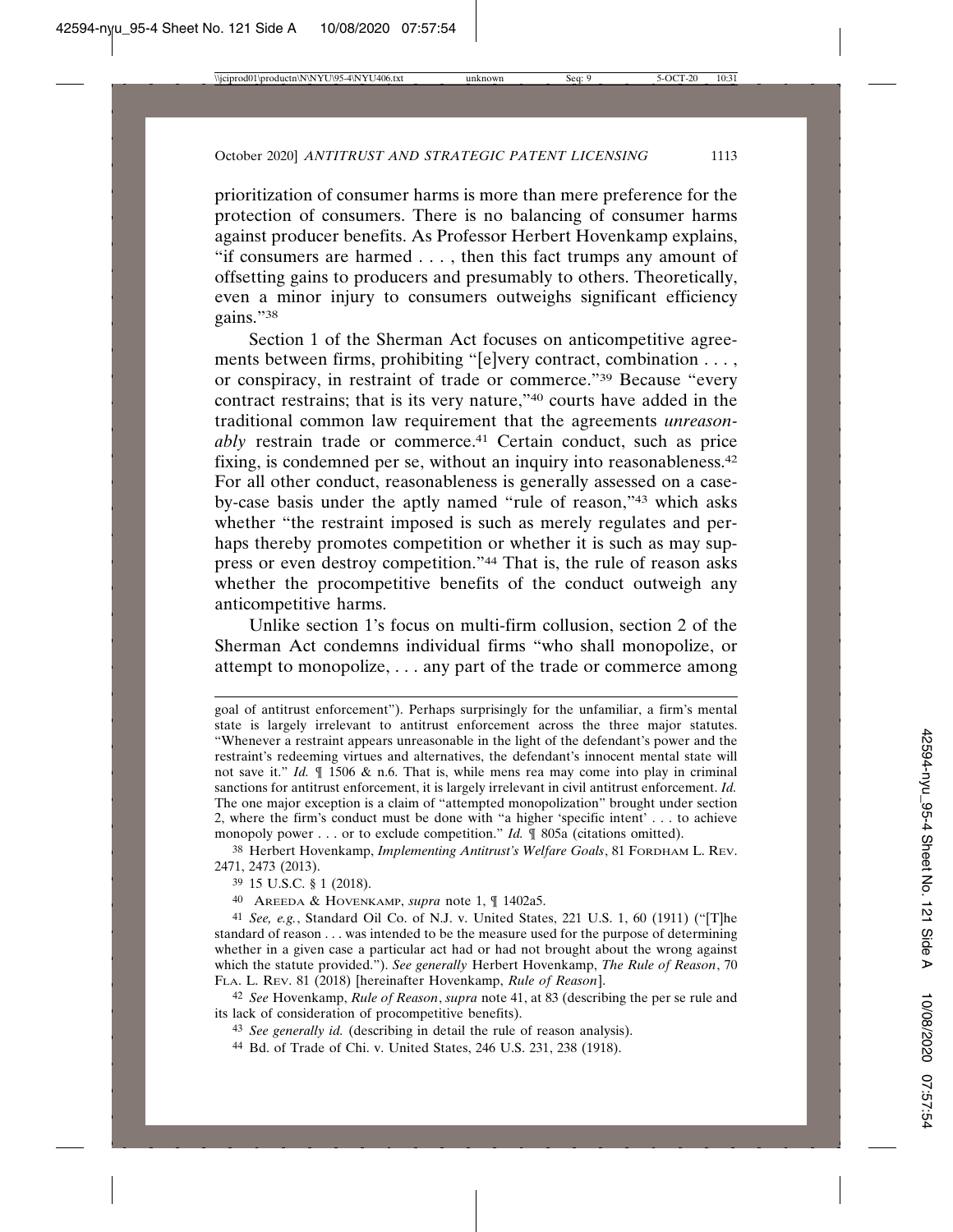prioritization of consumer harms is more than mere preference for the protection of consumers. There is no balancing of consumer harms against producer benefits. As Professor Herbert Hovenkamp explains, "if consumers are harmed . . . , then this fact trumps any amount of offsetting gains to producers and presumably to others. Theoretically, even a minor injury to consumers outweighs significant efficiency gains."[38]

Section 1 of the Sherman Act focuses on anticompetitive agreements between firms, prohibiting "[e]very contract, combination . . . , or conspiracy, in restraint of trade or commerce."[39] Because "every contract restrains; that is its very nature,"[40] courts have added in the traditional common law requirement that the agreements *unreasonably* restrain trade or commerce.[41] Certain conduct, such as price fixing, is condemned per se, without an inquiry into reasonableness.[42] For all other conduct, reasonableness is generally assessed on a case-by-case basis under the aptly named "rule of reason,"[43] which asks whether "the restraint imposed is such as merely regulates and perhaps thereby promotes competition or whether it is such as may suppress or even destroy competition."[44] That is, the rule of reason asks whether the procompetitive benefits of the conduct outweigh any anticompetitive harms.

Unlike section 1's focus on multi-firm collusion, section 2 of the Sherman Act condemns individual firms "who shall monopolize, or attempt to monopolize, . . . any part of the trade or commerce among

---

goal of antitrust enforcement"). Perhaps surprisingly for the unfamiliar, a firm's mental state is largely irrelevant to antitrust enforcement across the three major statutes. "Whenever a restraint appears unreasonable in the light of the defendant's power and the restraint's redeeming virtues and alternatives, the defendant's innocent mental state will not save it." *Id.* ¶ 1506 & n.6. That is, while mens rea may come into play in criminal sanctions for antitrust enforcement, it is largely irrelevant in civil antitrust enforcement. *Id.* The one major exception is a claim of "attempted monopolization" brought under section 2, where the firm's conduct must be done with "a higher 'specific intent' . . . to achieve monopoly power . . . or to exclude competition." *Id.* ¶ 805a (citations omitted).

[38] Herbert Hovenkamp, *Implementing Antitrust's Welfare Goals*, 81 FORDHAM L. REV. 2471, 2473 (2013).

[39] 15 U.S.C. § 1 (2018).

[40] AREEDA & HOVENKAMP, *supra* note 1, ¶ 1402a5.

[41] *See, e.g.*, Standard Oil Co. of N.J. v. United States, 221 U.S. 1, 60 (1911) ("[T]he standard of reason . . . was intended to be the measure used for the purpose of determining whether in a given case a particular act had or had not brought about the wrong against which the statute provided."). *See generally* Herbert Hovenkamp, *The Rule of Reason*, 70 FLA. L. REV. 81 (2018) [hereinafter Hovenkamp, *Rule of Reason*].

[42] *See* Hovenkamp, *Rule of Reason*, *supra* note 41, at 83 (describing the per se rule and its lack of consideration of procompetitive benefits).

[43] *See generally id.* (describing in detail the rule of reason analysis).

[44] Bd. of Trade of Chi. v. United States, 246 U.S. 231, 238 (1918).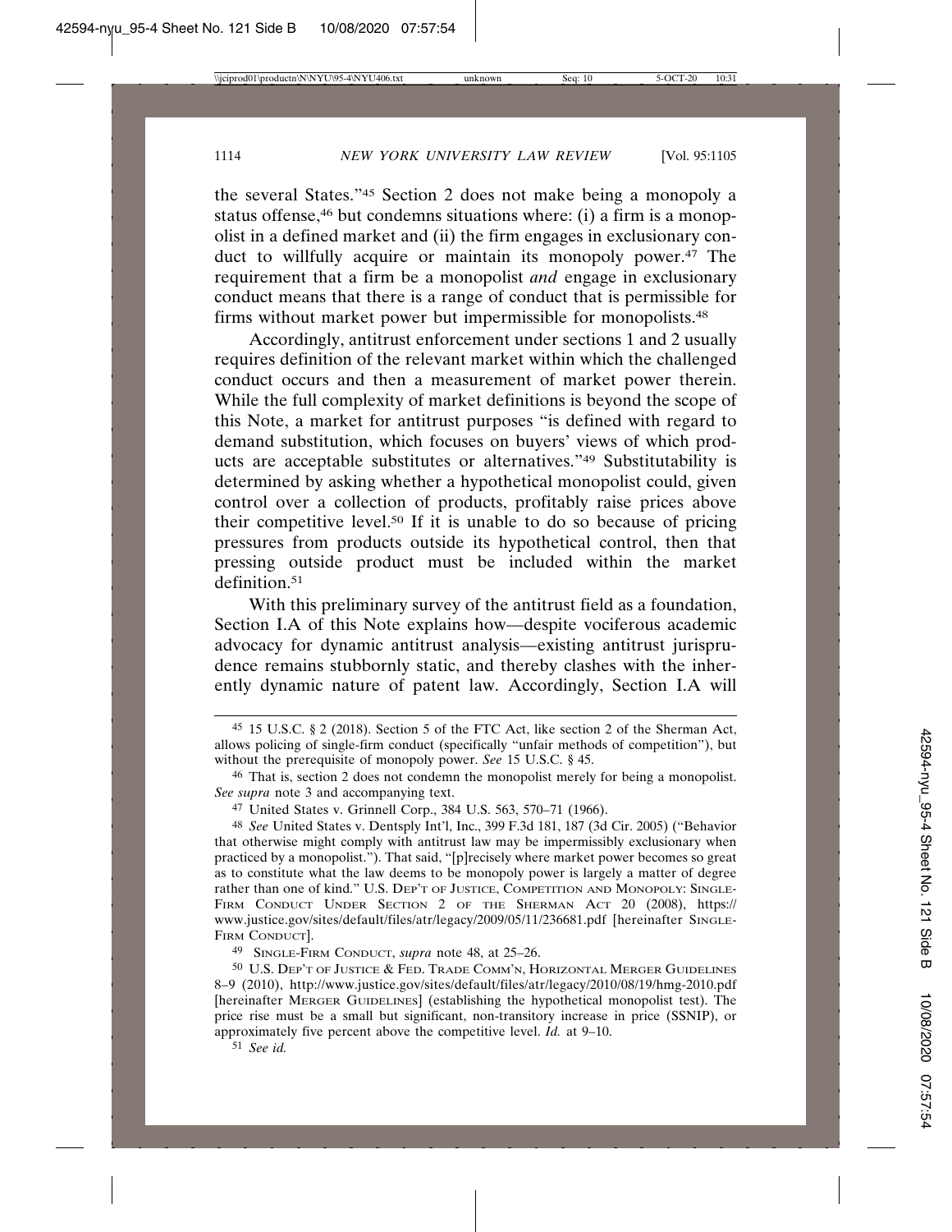the several States."[45] Section 2 does not make being a monopoly a status offense,[46] but condemns situations where: (i) a firm is a monopolist in a defined market and (ii) the firm engages in exclusionary conduct to willfully acquire or maintain its monopoly power.[47] The requirement that a firm be a monopolist *and* engage in exclusionary conduct means that there is a range of conduct that is permissible for firms without market power but impermissible for monopolists.[48]

Accordingly, antitrust enforcement under sections 1 and 2 usually requires definition of the relevant market within which the challenged conduct occurs and then a measurement of market power therein. While the full complexity of market definitions is beyond the scope of this Note, a market for antitrust purposes "is defined with regard to demand substitution, which focuses on buyers' views of which products are acceptable substitutes or alternatives."[49] Substitutability is determined by asking whether a hypothetical monopolist could, given control over a collection of products, profitably raise prices above their competitive level.[50] If it is unable to do so because of pricing pressures from products outside its hypothetical control, then that pressing outside product must be included within the market definition.[51]

With this preliminary survey of the antitrust field as a foundation, Section I.A of this Note explains how—despite vociferous academic advocacy for dynamic antitrust analysis—existing antitrust jurisprudence remains stubbornly static, and thereby clashes with the inherently dynamic nature of patent law. Accordingly, Section I.A will

---

45 15 U.S.C. § 2 (2018). Section 5 of the FTC Act, like section 2 of the Sherman Act, allows policing of single-firm conduct (specifically "unfair methods of competition"), but without the prerequisite of monopoly power. *See* 15 U.S.C. § 45.

46 That is, section 2 does not condemn the monopolist merely for being a monopolist. *See supra* note 3 and accompanying text.

47 United States v. Grinnell Corp., 384 U.S. 563, 570–71 (1966).

48 *See* United States v. Dentsply Int'l, Inc., 399 F.3d 181, 187 (3d Cir. 2005) ("Behavior that otherwise might comply with antitrust law may be impermissibly exclusionary when practiced by a monopolist."). That said, "[p]recisely where market power becomes so great as to constitute what the law deems to be monopoly power is largely a matter of degree rather than one of kind." U.S. DEP'T OF JUSTICE, COMPETITION AND MONOPOLY: SINGLE-FIRM CONDUCT UNDER SECTION 2 OF THE SHERMAN ACT 20 (2008), https://www.justice.gov/sites/default/files/atr/legacy/2009/05/11/236681.pdf [hereinafter SINGLE-FIRM CONDUCT].

49 SINGLE-FIRM CONDUCT, *supra* note 48, at 25–26.

50 U.S. DEP'T OF JUSTICE & FED. TRADE COMM'N, HORIZONTAL MERGER GUIDELINES 8–9 (2010), http://www.justice.gov/sites/default/files/atr/legacy/2010/08/19/hmg-2010.pdf [hereinafter MERGER GUIDELINES] (establishing the hypothetical monopolist test). The price rise must be a small but significant, non-transitory increase in price (SSNIP), or approximately five percent above the competitive level. *Id.* at 9–10.

51 *See id.*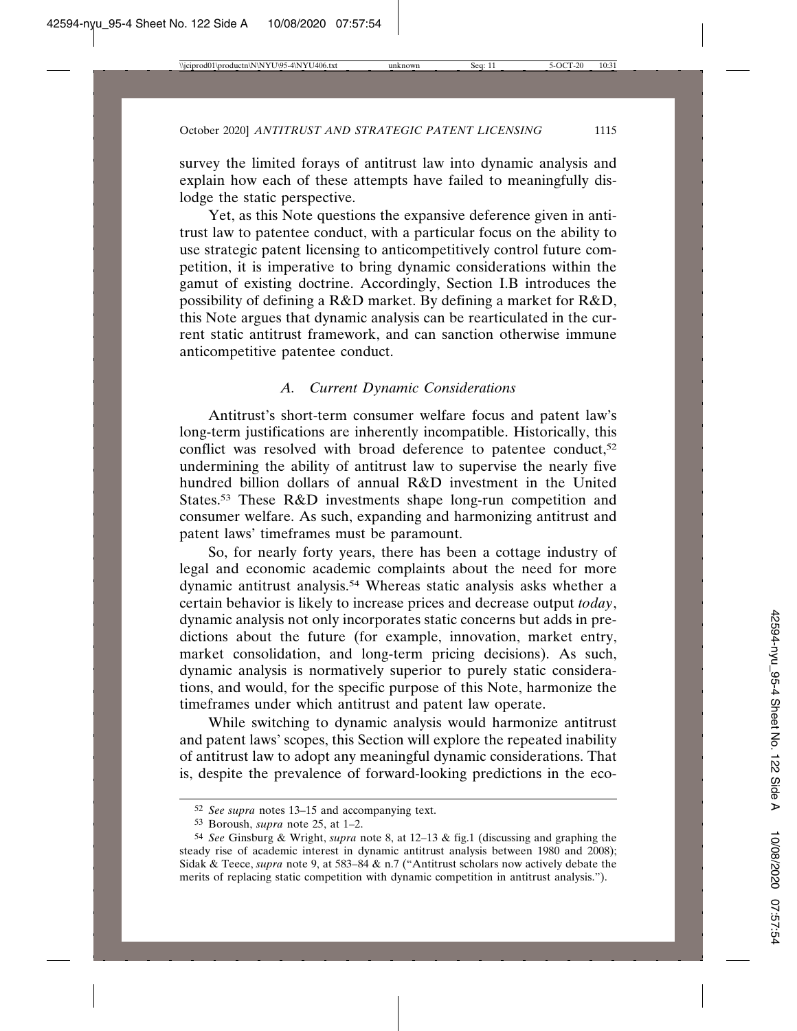survey the limited forays of antitrust law into dynamic analysis and explain how each of these attempts have failed to meaningfully dislodge the static perspective.

Yet, as this Note questions the expansive deference given in antitrust law to patentee conduct, with a particular focus on the ability to use strategic patent licensing to anticompetitively control future competition, it is imperative to bring dynamic considerations within the gamut of existing doctrine. Accordingly, Section I.B introduces the possibility of defining a R&D market. By defining a market for R&D, this Note argues that dynamic analysis can be rearticulated in the current static antitrust framework, and can sanction otherwise immune anticompetitive patentee conduct.

### *A. Current Dynamic Considerations*

Antitrust's short-term consumer welfare focus and patent law's long-term justifications are inherently incompatible. Historically, this conflict was resolved with broad deference to patentee conduct,[52] undermining the ability of antitrust law to supervise the nearly five hundred billion dollars of annual R&D investment in the United States.[53] These R&D investments shape long-run competition and consumer welfare. As such, expanding and harmonizing antitrust and patent laws' timeframes must be paramount.

So, for nearly forty years, there has been a cottage industry of legal and economic academic complaints about the need for more dynamic antitrust analysis.[54] Whereas static analysis asks whether a certain behavior is likely to increase prices and decrease output *today*, dynamic analysis not only incorporates static concerns but adds in predictions about the future (for example, innovation, market entry, market consolidation, and long-term pricing decisions). As such, dynamic analysis is normatively superior to purely static considerations, and would, for the specific purpose of this Note, harmonize the timeframes under which antitrust and patent law operate.

While switching to dynamic analysis would harmonize antitrust and patent laws' scopes, this Section will explore the repeated inability of antitrust law to adopt any meaningful dynamic considerations. That is, despite the prevalence of forward-looking predictions in the eco-

---

[52] *See supra* notes 13–15 and accompanying text.

[53] Boroush, *supra* note 25, at 1–2.

[54] *See* Ginsburg & Wright, *supra* note 8, at 12–13 & fig.1 (discussing and graphing the steady rise of academic interest in dynamic antitrust analysis between 1980 and 2008); Sidak & Teece, *supra* note 9, at 583–84 & n.7 ("Antitrust scholars now actively debate the merits of replacing static competition with dynamic competition in antitrust analysis.").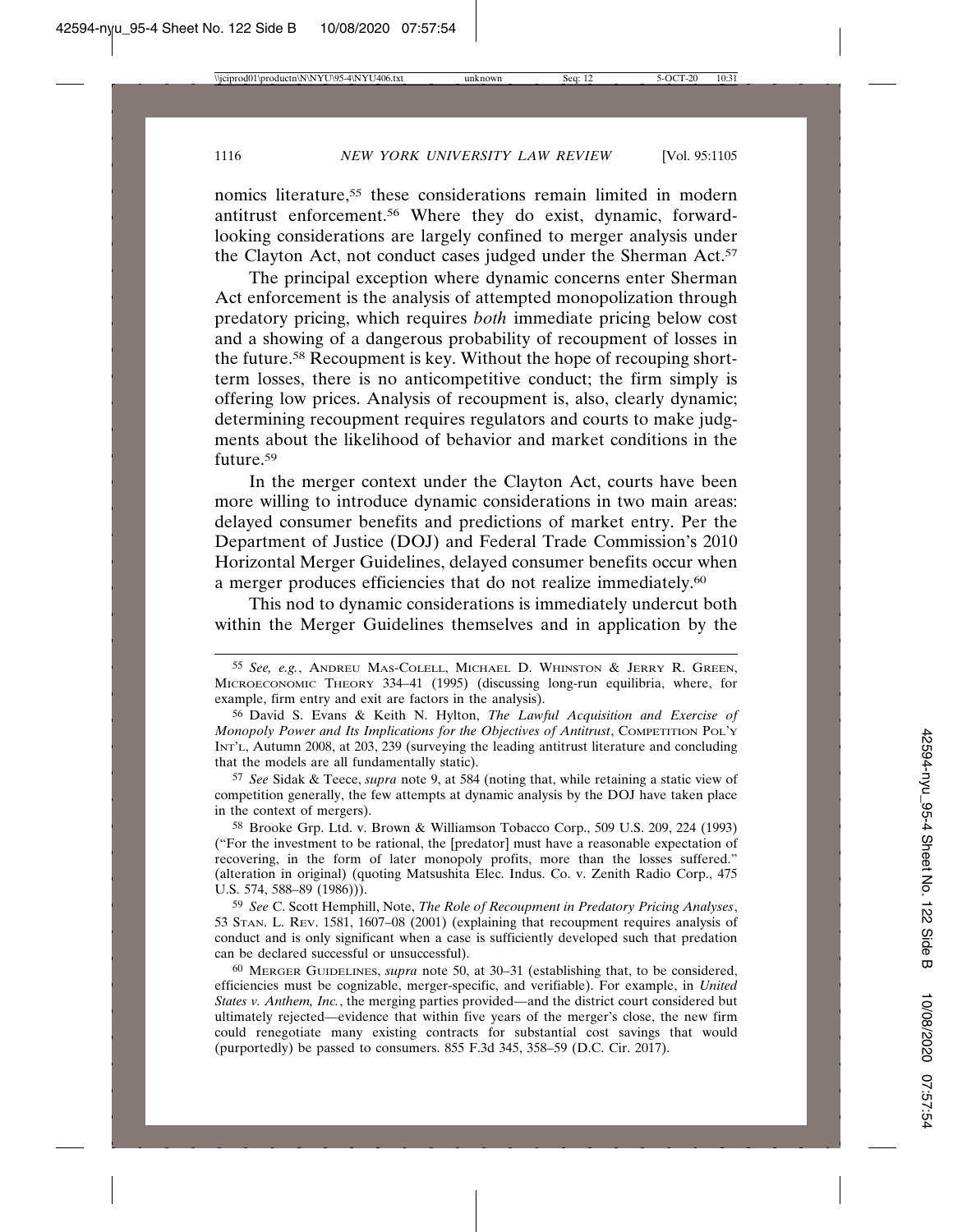nomics literature,[55] these considerations remain limited in modern antitrust enforcement.[56] Where they do exist, dynamic, forward-looking considerations are largely confined to merger analysis under the Clayton Act, not conduct cases judged under the Sherman Act.[57]

The principal exception where dynamic concerns enter Sherman Act enforcement is the analysis of attempted monopolization through predatory pricing, which requires *both* immediate pricing below cost and a showing of a dangerous probability of recoupment of losses in the future.[58] Recoupment is key. Without the hope of recouping short-term losses, there is no anticompetitive conduct; the firm simply is offering low prices. Analysis of recoupment is, also, clearly dynamic; determining recoupment requires regulators and courts to make judgments about the likelihood of behavior and market conditions in the future.[59]

In the merger context under the Clayton Act, courts have been more willing to introduce dynamic considerations in two main areas: delayed consumer benefits and predictions of market entry. Per the Department of Justice (DOJ) and Federal Trade Commission's 2010 Horizontal Merger Guidelines, delayed consumer benefits occur when a merger produces efficiencies that do not realize immediately.[60]

This nod to dynamic considerations is immediately undercut both within the Merger Guidelines themselves and in application by the

---

[55] *See, e.g.*, ANDREU MAS-COLELL, MICHAEL D. WHINSTON & JERRY R. GREEN, MICROECONOMIC THEORY 334–41 (1995) (discussing long-run equilibria, where, for example, firm entry and exit are factors in the analysis).

[56] David S. Evans & Keith N. Hylton, *The Lawful Acquisition and Exercise of Monopoly Power and Its Implications for the Objectives of Antitrust*, COMPETITION POL'Y INT'L, Autumn 2008, at 203, 239 (surveying the leading antitrust literature and concluding that the models are all fundamentally static).

[57] *See* Sidak & Teece, *supra* note 9, at 584 (noting that, while retaining a static view of competition generally, the few attempts at dynamic analysis by the DOJ have taken place in the context of mergers).

[58] Brooke Grp. Ltd. v. Brown & Williamson Tobacco Corp., 509 U.S. 209, 224 (1993) ("For the investment to be rational, the [predator] must have a reasonable expectation of recovering, in the form of later monopoly profits, more than the losses suffered." (alteration in original) (quoting Matsushita Elec. Indus. Co. v. Zenith Radio Corp., 475 U.S. 574, 588–89 (1986))).

[59] *See* C. Scott Hemphill, Note, *The Role of Recoupment in Predatory Pricing Analyses*, 53 STAN. L. REV. 1581, 1607–08 (2001) (explaining that recoupment requires analysis of conduct and is only significant when a case is sufficiently developed such that predation can be declared successful or unsuccessful).

[60] MERGER GUIDELINES, *supra* note 50, at 30–31 (establishing that, to be considered, efficiencies must be cognizable, merger-specific, and verifiable). For example, in *United States v. Anthem, Inc.*, the merging parties provided—and the district court considered but ultimately rejected—evidence that within five years of the merger's close, the new firm could renegotiate many existing contracts for substantial cost savings that would (purportedly) be passed to consumers. 855 F.3d 345, 358–59 (D.C. Cir. 2017).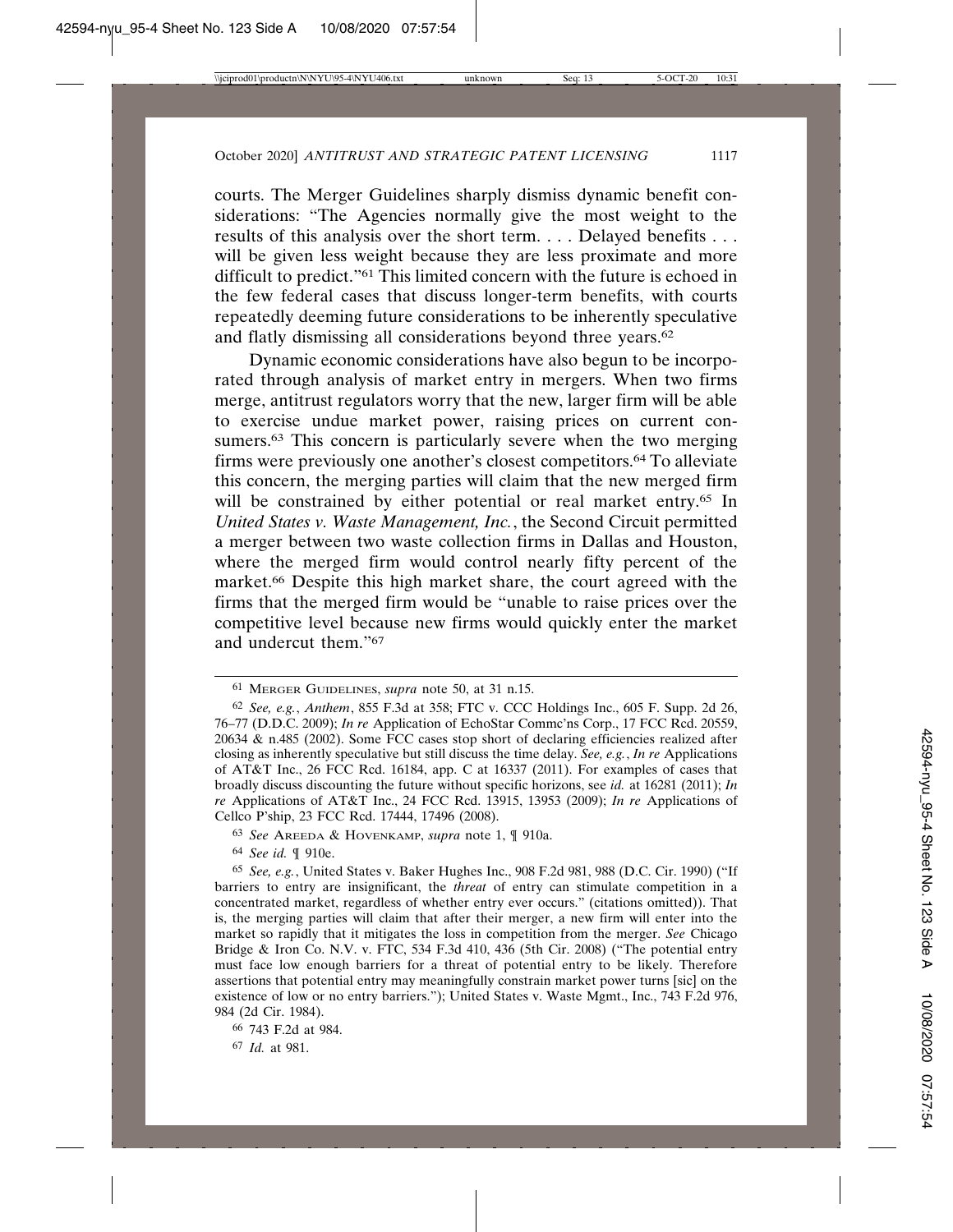courts. The Merger Guidelines sharply dismiss dynamic benefit considerations: "The Agencies normally give the most weight to the results of this analysis over the short term. . . . Delayed benefits . . . will be given less weight because they are less proximate and more difficult to predict."[61] This limited concern with the future is echoed in the few federal cases that discuss longer-term benefits, with courts repeatedly deeming future considerations to be inherently speculative and flatly dismissing all considerations beyond three years.[62]

Dynamic economic considerations have also begun to be incorporated through analysis of market entry in mergers. When two firms merge, antitrust regulators worry that the new, larger firm will be able to exercise undue market power, raising prices on current consumers.[63] This concern is particularly severe when the two merging firms were previously one another's closest competitors.[64] To alleviate this concern, the merging parties will claim that the new merged firm will be constrained by either potential or real market entry.[65] In *United States v. Waste Management, Inc.*, the Second Circuit permitted a merger between two waste collection firms in Dallas and Houston, where the merged firm would control nearly fifty percent of the market.[66] Despite this high market share, the court agreed with the firms that the merged firm would be "unable to raise prices over the competitive level because new firms would quickly enter the market and undercut them."[67]

---

[61] MERGER GUIDELINES, *supra* note 50, at 31 n.15.

[62] *See, e.g.*, *Anthem*, 855 F.3d at 358; FTC v. CCC Holdings Inc., 605 F. Supp. 2d 26, 76–77 (D.D.C. 2009); *In re* Application of EchoStar Commc'ns Corp., 17 FCC Rcd. 20559, 20634 & n.485 (2002). Some FCC cases stop short of declaring efficiencies realized after closing as inherently speculative but still discuss the time delay. *See, e.g.*, *In re* Applications of AT&T Inc., 26 FCC Rcd. 16184, app. C at 16337 (2011). For examples of cases that broadly discuss discounting the future without specific horizons, see *id.* at 16281 (2011); *In re* Applications of AT&T Inc., 24 FCC Rcd. 13915, 13953 (2009); *In re* Applications of Cellco P'ship, 23 FCC Rcd. 17444, 17496 (2008).

[63] *See* AREEDA & HOVENKAMP, *supra* note 1, ¶ 910a.

[64] *See id.* ¶ 910e.

[65] *See, e.g.*, United States v. Baker Hughes Inc., 908 F.2d 981, 988 (D.C. Cir. 1990) ("If barriers to entry are insignificant, the *threat* of entry can stimulate competition in a concentrated market, regardless of whether entry ever occurs." (citations omitted)). That is, the merging parties will claim that after their merger, a new firm will enter into the market so rapidly that it mitigates the loss in competition from the merger. *See* Chicago Bridge & Iron Co. N.V. v. FTC, 534 F.3d 410, 436 (5th Cir. 2008) ("The potential entry must face low enough barriers for a threat of potential entry to be likely. Therefore assertions that potential entry may meaningfully constrain market power turns [sic] on the existence of low or no entry barriers."); United States v. Waste Mgmt., Inc., 743 F.2d 976, 984 (2d Cir. 1984).

[66] 743 F.2d at 984.

[67] *Id.* at 981.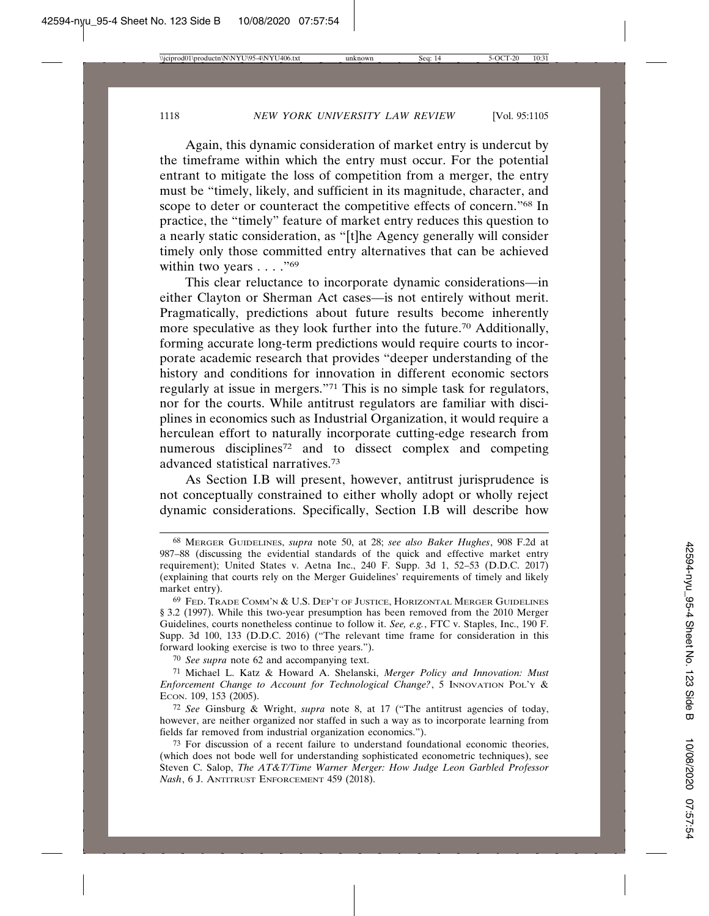Again, this dynamic consideration of market entry is undercut by the timeframe within which the entry must occur. For the potential entrant to mitigate the loss of competition from a merger, the entry must be "timely, likely, and sufficient in its magnitude, character, and scope to deter or counteract the competitive effects of concern."[68] In practice, the "timely" feature of market entry reduces this question to a nearly static consideration, as "[t]he Agency generally will consider timely only those committed entry alternatives that can be achieved within two years . . . ."[69]

This clear reluctance to incorporate dynamic considerations—in either Clayton or Sherman Act cases—is not entirely without merit. Pragmatically, predictions about future results become inherently more speculative as they look further into the future.[70] Additionally, forming accurate long-term predictions would require courts to incorporate academic research that provides "deeper understanding of the history and conditions for innovation in different economic sectors regularly at issue in mergers."[71] This is no simple task for regulators, nor for the courts. While antitrust regulators are familiar with disciplines in economics such as Industrial Organization, it would require a herculean effort to naturally incorporate cutting-edge research from numerous disciplines[72] and to dissect complex and competing advanced statistical narratives.[73]

As Section I.B will present, however, antitrust jurisprudence is not conceptually constrained to either wholly adopt or wholly reject dynamic considerations. Specifically, Section I.B will describe how

---

[68] MERGER GUIDELINES, *supra* note 50, at 28; *see also Baker Hughes*, 908 F.2d at 987–88 (discussing the evidential standards of the quick and effective market entry requirement); United States v. Aetna Inc., 240 F. Supp. 3d 1, 52–53 (D.D.C. 2017) (explaining that courts rely on the Merger Guidelines' requirements of timely and likely market entry).

[69] FED. TRADE COMM'N & U.S. DEP'T OF JUSTICE, HORIZONTAL MERGER GUIDELINES § 3.2 (1997). While this two-year presumption has been removed from the 2010 Merger Guidelines, courts nonetheless continue to follow it. *See, e.g.*, FTC v. Staples, Inc., 190 F. Supp. 3d 100, 133 (D.D.C. 2016) ("The relevant time frame for consideration in this forward looking exercise is two to three years.").

[70] *See supra* note 62 and accompanying text.

[71] Michael L. Katz & Howard A. Shelanski, *Merger Policy and Innovation: Must Enforcement Change to Account for Technological Change?*, 5 INNOVATION POL'Y & ECON. 109, 153 (2005).

[72] *See* Ginsburg & Wright, *supra* note 8, at 17 ("The antitrust agencies of today, however, are neither organized nor staffed in such a way as to incorporate learning from fields far removed from industrial organization economics.").

[73] For discussion of a recent failure to understand foundational economic theories, (which does not bode well for understanding sophisticated econometric techniques), see Steven C. Salop, *The AT&T/Time Warner Merger: How Judge Leon Garbled Professor Nash*, 6 J. ANTITRUST ENFORCEMENT 459 (2018).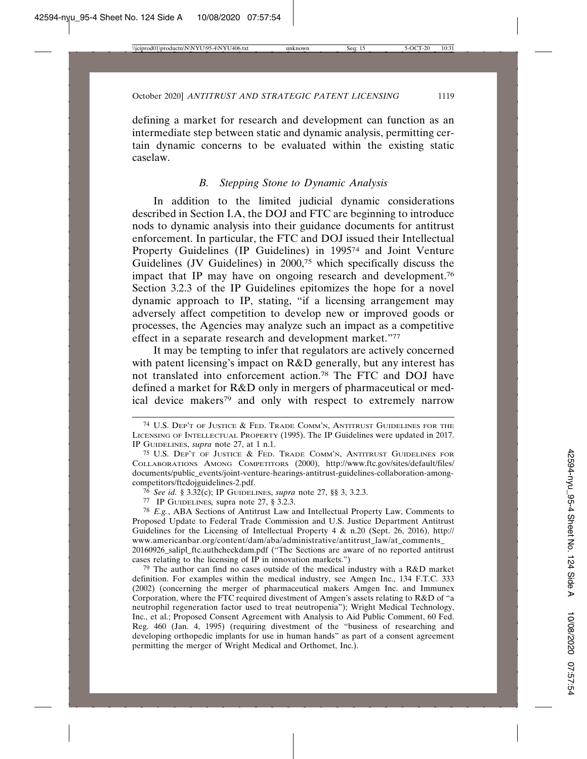defining a market for research and development can function as an intermediate step between static and dynamic analysis, permitting certain dynamic concerns to be evaluated within the existing static caselaw.

### *B. Stepping Stone to Dynamic Analysis*

In addition to the limited judicial dynamic considerations described in Section I.A, the DOJ and FTC are beginning to introduce nods to dynamic analysis into their guidance documents for antitrust enforcement. In particular, the FTC and DOJ issued their Intellectual Property Guidelines (IP Guidelines) in 1995[74] and Joint Venture Guidelines (JV Guidelines) in 2000,[75] which specifically discuss the impact that IP may have on ongoing research and development.[76] Section 3.2.3 of the IP Guidelines epitomizes the hope for a novel dynamic approach to IP, stating, "if a licensing arrangement may adversely affect competition to develop new or improved goods or processes, the Agencies may analyze such an impact as a competitive effect in a separate research and development market."[77]

It may be tempting to infer that regulators are actively concerned with patent licensing's impact on R&D generally, but any interest has not translated into enforcement action.[78] The FTC and DOJ have defined a market for R&D only in mergers of pharmaceutical or medical device makers[79] and only with respect to extremely narrow

---

[74] U.S. Dep't of Justice & Fed. Trade Comm'n, Antitrust Guidelines for the Licensing of Intellectual Property (1995). The IP Guidelines were updated in 2017. IP Guidelines, *supra* note 27, at 1 n.1.

[75] U.S. Dep't of Justice & Fed. Trade Comm'n, Antitrust Guidelines for Collaborations Among Competitors (2000), http://www.ftc.gov/sites/default/files/documents/public_events/joint-venture-hearings-antitrust-guidelines-collaboration-among-competitors/ftcdojguidelines-2.pdf.

[76] *See id.* § 3.32(c); IP Guidelines, *supra* note 27, §§ 3, 3.2.3.

[77] IP Guidelines*,* supra note 27, § 3.2.3.

[78] *E.g.*, ABA Sections of Antitrust Law and Intellectual Property Law, Comments to Proposed Update to Federal Trade Commission and U.S. Justice Department Antitrust Guidelines for the Licensing of Intellectual Property 4 & n.20 (Sept. 26, 2016), http://www.americanbar.org/content/dam/aba/administrative/antitrust_law/at_comments_20160926_salipl_ftc.authcheckdam.pdf ("The Sections are aware of no reported antitrust cases relating to the licensing of IP in innovation markets.")

[79] The author can find no cases outside of the medical industry with a R&D market definition. For examples within the medical industry, see Amgen Inc., 134 F.T.C. 333 (2002) (concerning the merger of pharmaceutical makers Amgen Inc. and Immunex Corporation, where the FTC required divestment of Amgen's assets relating to R&D of "a neutrophil regeneration factor used to treat neutropenia"); Wright Medical Technology, Inc., et al.; Proposed Consent Agreement with Analysis to Aid Public Comment, 60 Fed. Reg. 460 (Jan. 4, 1995) (requiring divestment of the "business of researching and developing orthopedic implants for use in human hands" as part of a consent agreement permitting the merger of Wright Medical and Orthomet, Inc.).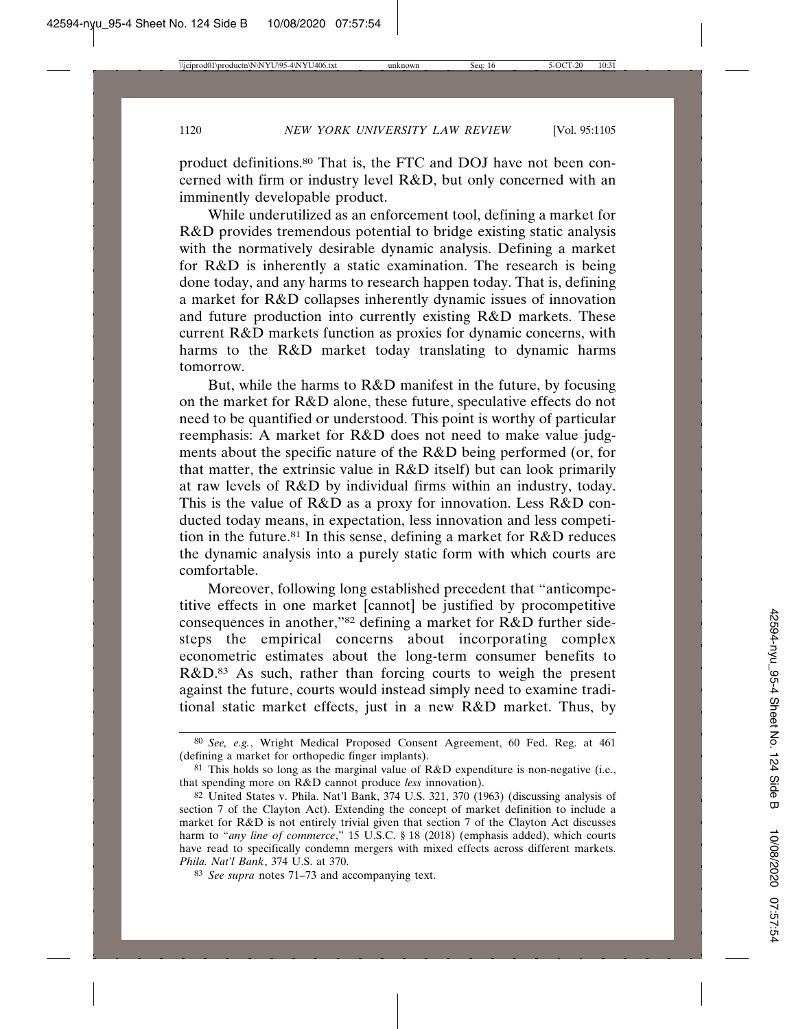product definitions.[80] That is, the FTC and DOJ have not been concerned with firm or industry level R&D, but only concerned with an imminently developable product.

While underutilized as an enforcement tool, defining a market for R&D provides tremendous potential to bridge existing static analysis with the normatively desirable dynamic analysis. Defining a market for R&D is inherently a static examination. The research is being done today, and any harms to research happen today. That is, defining a market for R&D collapses inherently dynamic issues of innovation and future production into currently existing R&D markets. These current R&D markets function as proxies for dynamic concerns, with harms to the R&D market today translating to dynamic harms tomorrow.

But, while the harms to R&D manifest in the future, by focusing on the market for R&D alone, these future, speculative effects do not need to be quantified or understood. This point is worthy of particular reemphasis: A market for R&D does not need to make value judgments about the specific nature of the R&D being performed (or, for that matter, the extrinsic value in R&D itself) but can look primarily at raw levels of R&D by individual firms within an industry, today. This is the value of R&D as a proxy for innovation. Less R&D conducted today means, in expectation, less innovation and less competition in the future.[81] In this sense, defining a market for R&D reduces the dynamic analysis into a purely static form with which courts are comfortable.

Moreover, following long established precedent that "anticompetitive effects in one market [cannot] be justified by procompetitive consequences in another,"[82] defining a market for R&D further sidesteps the empirical concerns about incorporating complex econometric estimates about the long-term consumer benefits to R&D.[83] As such, rather than forcing courts to weigh the present against the future, courts would instead simply need to examine traditional static market effects, just in a new R&D market. Thus, by

---

[80] *See, e.g.*, Wright Medical Proposed Consent Agreement, 60 Fed. Reg. at 461 (defining a market for orthopedic finger implants).

[81] This holds so long as the marginal value of R&D expenditure is non-negative (i.e., that spending more on R&D cannot produce *less* innovation).

[82] United States v. Phila. Nat'l Bank, 374 U.S. 321, 370 (1963) (discussing analysis of section 7 of the Clayton Act). Extending the concept of market definition to include a market for R&D is not entirely trivial given that section 7 of the Clayton Act discusses harm to "*any line of commerce*," 15 U.S.C. § 18 (2018) (emphasis added), which courts have read to specifically condemn mergers with mixed effects across different markets. *Phila. Nat'l Bank*, 374 U.S. at 370.

[83] *See supra* notes 71–73 and accompanying text.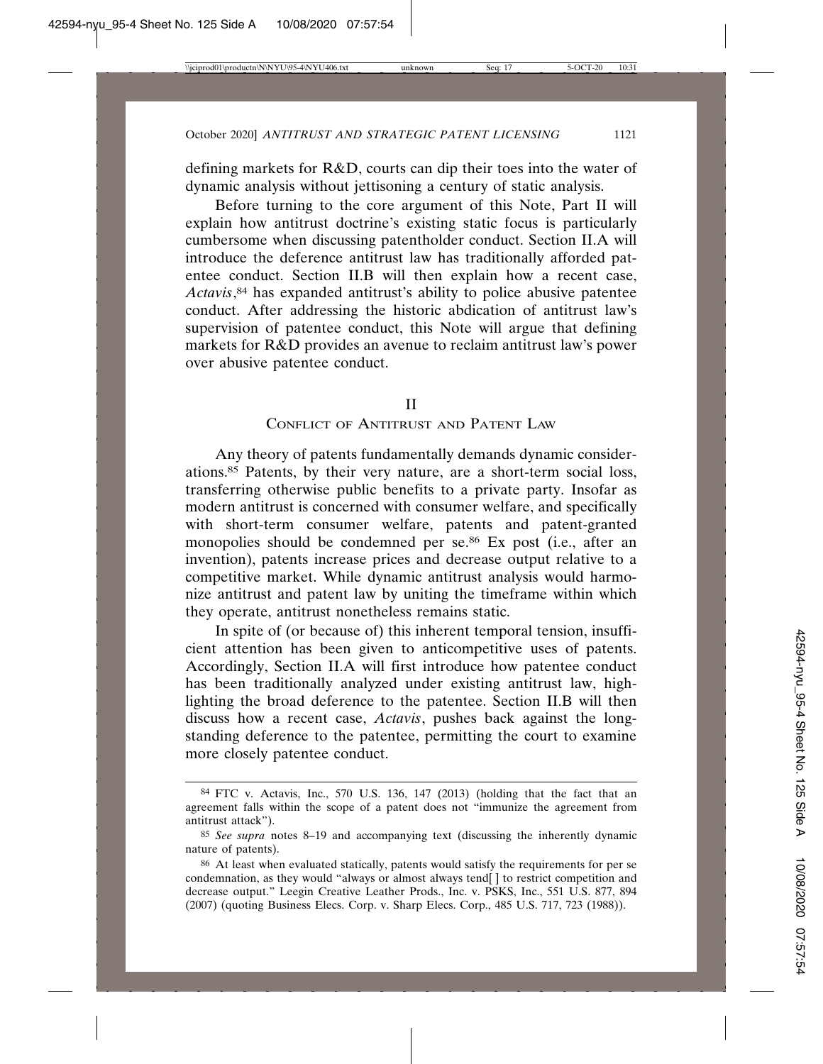defining markets for R&D, courts can dip their toes into the water of dynamic analysis without jettisoning a century of static analysis.

Before turning to the core argument of this Note, Part II will explain how antitrust doctrine's existing static focus is particularly cumbersome when discussing patentholder conduct. Section II.A will introduce the deference antitrust law has traditionally afforded patentee conduct. Section II.B will then explain how a recent case, *Actavis*,[84] has expanded antitrust's ability to police abusive patentee conduct. After addressing the historic abdication of antitrust law's supervision of patentee conduct, this Note will argue that defining markets for R&D provides an avenue to reclaim antitrust law's power over abusive patentee conduct.

## II
## Conflict of Antitrust and Patent Law

Any theory of patents fundamentally demands dynamic considerations.[85] Patents, by their very nature, are a short-term social loss, transferring otherwise public benefits to a private party. Insofar as modern antitrust is concerned with consumer welfare, and specifically with short-term consumer welfare, patents and patent-granted monopolies should be condemned per se.[86] Ex post (i.e., after an invention), patents increase prices and decrease output relative to a competitive market. While dynamic antitrust analysis would harmonize antitrust and patent law by uniting the timeframe within which they operate, antitrust nonetheless remains static.

In spite of (or because of) this inherent temporal tension, insufficient attention has been given to anticompetitive uses of patents. Accordingly, Section II.A will first introduce how patentee conduct has been traditionally analyzed under existing antitrust law, highlighting the broad deference to the patentee. Section II.B will then discuss how a recent case, *Actavis*, pushes back against the longstanding deference to the patentee, permitting the court to examine more closely patentee conduct.

---

84 FTC v. Actavis, Inc., 570 U.S. 136, 147 (2013) (holding that the fact that an agreement falls within the scope of a patent does not "immunize the agreement from antitrust attack").

85 *See supra* notes 8–19 and accompanying text (discussing the inherently dynamic nature of patents).

86 At least when evaluated statically, patents would satisfy the requirements for per se condemnation, as they would "always or almost always tend[ ] to restrict competition and decrease output." Leegin Creative Leather Prods., Inc. v. PSKS, Inc., 551 U.S. 877, 894 (2007) (quoting Business Elecs. Corp. v. Sharp Elecs. Corp., 485 U.S. 717, 723 (1988)).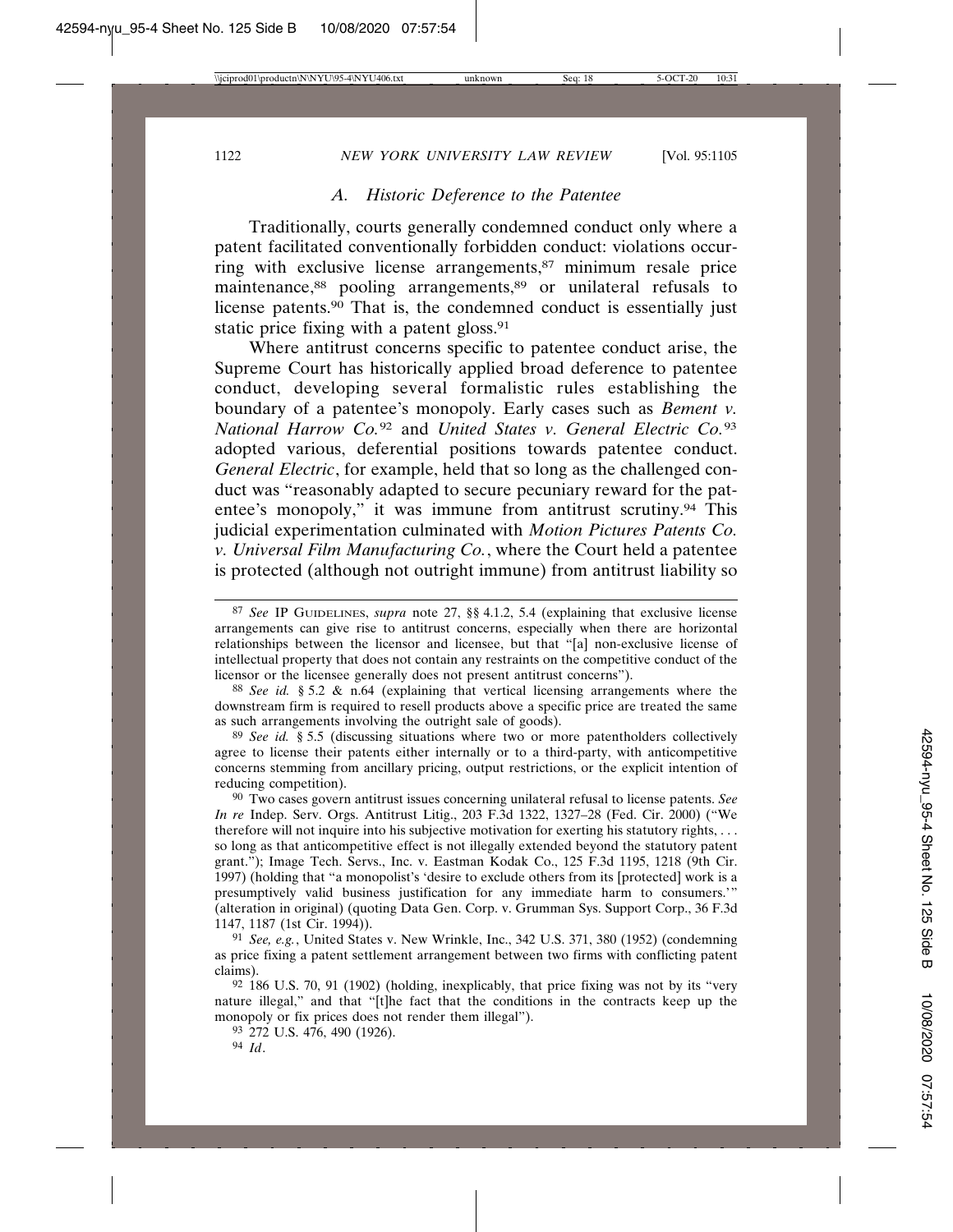### *A. Historic Deference to the Patentee*

Traditionally, courts generally condemned conduct only where a patent facilitated conventionally forbidden conduct: violations occurring with exclusive license arrangements,[87] minimum resale price maintenance,[88] pooling arrangements,[89] or unilateral refusals to license patents.[90] That is, the condemned conduct is essentially just static price fixing with a patent gloss.[91]

Where antitrust concerns specific to patentee conduct arise, the Supreme Court has historically applied broad deference to patentee conduct, developing several formalistic rules establishing the boundary of a patentee's monopoly. Early cases such as *Bement v. National Harrow Co.*[92] and *United States v. General Electric Co.*[93] adopted various, deferential positions towards patentee conduct. *General Electric*, for example, held that so long as the challenged conduct was "reasonably adapted to secure pecuniary reward for the patentee's monopoly," it was immune from antitrust scrutiny.[94] This judicial experimentation culminated with *Motion Pictures Patents Co. v. Universal Film Manufacturing Co.*, where the Court held a patentee is protected (although not outright immune) from antitrust liability so

---

[87] *See* IP Guidelines, *supra* note 27, §§ 4.1.2, 5.4 (explaining that exclusive license arrangements can give rise to antitrust concerns, especially when there are horizontal relationships between the licensor and licensee, but that "[a] non-exclusive license of intellectual property that does not contain any restraints on the competitive conduct of the licensor or the licensee generally does not present antitrust concerns").

[88] *See id.* § 5.2 & n.64 (explaining that vertical licensing arrangements where the downstream firm is required to resell products above a specific price are treated the same as such arrangements involving the outright sale of goods).

[89] *See id.* § 5.5 (discussing situations where two or more patentholders collectively agree to license their patents either internally or to a third-party, with anticompetitive concerns stemming from ancillary pricing, output restrictions, or the explicit intention of reducing competition).

[90] Two cases govern antitrust issues concerning unilateral refusal to license patents. *See In re* Indep. Serv. Orgs. Antitrust Litig., 203 F.3d 1322, 1327–28 (Fed. Cir. 2000) ("We therefore will not inquire into his subjective motivation for exerting his statutory rights, . . . so long as that anticompetitive effect is not illegally extended beyond the statutory patent grant."); Image Tech. Servs., Inc. v. Eastman Kodak Co., 125 F.3d 1195, 1218 (9th Cir. 1997) (holding that "a monopolist's 'desire to exclude others from its [protected] work is a presumptively valid business justification for any immediate harm to consumers.'" (alteration in original) (quoting Data Gen. Corp. v. Grumman Sys. Support Corp., 36 F.3d 1147, 1187 (1st Cir. 1994)).

[91] *See, e.g.*, United States v. New Wrinkle, Inc., 342 U.S. 371, 380 (1952) (condemning as price fixing a patent settlement arrangement between two firms with conflicting patent claims).

[92] 186 U.S. 70, 91 (1902) (holding, inexplicably, that price fixing was not by its "very nature illegal," and that "[t]he fact that the conditions in the contracts keep up the monopoly or fix prices does not render them illegal").

[93] 272 U.S. 476, 490 (1926).

[94] *Id.*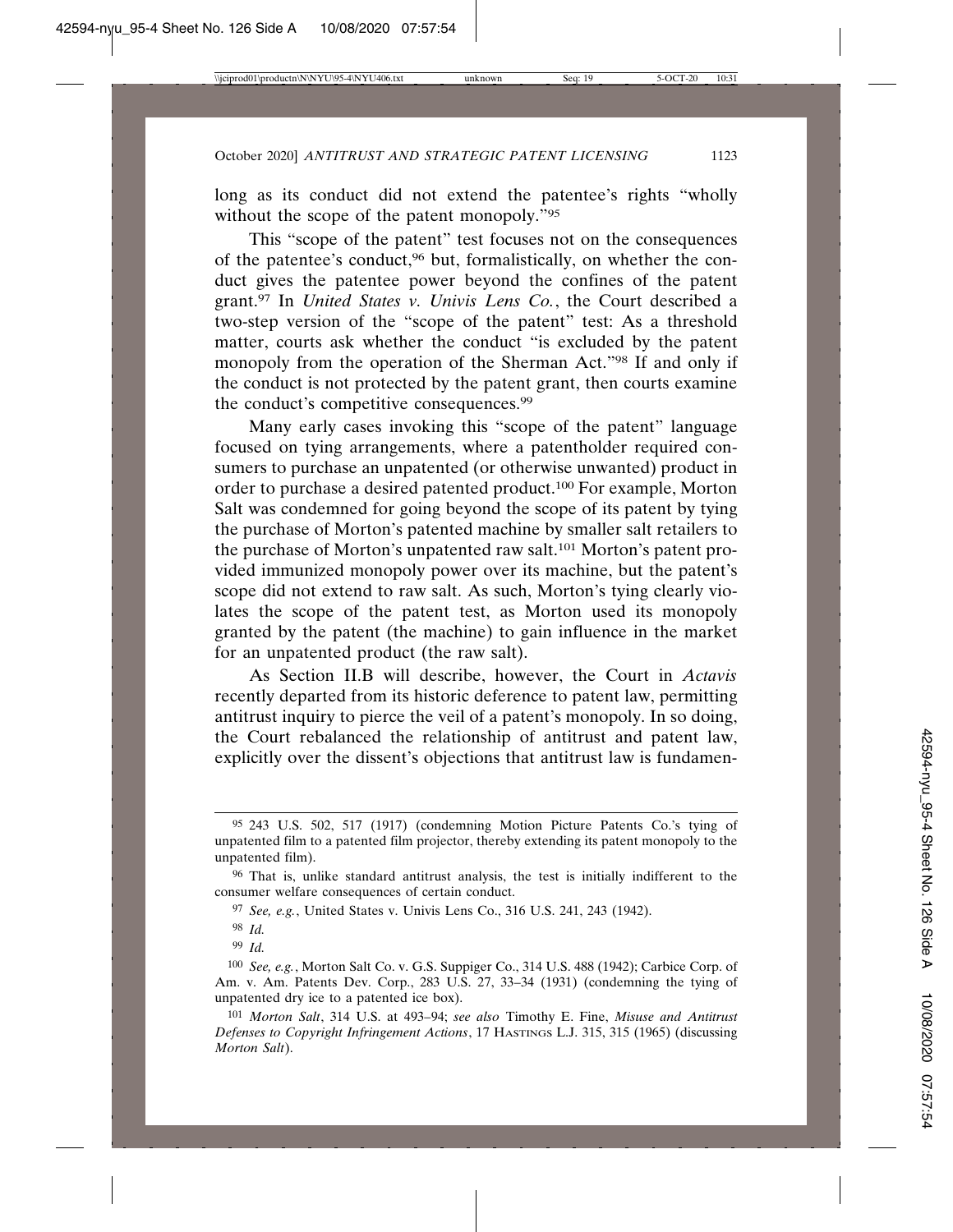long as its conduct did not extend the patentee's rights "wholly without the scope of the patent monopoly."[95]

This "scope of the patent" test focuses not on the consequences of the patentee's conduct,[96] but, formalistically, on whether the conduct gives the patentee power beyond the confines of the patent grant.[97] In *United States v. Univis Lens Co.*, the Court described a two-step version of the "scope of the patent" test: As a threshold matter, courts ask whether the conduct "is excluded by the patent monopoly from the operation of the Sherman Act."[98] If and only if the conduct is not protected by the patent grant, then courts examine the conduct's competitive consequences.[99]

Many early cases invoking this "scope of the patent" language focused on tying arrangements, where a patentholder required consumers to purchase an unpatented (or otherwise unwanted) product in order to purchase a desired patented product.[100] For example, Morton Salt was condemned for going beyond the scope of its patent by tying the purchase of Morton's patented machine by smaller salt retailers to the purchase of Morton's unpatented raw salt.[101] Morton's patent provided immunized monopoly power over its machine, but the patent's scope did not extend to raw salt. As such, Morton's tying clearly violates the scope of the patent test, as Morton used its monopoly granted by the patent (the machine) to gain influence in the market for an unpatented product (the raw salt).

As Section II.B will describe, however, the Court in *Actavis* recently departed from its historic deference to patent law, permitting antitrust inquiry to pierce the veil of a patent's monopoly. In so doing, the Court rebalanced the relationship of antitrust and patent law, explicitly over the dissent's objections that antitrust law is fundamen-

---

[95] 243 U.S. 502, 517 (1917) (condemning Motion Picture Patents Co.'s tying of unpatented film to a patented film projector, thereby extending its patent monopoly to the unpatented film).

[96] That is, unlike standard antitrust analysis, the test is initially indifferent to the consumer welfare consequences of certain conduct.

[97] *See, e.g.*, United States v. Univis Lens Co., 316 U.S. 241, 243 (1942).

[98] *Id.*

[99] *Id.*

[100] *See, e.g.*, Morton Salt Co. v. G.S. Suppiger Co., 314 U.S. 488 (1942); Carbice Corp. of Am. v. Am. Patents Dev. Corp., 283 U.S. 27, 33–34 (1931) (condemning the tying of unpatented dry ice to a patented ice box).

[101] *Morton Salt*, 314 U.S. at 493–94; *see also* Timothy E. Fine, *Misuse and Antitrust Defenses to Copyright Infringement Actions*, 17 HASTINGS L.J. 315, 315 (1965) (discussing *Morton Salt*).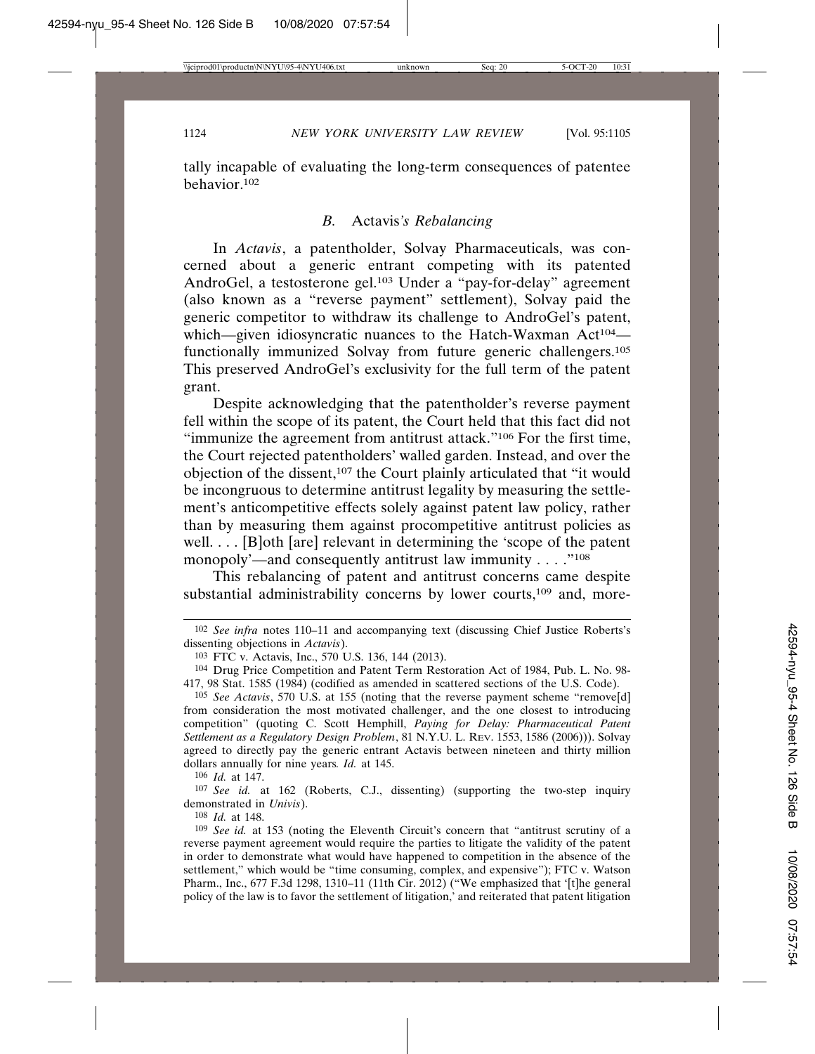tally incapable of evaluating the long-term consequences of patentee behavior.[102]

### *B.* Actavis*'s Rebalancing*

In *Actavis*, a patentholder, Solvay Pharmaceuticals, was concerned about a generic entrant competing with its patented AndroGel, a testosterone gel.[103] Under a "pay-for-delay" agreement (also known as a "reverse payment" settlement), Solvay paid the generic competitor to withdraw its challenge to AndroGel's patent, which—given idiosyncratic nuances to the Hatch-Waxman Act[104]—functionally immunized Solvay from future generic challengers.[105] This preserved AndroGel's exclusivity for the full term of the patent grant.

Despite acknowledging that the patentholder's reverse payment fell within the scope of its patent, the Court held that this fact did not "immunize the agreement from antitrust attack."[106] For the first time, the Court rejected patentholders' walled garden. Instead, and over the objection of the dissent,[107] the Court plainly articulated that "it would be incongruous to determine antitrust legality by measuring the settlement's anticompetitive effects solely against patent law policy, rather than by measuring them against procompetitive antitrust policies as well. . . . [B]oth [are] relevant in determining the 'scope of the patent monopoly'—and consequently antitrust law immunity . . . ."[108]

This rebalancing of patent and antitrust concerns came despite substantial administrability concerns by lower courts,[109] and, more-

---

[102] *See infra* notes 110–11 and accompanying text (discussing Chief Justice Roberts's dissenting objections in *Actavis*).

[103] FTC v. Actavis, Inc., 570 U.S. 136, 144 (2013).

[104] Drug Price Competition and Patent Term Restoration Act of 1984, Pub. L. No. 98-417, 98 Stat. 1585 (1984) (codified as amended in scattered sections of the U.S. Code).

[105] *See Actavis*, 570 U.S. at 155 (noting that the reverse payment scheme "remove[d] from consideration the most motivated challenger, and the one closest to introducing competition" (quoting C. Scott Hemphill, *Paying for Delay: Pharmaceutical Patent Settlement as a Regulatory Design Problem*, 81 N.Y.U. L. REV. 1553, 1586 (2006))). Solvay agreed to directly pay the generic entrant Actavis between nineteen and thirty million dollars annually for nine years*. Id.* at 145.

[106] *Id.* at 147.

[107] *See id.* at 162 (Roberts, C.J., dissenting) (supporting the two-step inquiry demonstrated in *Univis*).

[108] *Id.* at 148.

[109] *See id.* at 153 (noting the Eleventh Circuit's concern that "antitrust scrutiny of a reverse payment agreement would require the parties to litigate the validity of the patent in order to demonstrate what would have happened to competition in the absence of the settlement," which would be "time consuming, complex, and expensive"); FTC v. Watson Pharm., Inc., 677 F.3d 1298, 1310–11 (11th Cir. 2012) ("We emphasized that '[t]he general policy of the law is to favor the settlement of litigation,' and reiterated that patent litigation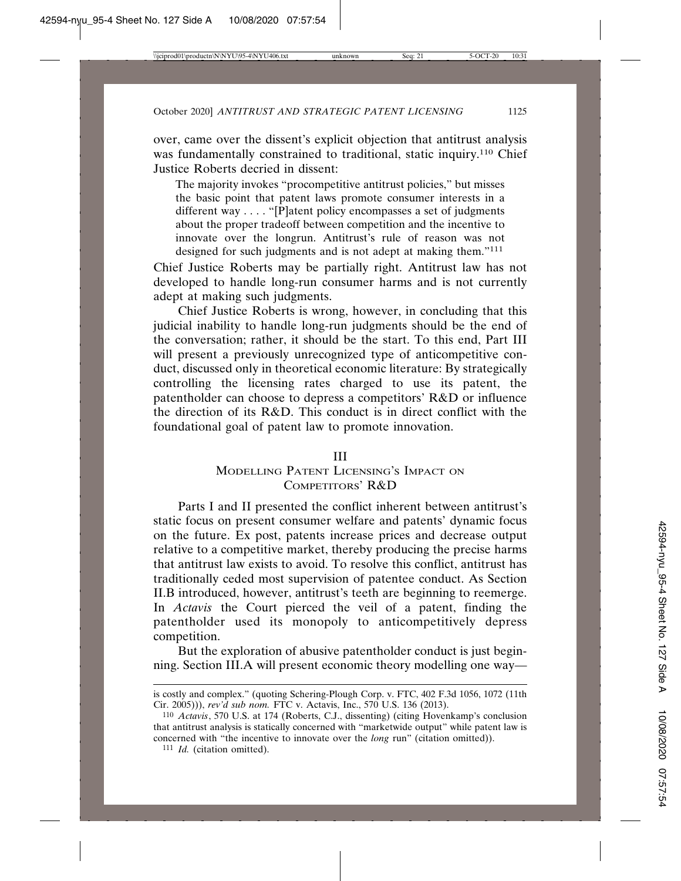over, came over the dissent's explicit objection that antitrust analysis was fundamentally constrained to traditional, static inquiry.[110] Chief Justice Roberts decried in dissent:

> The majority invokes "procompetitive antitrust policies," but misses the basic point that patent laws promote consumer interests in a different way . . . . "[P]atent policy encompasses a set of judgments about the proper tradeoff between competition and the incentive to innovate over the longrun. Antitrust's rule of reason was not designed for such judgments and is not adept at making them."[111]

Chief Justice Roberts may be partially right. Antitrust law has not developed to handle long-run consumer harms and is not currently adept at making such judgments.

Chief Justice Roberts is wrong, however, in concluding that this judicial inability to handle long-run judgments should be the end of the conversation; rather, it should be the start. To this end, Part III will present a previously unrecognized type of anticompetitive conduct, discussed only in theoretical economic literature: By strategically controlling the licensing rates charged to use its patent, the patentholder can choose to depress a competitors' R&D or influence the direction of its R&D. This conduct is in direct conflict with the foundational goal of patent law to promote innovation.

## III
## Modelling Patent Licensing's Impact on Competitors' R&D

Parts I and II presented the conflict inherent between antitrust's static focus on present consumer welfare and patents' dynamic focus on the future. Ex post, patents increase prices and decrease output relative to a competitive market, thereby producing the precise harms that antitrust law exists to avoid. To resolve this conflict, antitrust has traditionally ceded most supervision of patentee conduct. As Section II.B introduced, however, antitrust's teeth are beginning to reemerge. In *Actavis* the Court pierced the veil of a patent, finding the patentholder used its monopoly to anticompetitively depress competition.

But the exploration of abusive patentholder conduct is just beginning. Section III.A will present economic theory modelling one way—

---

is costly and complex." (quoting Schering-Plough Corp. v. FTC, 402 F.3d 1056, 1072 (11th Cir. 2005))), *rev'd sub nom.* FTC v. Actavis, Inc., 570 U.S. 136 (2013).

110 *Actavis*, 570 U.S. at 174 (Roberts, C.J., dissenting) (citing Hovenkamp's conclusion that antitrust analysis is statically concerned with "marketwide output" while patent law is concerned with "the incentive to innovate over the *long* run" (citation omitted)).

111 *Id.* (citation omitted).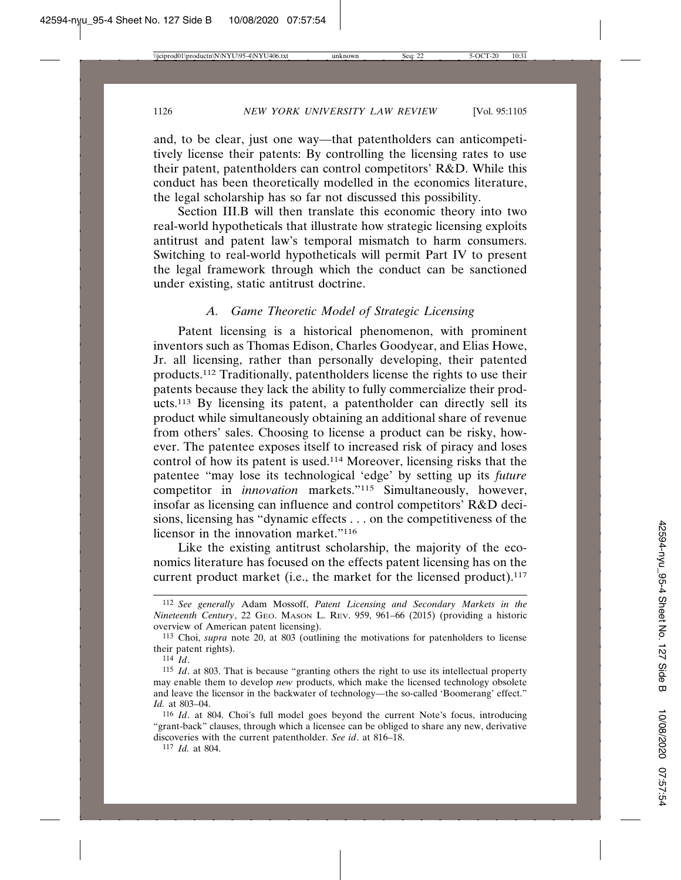and, to be clear, just one way—that patentholders can anticompetitively license their patents: By controlling the licensing rates to use their patent, patentholders can control competitors' R&D. While this conduct has been theoretically modelled in the economics literature, the legal scholarship has so far not discussed this possibility.

Section III.B will then translate this economic theory into two real-world hypotheticals that illustrate how strategic licensing exploits antitrust and patent law's temporal mismatch to harm consumers. Switching to real-world hypotheticals will permit Part IV to present the legal framework through which the conduct can be sanctioned under existing, static antitrust doctrine.

### *A. Game Theoretic Model of Strategic Licensing*

Patent licensing is a historical phenomenon, with prominent inventors such as Thomas Edison, Charles Goodyear, and Elias Howe, Jr. all licensing, rather than personally developing, their patented products.[112] Traditionally, patentholders license the rights to use their patents because they lack the ability to fully commercialize their products.[113] By licensing its patent, a patentholder can directly sell its product while simultaneously obtaining an additional share of revenue from others' sales. Choosing to license a product can be risky, however. The patentee exposes itself to increased risk of piracy and loses control of how its patent is used.[114] Moreover, licensing risks that the patentee "may lose its technological 'edge' by setting up its *future* competitor in *innovation* markets."[115] Simultaneously, however, insofar as licensing can influence and control competitors' R&D decisions, licensing has "dynamic effects . . . on the competitiveness of the licensor in the innovation market."[116]

Like the existing antitrust scholarship, the majority of the economics literature has focused on the effects patent licensing has on the current product market (i.e., the market for the licensed product).[117]

---

[112] *See generally* Adam Mossoff, *Patent Licensing and Secondary Markets in the Nineteenth Century*, 22 GEO. MASON L. REV. 959, 961–66 (2015) (providing a historic overview of American patent licensing).

[113] Choi, *supra* note 20, at 803 (outlining the motivations for patenholders to license their patent rights).

[114] *Id*.

[115] *Id*. at 803. That is because "granting others the right to use its intellectual property may enable them to develop *new* products, which make the licensed technology obsolete and leave the licensor in the backwater of technology—the so-called 'Boomerang' effect." *Id.* at 803–04.

[116] *Id*. at 804. Choi's full model goes beyond the current Note's focus, introducing "grant-back" clauses, through which a licensee can be obliged to share any new, derivative discoveries with the current patentholder. *See id*. at 816–18.

[117] *Id.* at 804.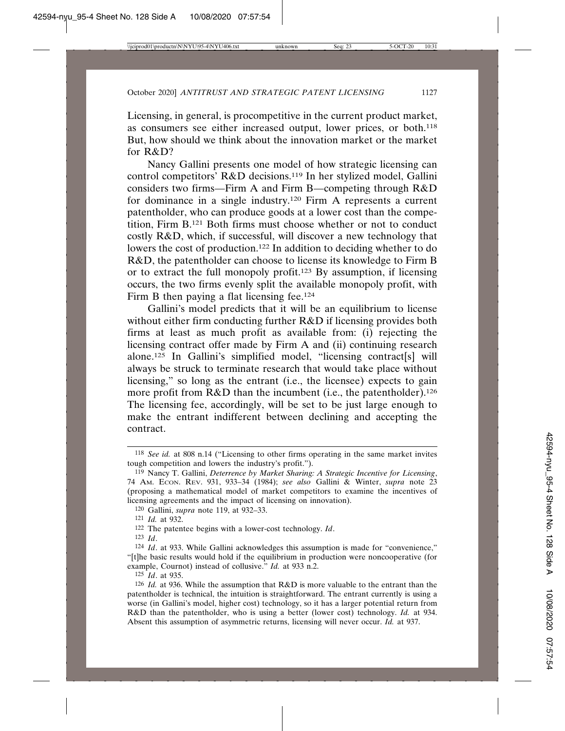Licensing, in general, is procompetitive in the current product market, as consumers see either increased output, lower prices, or both.[118] But, how should we think about the innovation market or the market for R&D?

Nancy Gallini presents one model of how strategic licensing can control competitors' R&D decisions.[119] In her stylized model, Gallini considers two firms—Firm A and Firm B—competing through R&D for dominance in a single industry.[120] Firm A represents a current patentholder, who can produce goods at a lower cost than the competition, Firm B.[121] Both firms must choose whether or not to conduct costly R&D, which, if successful, will discover a new technology that lowers the cost of production.[122] In addition to deciding whether to do R&D, the patentholder can choose to license its knowledge to Firm B or to extract the full monopoly profit.[123] By assumption, if licensing occurs, the two firms evenly split the available monopoly profit, with Firm B then paying a flat licensing fee.[124]

Gallini's model predicts that it will be an equilibrium to license without either firm conducting further R&D if licensing provides both firms at least as much profit as available from: (i) rejecting the licensing contract offer made by Firm A and (ii) continuing research alone.[125] In Gallini's simplified model, "licensing contract[s] will always be struck to terminate research that would take place without licensing," so long as the entrant (i.e., the licensee) expects to gain more profit from R&D than the incumbent (i.e., the patentholder).[126] The licensing fee, accordingly, will be set to be just large enough to make the entrant indifferent between declining and accepting the contract.

---

[118] *See id.* at 808 n.14 ("Licensing to other firms operating in the same market invites tough competition and lowers the industry's profit.").

[119] Nancy T. Gallini, *Deterrence by Market Sharing: A Strategic Incentive for Licensing*, 74 AM. ECON. REV. 931, 933–34 (1984); *see also* Gallini & Winter, *supra* note 23 (proposing a mathematical model of market competitors to examine the incentives of licensing agreements and the impact of licensing on innovation).

[120] Gallini, *supra* note 119, at 932–33.

[121] *Id.* at 932.

[122] The patentee begins with a lower-cost technology. *Id*.

[123] *Id*.

[124] *Id*. at 933. While Gallini acknowledges this assumption is made for "convenience," "[t]he basic results would hold if the equilibrium in production were noncooperative (for example, Cournot) instead of collusive." *Id.* at 933 n.2.

[125] *Id*. at 935.

[126] *Id.* at 936. While the assumption that R&D is more valuable to the entrant than the patentholder is technical, the intuition is straightforward. The entrant currently is using a worse (in Gallini's model, higher cost) technology, so it has a larger potential return from R&D than the patentholder, who is using a better (lower cost) technology. *Id.* at 934. Absent this assumption of asymmetric returns, licensing will never occur. *Id.* at 937.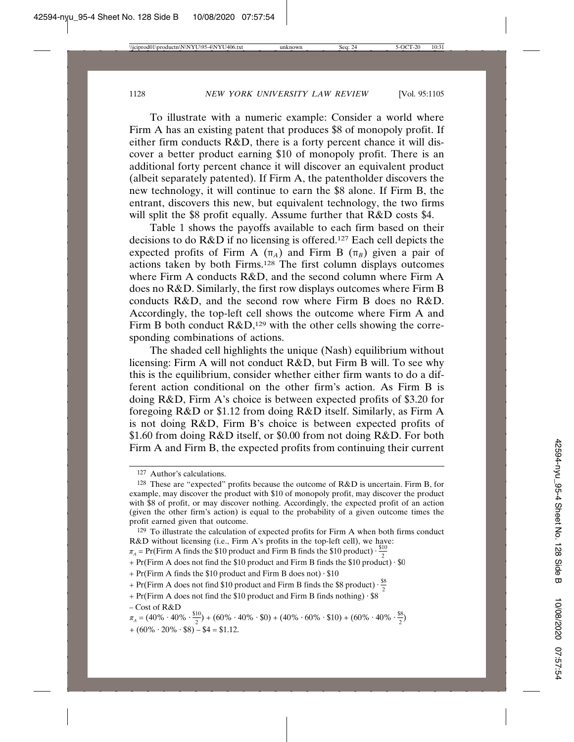To illustrate with a numeric example: Consider a world where Firm A has an existing patent that produces \$8 of monopoly profit. If either firm conducts R&D, there is a forty percent chance it will discover a better product earning \$10 of monopoly profit. There is an additional forty percent chance it will discover an equivalent product (albeit separately patented). If Firm A, the patentholder discovers the new technology, it will continue to earn the \$8 alone. If Firm B, the entrant, discovers this new, but equivalent technology, the two firms will split the \$8 profit equally. Assume further that R&D costs \$4.

Table 1 shows the payoffs available to each firm based on their decisions to do R&D if no licensing is offered.[127] Each cell depicts the expected profits of Firm A ($\pi_A$) and Firm B ($\pi_B$) given a pair of actions taken by both Firms.[128] The first column displays outcomes where Firm A conducts R&D, and the second column where Firm A does no R&D. Similarly, the first row displays outcomes where Firm B conducts R&D, and the second row where Firm B does no R&D. Accordingly, the top-left cell shows the outcome where Firm A and Firm B both conduct R&D,[129] with the other cells showing the corresponding combinations of actions.

The shaded cell highlights the unique (Nash) equilibrium without licensing: Firm A will not conduct R&D, but Firm B will. To see why this is the equilibrium, consider whether either firm wants to do a different action conditional on the other firm's action. As Firm B is doing R&D, Firm A's choice is between expected profits of \$3.20 for foregoing R&D or \$1.12 from doing R&D itself. Similarly, as Firm A is not doing R&D, Firm B's choice is between expected profits of \$1.60 from doing R&D itself, or \$0.00 from not doing R&D. For both Firm A and Firm B, the expected profits from continuing their current

---

[127] Author's calculations.

[128] These are "expected" profits because the outcome of R&D is uncertain. Firm B, for example, may discover the product with \$10 of monopoly profit, may discover the product with \$8 of profit, or may discover nothing. Accordingly, the expected profit of an action (given the other firm's action) is equal to the probability of a given outcome times the profit earned given that outcome.

[129] To illustrate the calculation of expected profits for Firm A when both firms conduct R&D without licensing (i.e., Firm A's profits in the top-left cell), we have:

$\pi_A$ = Pr(Firm A finds the \$10 product and Firm B finds the \$10 product) $\cdot \frac{\$10}{2}$

+ Pr(Firm A does not find the \$10 product and Firm B finds the \$10 product) $\cdot$ \$0

+ Pr(Firm A finds the \$10 product and Firm B does not) $\cdot$ \$10

+ Pr(Firm A does not find \$10 product and Firm B finds the \$8 product) $\cdot \frac{\$8}{2}$

+ Pr(Firm A does not find the \$10 product and Firm B finds nothing) $\cdot$ \$8

– Cost of R&D

$$\pi_A = (40\% \cdot 40\% \cdot \tfrac{\$10}{2}) + (60\% \cdot 40\% \cdot \$0) + (40\% \cdot 60\% \cdot \$10) + (60\% \cdot 40\% \cdot \tfrac{\$8}{2}) + (60\% \cdot 20\% \cdot \$8) - \$4 = \$1.12.$$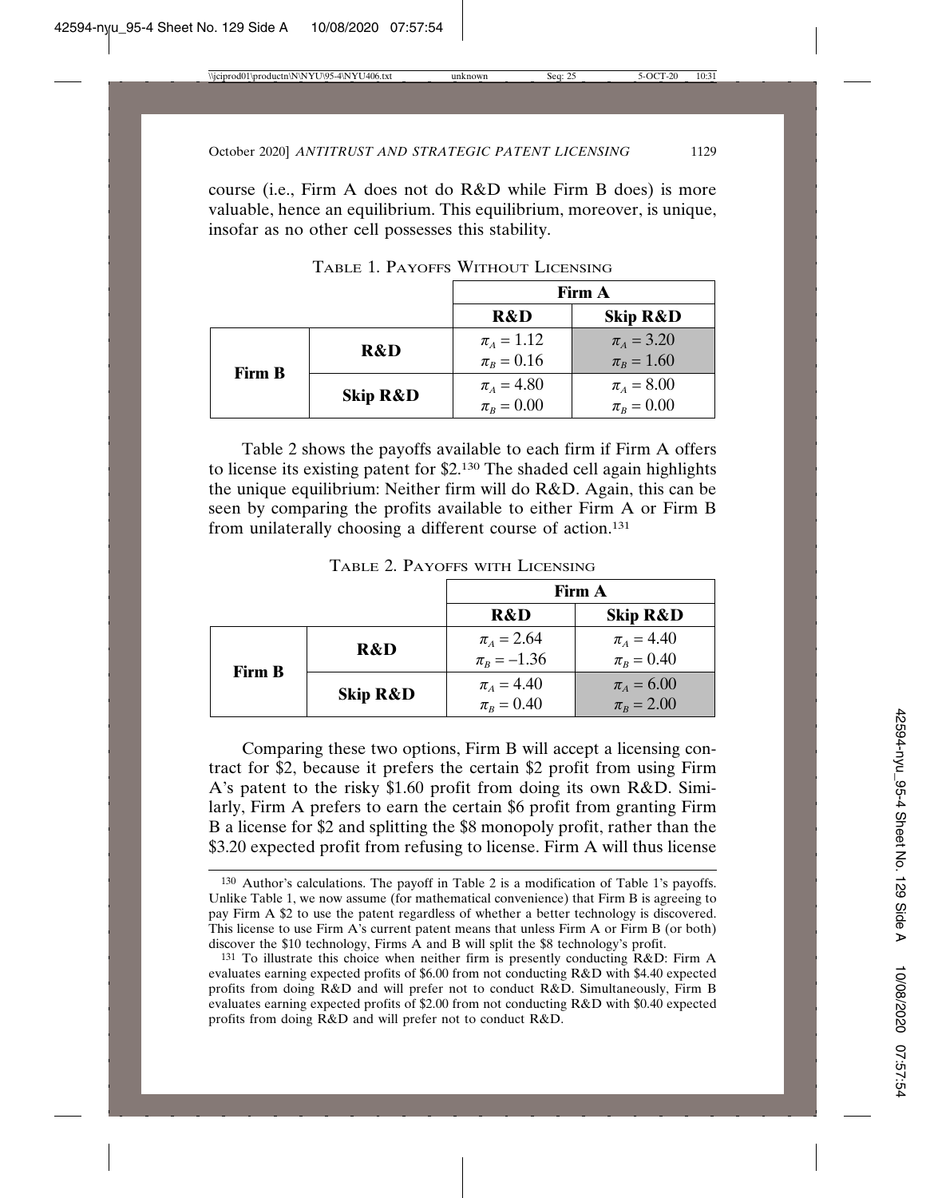course (i.e., Firm A does not do R&D while Firm B does) is more valuable, hence an equilibrium. This equilibrium, moreover, is unique, insofar as no other cell possesses this stability.

TABLE 1. PAYOFFS WITHOUT LICENSING

| | | **Firm A** | |
|---|---|---|---|
| | | **R&D** | **Skip R&D** |
| **Firm B** | **R&D** | $\pi_A = 1.12$ <br> $\pi_B = 0.16$ | $\pi_A = 3.20$ <br> $\pi_B = 1.60$ |
| | **Skip R&D** | $\pi_A = 4.80$ <br> $\pi_B = 0.00$ | $\pi_A = 8.00$ <br> $\pi_B = 0.00$ |

Table 2 shows the payoffs available to each firm if Firm A offers to license its existing patent for $2.[130] The shaded cell again highlights the unique equilibrium: Neither firm will do R&D. Again, this can be seen by comparing the profits available to either Firm A or Firm B from unilaterally choosing a different course of action.[131]

TABLE 2. PAYOFFS WITH LICENSING

| | | **Firm A** | |
|---|---|---|---|
| | | **R&D** | **Skip R&D** |
| **Firm B** | **R&D** | $\pi_A = 2.64$ <br> $\pi_B = -1.36$ | $\pi_A = 4.40$ <br> $\pi_B = 0.40$ |
| | **Skip R&D** | $\pi_A = 4.40$ <br> $\pi_B = 0.40$ | $\pi_A = 6.00$ <br> $\pi_B = 2.00$ |

Comparing these two options, Firm B will accept a licensing contract for $2, because it prefers the certain $2 profit from using Firm A's patent to the risky $1.60 profit from doing its own R&D. Similarly, Firm A prefers to earn the certain $6 profit from granting Firm B a license for $2 and splitting the $8 monopoly profit, rather than the $3.20 expected profit from refusing to license. Firm A will thus license

[130] Author's calculations. The payoff in Table 2 is a modification of Table 1's payoffs. Unlike Table 1, we now assume (for mathematical convenience) that Firm B is agreeing to pay Firm A $2 to use the patent regardless of whether a better technology is discovered. This license to use Firm A's current patent means that unless Firm A or Firm B (or both) discover the $10 technology, Firms A and B will split the $8 technology's profit.

[131] To illustrate this choice when neither firm is presently conducting R&D: Firm A evaluates earning expected profits of $6.00 from not conducting R&D with $4.40 expected profits from doing R&D and will prefer not to conduct R&D. Simultaneously, Firm B evaluates earning expected profits of $2.00 from not conducting R&D with $0.40 expected profits from doing R&D and will prefer not to conduct R&D.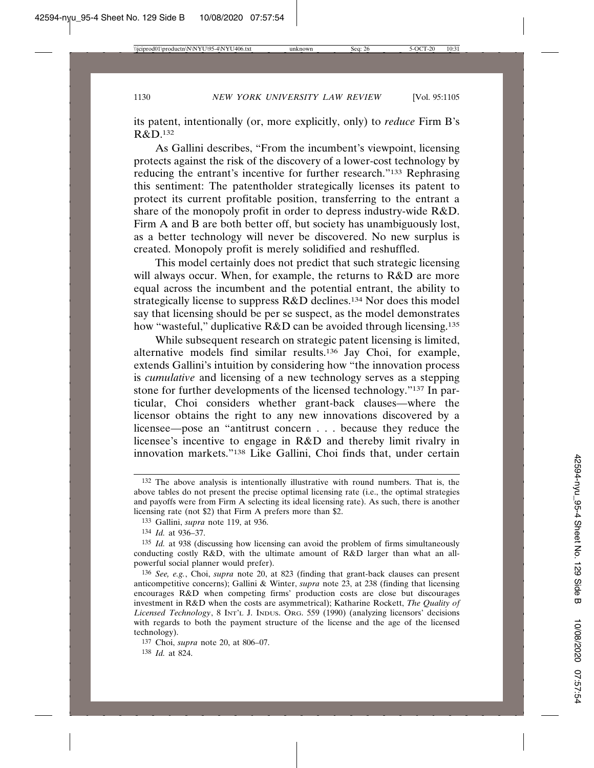its patent, intentionally (or, more explicitly, only) to *reduce* Firm B's R&D.[132]

As Gallini describes, "From the incumbent's viewpoint, licensing protects against the risk of the discovery of a lower-cost technology by reducing the entrant's incentive for further research."[133] Rephrasing this sentiment: The patentholder strategically licenses its patent to protect its current profitable position, transferring to the entrant a share of the monopoly profit in order to depress industry-wide R&D. Firm A and B are both better off, but society has unambiguously lost, as a better technology will never be discovered. No new surplus is created. Monopoly profit is merely solidified and reshuffled.

This model certainly does not predict that such strategic licensing will always occur. When, for example, the returns to R&D are more equal across the incumbent and the potential entrant, the ability to strategically license to suppress R&D declines.[134] Nor does this model say that licensing should be per se suspect, as the model demonstrates how "wasteful," duplicative R&D can be avoided through licensing.[135]

While subsequent research on strategic patent licensing is limited, alternative models find similar results.[136] Jay Choi, for example, extends Gallini's intuition by considering how "the innovation process is *cumulative* and licensing of a new technology serves as a stepping stone for further developments of the licensed technology."[137] In particular, Choi considers whether grant-back clauses—where the licensor obtains the right to any new innovations discovered by a licensee—pose an "antitrust concern . . . because they reduce the licensee's incentive to engage in R&D and thereby limit rivalry in innovation markets."[138] Like Gallini, Choi finds that, under certain

---

[132] The above analysis is intentionally illustrative with round numbers. That is, the above tables do not present the precise optimal licensing rate (i.e., the optimal strategies and payoffs were from Firm A selecting its ideal licensing rate). As such, there is another licensing rate (not $2) that Firm A prefers more than $2.

[133] Gallini, *supra* note 119, at 936.

[134] *Id.* at 936–37.

[135] *Id.* at 938 (discussing how licensing can avoid the problem of firms simultaneously conducting costly R&D, with the ultimate amount of R&D larger than what an all-powerful social planner would prefer).

[136] *See, e.g.*, Choi, *supra* note 20, at 823 (finding that grant-back clauses can present anticompetitive concerns); Gallini & Winter, *supra* note 23, at 238 (finding that licensing encourages R&D when competing firms' production costs are close but discourages investment in R&D when the costs are asymmetrical); Katharine Rockett, *The Quality of Licensed Technology*, 8 INT'L J. INDUS. ORG. 559 (1990) (analyzing licensors' decisions with regards to both the payment structure of the license and the age of the licensed technology).

[137] Choi, *supra* note 20, at 806–07.

[138] *Id.* at 824.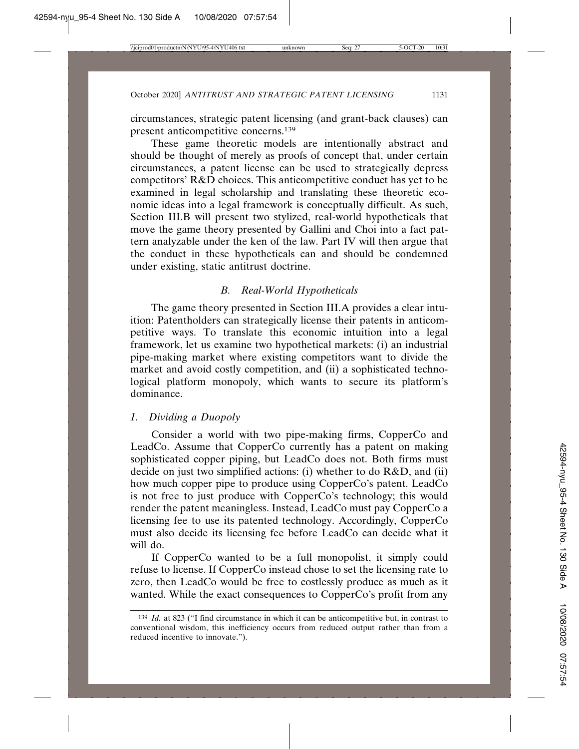circumstances, strategic patent licensing (and grant-back clauses) can present anticompetitive concerns.[139]

These game theoretic models are intentionally abstract and should be thought of merely as proofs of concept that, under certain circumstances, a patent license can be used to strategically depress competitors' R&D choices. This anticompetitive conduct has yet to be examined in legal scholarship and translating these theoretic economic ideas into a legal framework is conceptually difficult. As such, Section III.B will present two stylized, real-world hypotheticals that move the game theory presented by Gallini and Choi into a fact pattern analyzable under the ken of the law. Part IV will then argue that the conduct in these hypotheticals can and should be condemned under existing, static antitrust doctrine.

## *B. Real-World Hypotheticals*

The game theory presented in Section III.A provides a clear intuition: Patentholders can strategically license their patents in anticompetitive ways. To translate this economic intuition into a legal framework, let us examine two hypothetical markets: (i) an industrial pipe-making market where existing competitors want to divide the market and avoid costly competition, and (ii) a sophisticated technological platform monopoly, which wants to secure its platform's dominance.

### *1. Dividing a Duopoly*

Consider a world with two pipe-making firms, CopperCo and LeadCo. Assume that CopperCo currently has a patent on making sophisticated copper piping, but LeadCo does not. Both firms must decide on just two simplified actions: (i) whether to do R&D, and (ii) how much copper pipe to produce using CopperCo's patent. LeadCo is not free to just produce with CopperCo's technology; this would render the patent meaningless. Instead, LeadCo must pay CopperCo a licensing fee to use its patented technology. Accordingly, CopperCo must also decide its licensing fee before LeadCo can decide what it will do.

If CopperCo wanted to be a full monopolist, it simply could refuse to license. If CopperCo instead chose to set the licensing rate to zero, then LeadCo would be free to costlessly produce as much as it wanted. While the exact consequences to CopperCo's profit from any

---

[139] *Id.* at 823 ("I find circumstance in which it can be anticompetitive but, in contrast to conventional wisdom, this inefficiency occurs from reduced output rather than from a reduced incentive to innovate.").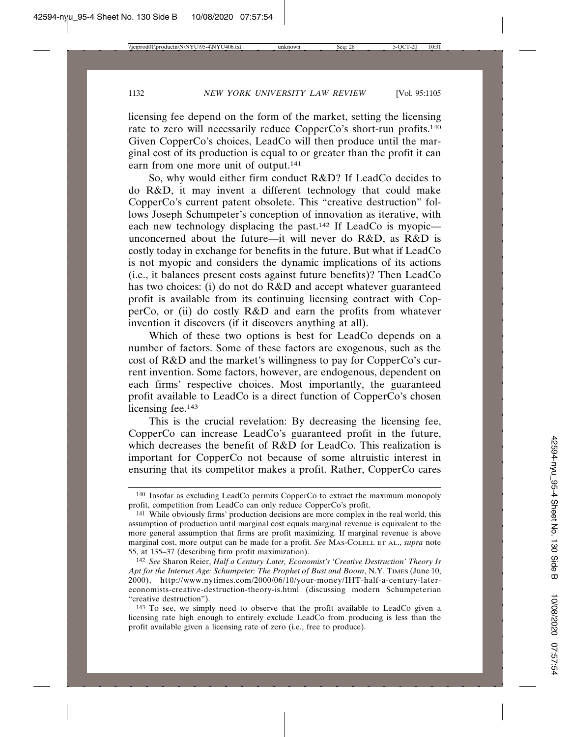licensing fee depend on the form of the market, setting the licensing rate to zero will necessarily reduce CopperCo's short-run profits.[140] Given CopperCo's choices, LeadCo will then produce until the marginal cost of its production is equal to or greater than the profit it can earn from one more unit of output.[141]

So, why would either firm conduct R&D? If LeadCo decides to do R&D, it may invent a different technology that could make CopperCo's current patent obsolete. This "creative destruction" follows Joseph Schumpeter's conception of innovation as iterative, with each new technology displacing the past.[142] If LeadCo is myopic—unconcerned about the future—it will never do R&D, as R&D is costly today in exchange for benefits in the future. But what if LeadCo is not myopic and considers the dynamic implications of its actions (i.e., it balances present costs against future benefits)? Then LeadCo has two choices: (i) do not do R&D and accept whatever guaranteed profit is available from its continuing licensing contract with CopperCo, or (ii) do costly R&D and earn the profits from whatever invention it discovers (if it discovers anything at all).

Which of these two options is best for LeadCo depends on a number of factors. Some of these factors are exogenous, such as the cost of R&D and the market's willingness to pay for CopperCo's current invention. Some factors, however, are endogenous, dependent on each firms' respective choices. Most importantly, the guaranteed profit available to LeadCo is a direct function of CopperCo's chosen licensing fee.[143]

This is the crucial revelation: By decreasing the licensing fee, CopperCo can increase LeadCo's guaranteed profit in the future, which decreases the benefit of R&D for LeadCo. This realization is important for CopperCo not because of some altruistic interest in ensuring that its competitor makes a profit. Rather, CopperCo cares

---

[140] Insofar as excluding LeadCo permits CopperCo to extract the maximum monopoly profit, competition from LeadCo can only reduce CopperCo's profit.

[141] While obviously firms' production decisions are more complex in the real world, this assumption of production until marginal cost equals marginal revenue is equivalent to the more general assumption that firms are profit maximizing. If marginal revenue is above marginal cost, more output can be made for a profit. *See* MAS-COLELL ET AL., *supra* note 55, at 135–37 (describing firm profit maximization).

[142] *See* Sharon Reier, *Half a Century Later, Economist's 'Creative Destruction' Theory Is Apt for the Internet Age: Schumpeter: The Prophet of Bust and Boom*, N.Y. TIMES (June 10, 2000), http://www.nytimes.com/2000/06/10/your-money/IHT-half-a-century-later-economists-creative-destruction-theory-is.html (discussing modern Schumpeterian "creative destruction").

[143] To see, we simply need to observe that the profit available to LeadCo given a licensing rate high enough to entirely exclude LeadCo from producing is less than the profit available given a licensing rate of zero (i.e., free to produce).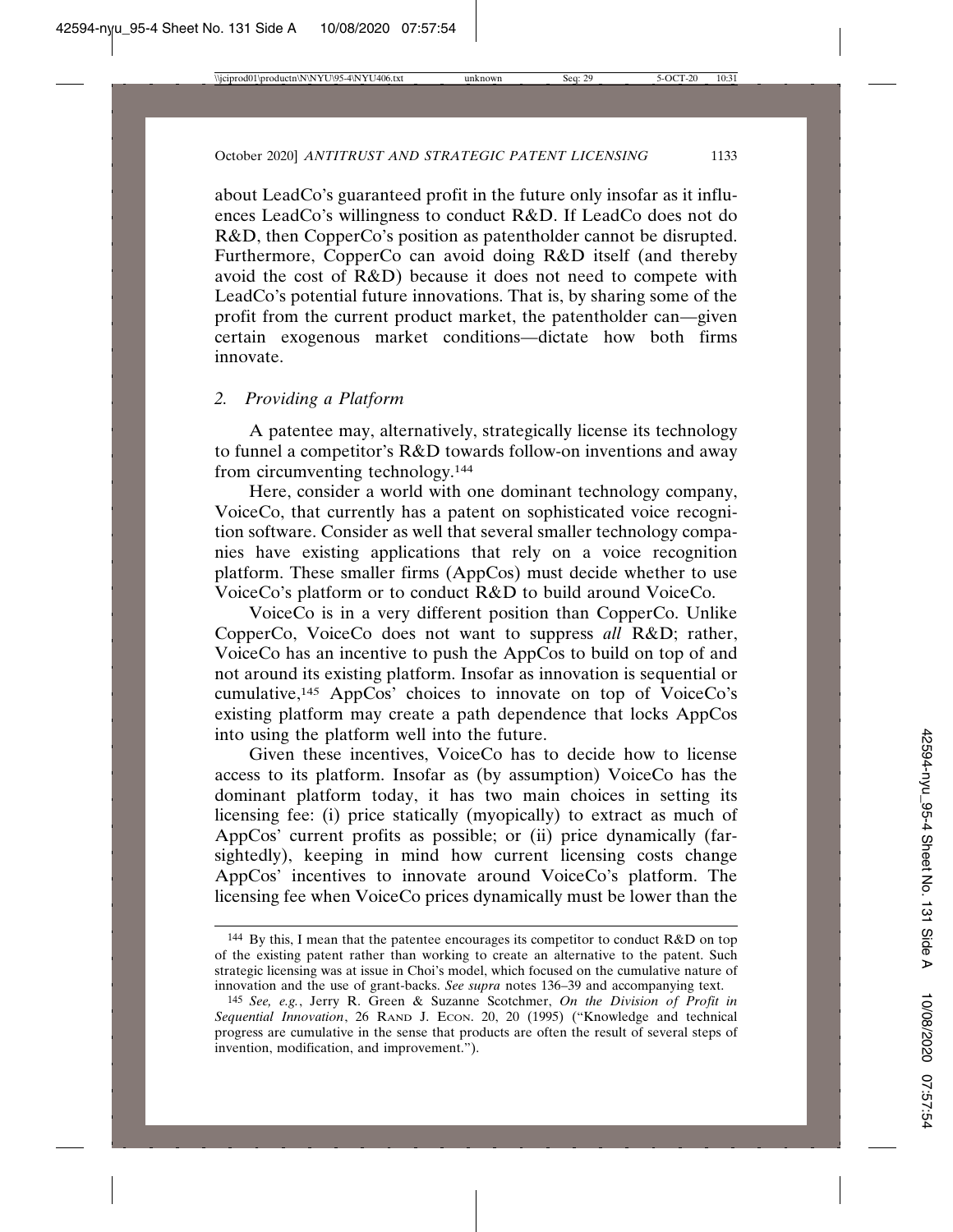about LeadCo's guaranteed profit in the future only insofar as it influences LeadCo's willingness to conduct R&D. If LeadCo does not do R&D, then CopperCo's position as patentholder cannot be disrupted. Furthermore, CopperCo can avoid doing R&D itself (and thereby avoid the cost of R&D) because it does not need to compete with LeadCo's potential future innovations. That is, by sharing some of the profit from the current product market, the patentholder can—given certain exogenous market conditions—dictate how both firms innovate.

### *2. Providing a Platform*

A patentee may, alternatively, strategically license its technology to funnel a competitor's R&D towards follow-on inventions and away from circumventing technology.[144]

Here, consider a world with one dominant technology company, VoiceCo, that currently has a patent on sophisticated voice recognition software. Consider as well that several smaller technology companies have existing applications that rely on a voice recognition platform. These smaller firms (AppCos) must decide whether to use VoiceCo's platform or to conduct R&D to build around VoiceCo.

VoiceCo is in a very different position than CopperCo. Unlike CopperCo, VoiceCo does not want to suppress *all* R&D; rather, VoiceCo has an incentive to push the AppCos to build on top of and not around its existing platform. Insofar as innovation is sequential or cumulative,[145] AppCos' choices to innovate on top of VoiceCo's existing platform may create a path dependence that locks AppCos into using the platform well into the future.

Given these incentives, VoiceCo has to decide how to license access to its platform. Insofar as (by assumption) VoiceCo has the dominant platform today, it has two main choices in setting its licensing fee: (i) price statically (myopically) to extract as much of AppCos' current profits as possible; or (ii) price dynamically (far-sightedly), keeping in mind how current licensing costs change AppCos' incentives to innovate around VoiceCo's platform. The licensing fee when VoiceCo prices dynamically must be lower than the

---

[144] By this, I mean that the patentee encourages its competitor to conduct R&D on top of the existing patent rather than working to create an alternative to the patent. Such strategic licensing was at issue in Choi's model, which focused on the cumulative nature of innovation and the use of grant-backs. *See supra* notes 136–39 and accompanying text.

[145] *See, e.g.*, Jerry R. Green & Suzanne Scotchmer, *On the Division of Profit in Sequential Innovation*, 26 RAND J. ECON. 20, 20 (1995) ("Knowledge and technical progress are cumulative in the sense that products are often the result of several steps of invention, modification, and improvement.").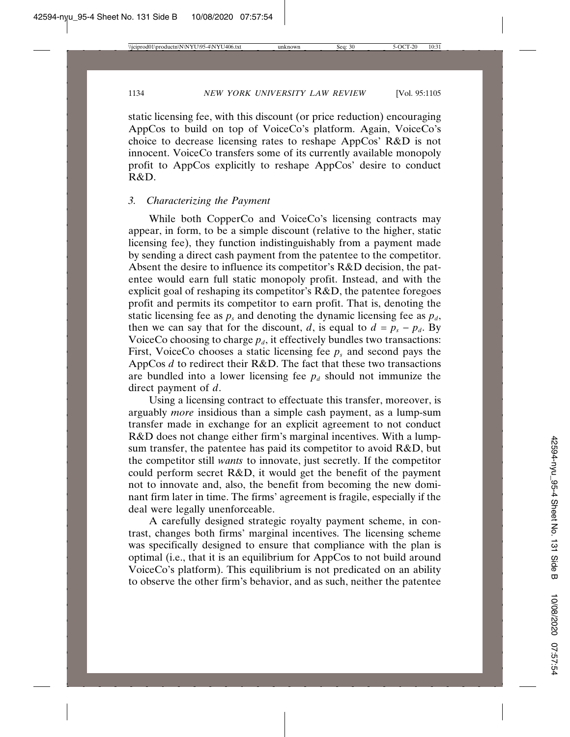static licensing fee, with this discount (or price reduction) encouraging AppCos to build on top of VoiceCo's platform. Again, VoiceCo's choice to decrease licensing rates to reshape AppCos' R&D is not innocent. VoiceCo transfers some of its currently available monopoly profit to AppCos explicitly to reshape AppCos' desire to conduct R&D.

### 3. *Characterizing the Payment*

While both CopperCo and VoiceCo's licensing contracts may appear, in form, to be a simple discount (relative to the higher, static licensing fee), they function indistinguishably from a payment made by sending a direct cash payment from the patentee to the competitor. Absent the desire to influence its competitor's R&D decision, the patentee would earn full static monopoly profit. Instead, and with the explicit goal of reshaping its competitor's R&D, the patentee foregoes profit and permits its competitor to earn profit. That is, denoting the static licensing fee as $p_s$ and denoting the dynamic licensing fee as $p_d$, then we can say that for the discount, $d$, is equal to $d = p_s - p_d$. By VoiceCo choosing to charge $p_d$, it effectively bundles two transactions: First, VoiceCo chooses a static licensing fee $p_s$ and second pays the AppCos $d$ to redirect their R&D. The fact that these two transactions are bundled into a lower licensing fee $p_d$ should not immunize the direct payment of $d$.

Using a licensing contract to effectuate this transfer, moreover, is arguably *more* insidious than a simple cash payment, as a lump-sum transfer made in exchange for an explicit agreement to not conduct R&D does not change either firm's marginal incentives. With a lump-sum transfer, the patentee has paid its competitor to avoid R&D, but the competitor still *wants* to innovate, just secretly. If the competitor could perform secret R&D, it would get the benefit of the payment not to innovate and, also, the benefit from becoming the new dominant firm later in time. The firms' agreement is fragile, especially if the deal were legally unenforceable.

A carefully designed strategic royalty payment scheme, in contrast, changes both firms' marginal incentives. The licensing scheme was specifically designed to ensure that compliance with the plan is optimal (i.e., that it is an equilibrium for AppCos to not build around VoiceCo's platform). This equilibrium is not predicated on an ability to observe the other firm's behavior, and as such, neither the patentee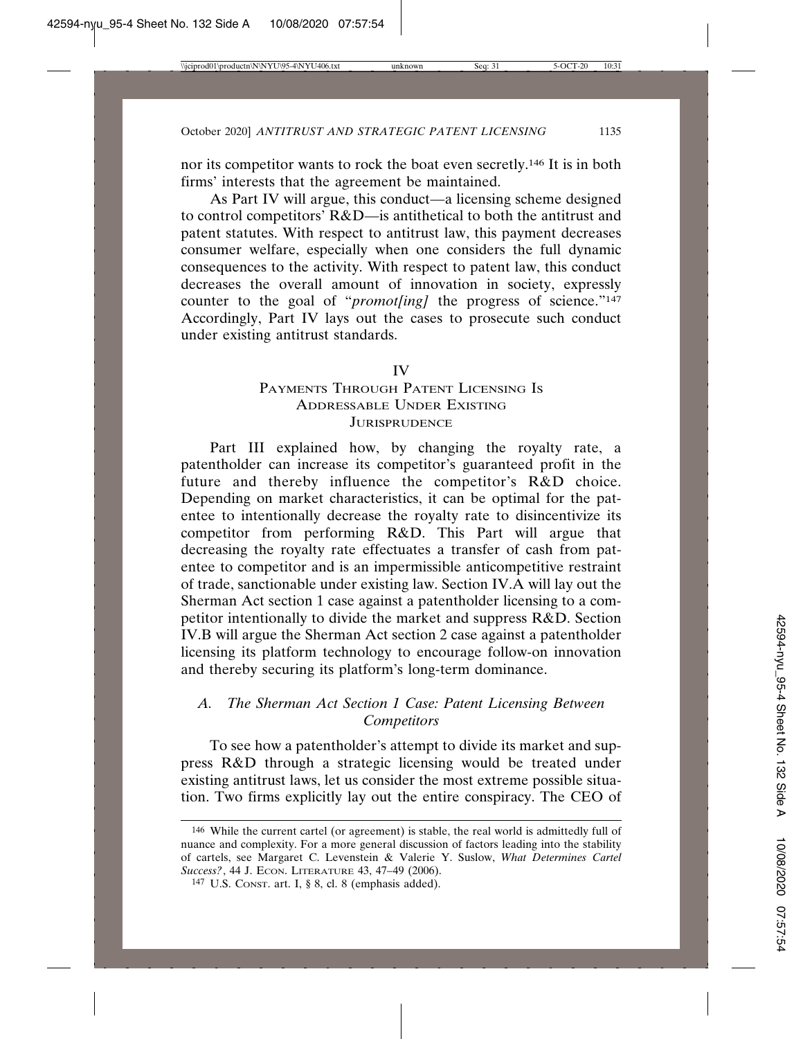nor its competitor wants to rock the boat even secretly.[146] It is in both firms' interests that the agreement be maintained.

As Part IV will argue, this conduct—a licensing scheme designed to control competitors' R&D—is antithetical to both the antitrust and patent statutes. With respect to antitrust law, this payment decreases consumer welfare, especially when one considers the full dynamic consequences to the activity. With respect to patent law, this conduct decreases the overall amount of innovation in society, expressly counter to the goal of "*promot[ing]* the progress of science."[147] Accordingly, Part IV lays out the cases to prosecute such conduct under existing antitrust standards.

# IV
# Payments Through Patent Licensing Is Addressable Under Existing Jurisprudence

Part III explained how, by changing the royalty rate, a patentholder can increase its competitor's guaranteed profit in the future and thereby influence the competitor's R&D choice. Depending on market characteristics, it can be optimal for the patentee to intentionally decrease the royalty rate to disincentivize its competitor from performing R&D. This Part will argue that decreasing the royalty rate effectuates a transfer of cash from patentee to competitor and is an impermissible anticompetitive restraint of trade, sanctionable under existing law. Section IV.A will lay out the Sherman Act section 1 case against a patentholder licensing to a competitor intentionally to divide the market and suppress R&D. Section IV.B will argue the Sherman Act section 2 case against a patentholder licensing its platform technology to encourage follow-on innovation and thereby securing its platform's long-term dominance.

## A. The Sherman Act Section 1 Case: Patent Licensing Between Competitors

To see how a patentholder's attempt to divide its market and suppress R&D through a strategic licensing would be treated under existing antitrust laws, let us consider the most extreme possible situation. Two firms explicitly lay out the entire conspiracy. The CEO of

---

[146] While the current cartel (or agreement) is stable, the real world is admittedly full of nuance and complexity. For a more general discussion of factors leading into the stability of cartels, see Margaret C. Levenstein & Valerie Y. Suslow, *What Determines Cartel Success?*, 44 J. Econ. Literature 43, 47–49 (2006).

[147] U.S. Const. art. I, § 8, cl. 8 (emphasis added).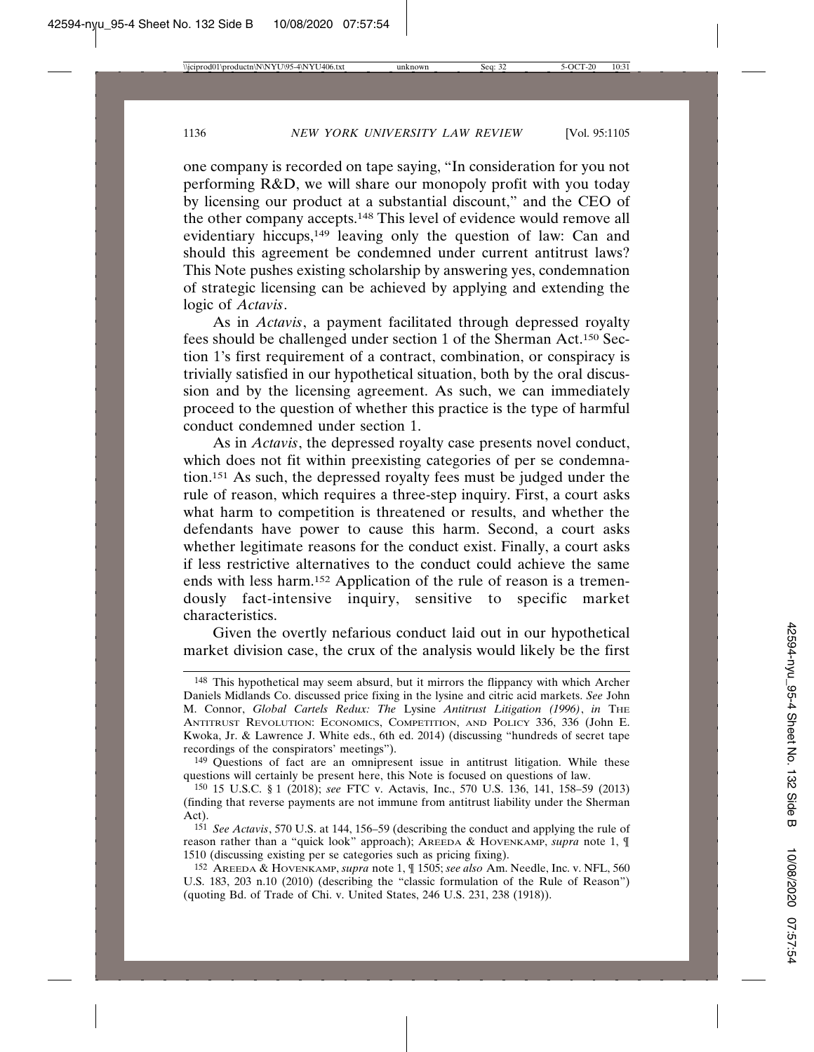one company is recorded on tape saying, "In consideration for you not performing R&D, we will share our monopoly profit with you today by licensing our product at a substantial discount," and the CEO of the other company accepts.[148] This level of evidence would remove all evidentiary hiccups,[149] leaving only the question of law: Can and should this agreement be condemned under current antitrust laws? This Note pushes existing scholarship by answering yes, condemnation of strategic licensing can be achieved by applying and extending the logic of *Actavis*.

As in *Actavis*, a payment facilitated through depressed royalty fees should be challenged under section 1 of the Sherman Act.[150] Section 1's first requirement of a contract, combination, or conspiracy is trivially satisfied in our hypothetical situation, both by the oral discussion and by the licensing agreement. As such, we can immediately proceed to the question of whether this practice is the type of harmful conduct condemned under section 1.

As in *Actavis*, the depressed royalty case presents novel conduct, which does not fit within preexisting categories of per se condemnation.[151] As such, the depressed royalty fees must be judged under the rule of reason, which requires a three-step inquiry. First, a court asks what harm to competition is threatened or results, and whether the defendants have power to cause this harm. Second, a court asks whether legitimate reasons for the conduct exist. Finally, a court asks if less restrictive alternatives to the conduct could achieve the same ends with less harm.[152] Application of the rule of reason is a tremendously fact-intensive inquiry, sensitive to specific market characteristics.

Given the overtly nefarious conduct laid out in our hypothetical market division case, the crux of the analysis would likely be the first

---

[148] This hypothetical may seem absurd, but it mirrors the flippancy with which Archer Daniels Midlands Co. discussed price fixing in the lysine and citric acid markets. *See* John M. Connor, *Global Cartels Redux: The* Lysine *Antitrust Litigation (1996)*, *in* THE ANTITRUST REVOLUTION: ECONOMICS, COMPETITION, AND POLICY 336, 336 (John E. Kwoka, Jr. & Lawrence J. White eds., 6th ed. 2014) (discussing "hundreds of secret tape recordings of the conspirators' meetings").

[149] Questions of fact are an omnipresent issue in antitrust litigation. While these questions will certainly be present here, this Note is focused on questions of law.

[150] 15 U.S.C. § 1 (2018); *see* FTC v. Actavis, Inc., 570 U.S. 136, 141, 158–59 (2013) (finding that reverse payments are not immune from antitrust liability under the Sherman Act).

[151] *See Actavis*, 570 U.S. at 144, 156–59 (describing the conduct and applying the rule of reason rather than a "quick look" approach); AREEDA & HOVENKAMP, *supra* note 1, ¶ 1510 (discussing existing per se categories such as pricing fixing).

[152] AREEDA & HOVENKAMP, *supra* note 1, ¶ 1505; *see also* Am. Needle, Inc. v. NFL, 560 U.S. 183, 203 n.10 (2010) (describing the "classic formulation of the Rule of Reason") (quoting Bd. of Trade of Chi. v. United States, 246 U.S. 231, 238 (1918)).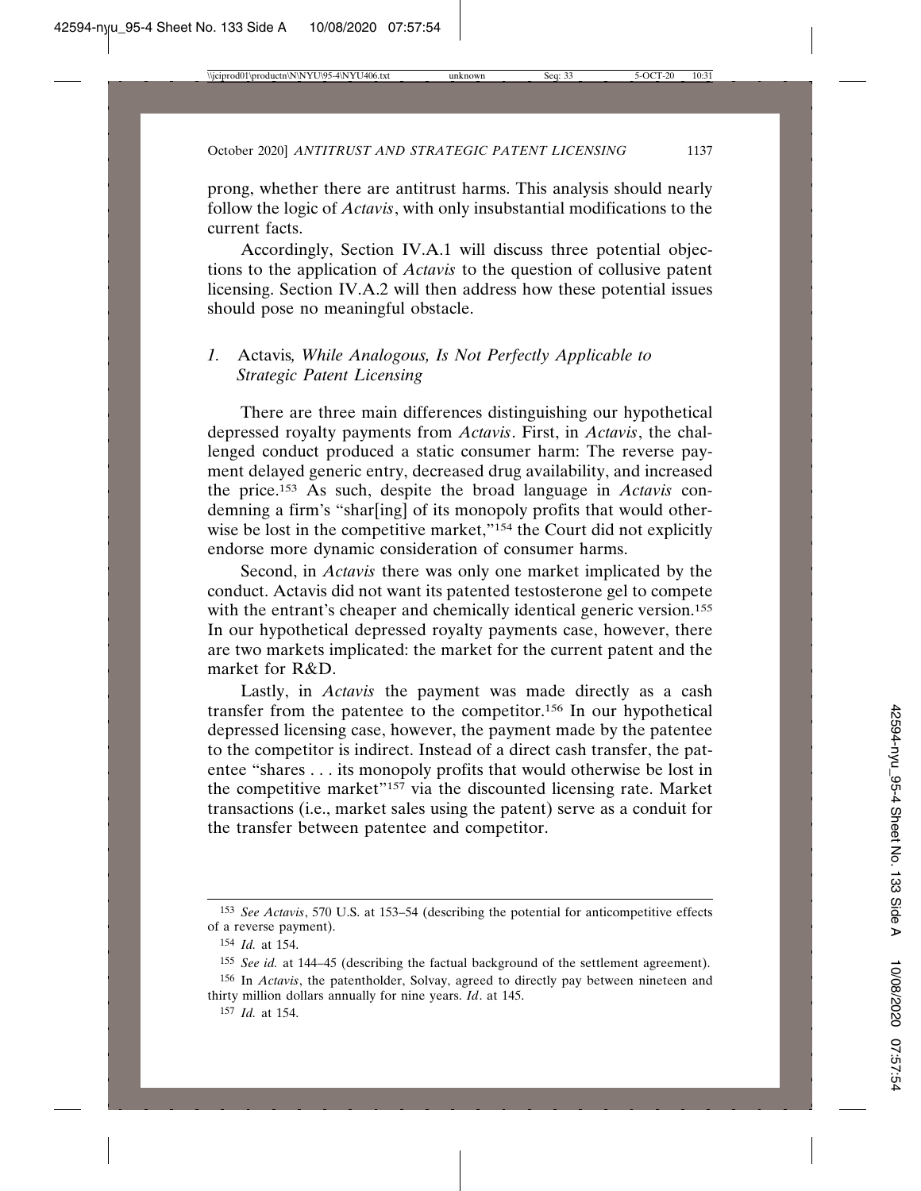prong, whether there are antitrust harms. This analysis should nearly follow the logic of *Actavis*, with only insubstantial modifications to the current facts.

Accordingly, Section IV.A.1 will discuss three potential objections to the application of *Actavis* to the question of collusive patent licensing. Section IV.A.2 will then address how these potential issues should pose no meaningful obstacle.

### *1.* Actavis*, While Analogous, Is Not Perfectly Applicable to Strategic Patent Licensing*

There are three main differences distinguishing our hypothetical depressed royalty payments from *Actavis*. First, in *Actavis*, the challenged conduct produced a static consumer harm: The reverse payment delayed generic entry, decreased drug availability, and increased the price.[153] As such, despite the broad language in *Actavis* condemning a firm's "shar[ing] of its monopoly profits that would otherwise be lost in the competitive market,"[154] the Court did not explicitly endorse more dynamic consideration of consumer harms.

Second, in *Actavis* there was only one market implicated by the conduct. Actavis did not want its patented testosterone gel to compete with the entrant's cheaper and chemically identical generic version.[155] In our hypothetical depressed royalty payments case, however, there are two markets implicated: the market for the current patent and the market for R&D.

Lastly, in *Actavis* the payment was made directly as a cash transfer from the patentee to the competitor.[156] In our hypothetical depressed licensing case, however, the payment made by the patentee to the competitor is indirect. Instead of a direct cash transfer, the patentee "shares . . . its monopoly profits that would otherwise be lost in the competitive market"[157] via the discounted licensing rate. Market transactions (i.e., market sales using the patent) serve as a conduit for the transfer between patentee and competitor.

---

[153] *See Actavis*, 570 U.S. at 153–54 (describing the potential for anticompetitive effects of a reverse payment).

[154] *Id.* at 154.

[155] *See id.* at 144–45 (describing the factual background of the settlement agreement).

[156] In *Actavis*, the patentholder, Solvay, agreed to directly pay between nineteen and thirty million dollars annually for nine years. *Id*. at 145.

[157] *Id.* at 154.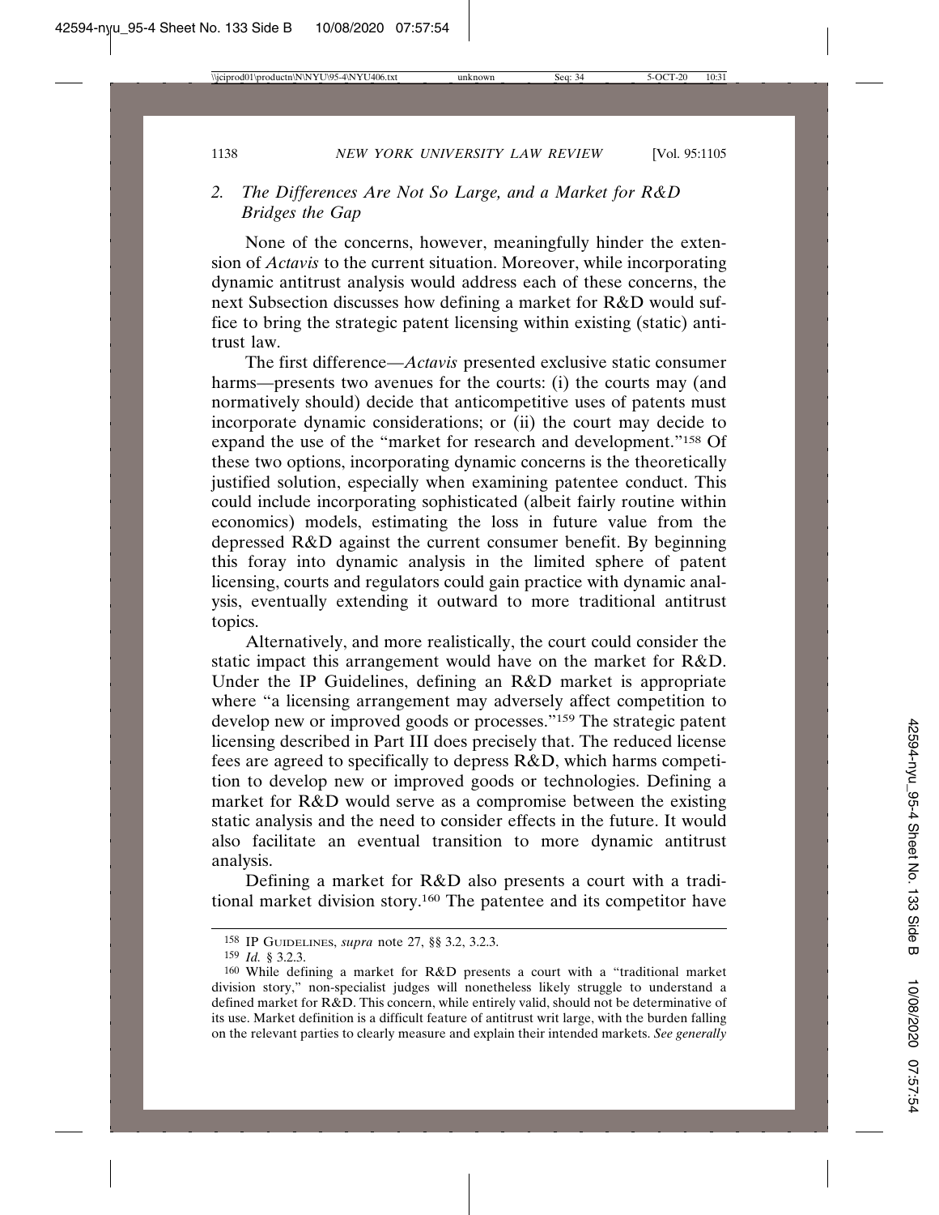### 2. *The Differences Are Not So Large, and a Market for R&D Bridges the Gap*

None of the concerns, however, meaningfully hinder the extension of *Actavis* to the current situation. Moreover, while incorporating dynamic antitrust analysis would address each of these concerns, the next Subsection discusses how defining a market for R&D would suffice to bring the strategic patent licensing within existing (static) antitrust law.

The first difference—*Actavis* presented exclusive static consumer harms—presents two avenues for the courts: (i) the courts may (and normatively should) decide that anticompetitive uses of patents must incorporate dynamic considerations; or (ii) the court may decide to expand the use of the "market for research and development."[158] Of these two options, incorporating dynamic concerns is the theoretically justified solution, especially when examining patentee conduct. This could include incorporating sophisticated (albeit fairly routine within economics) models, estimating the loss in future value from the depressed R&D against the current consumer benefit. By beginning this foray into dynamic analysis in the limited sphere of patent licensing, courts and regulators could gain practice with dynamic analysis, eventually extending it outward to more traditional antitrust topics.

Alternatively, and more realistically, the court could consider the static impact this arrangement would have on the market for R&D. Under the IP Guidelines, defining an R&D market is appropriate where "a licensing arrangement may adversely affect competition to develop new or improved goods or processes."[159] The strategic patent licensing described in Part III does precisely that. The reduced license fees are agreed to specifically to depress R&D, which harms competition to develop new or improved goods or technologies. Defining a market for R&D would serve as a compromise between the existing static analysis and the need to consider effects in the future. It would also facilitate an eventual transition to more dynamic antitrust analysis.

Defining a market for R&D also presents a court with a traditional market division story.[160] The patentee and its competitor have

---

158 IP GUIDELINES, *supra* note 27, §§ 3.2, 3.2.3.

159 *Id.* § 3.2.3.

160 While defining a market for R&D presents a court with a "traditional market division story," non-specialist judges will nonetheless likely struggle to understand a defined market for R&D. This concern, while entirely valid, should not be determinative of its use. Market definition is a difficult feature of antitrust writ large, with the burden falling on the relevant parties to clearly measure and explain their intended markets. *See generally*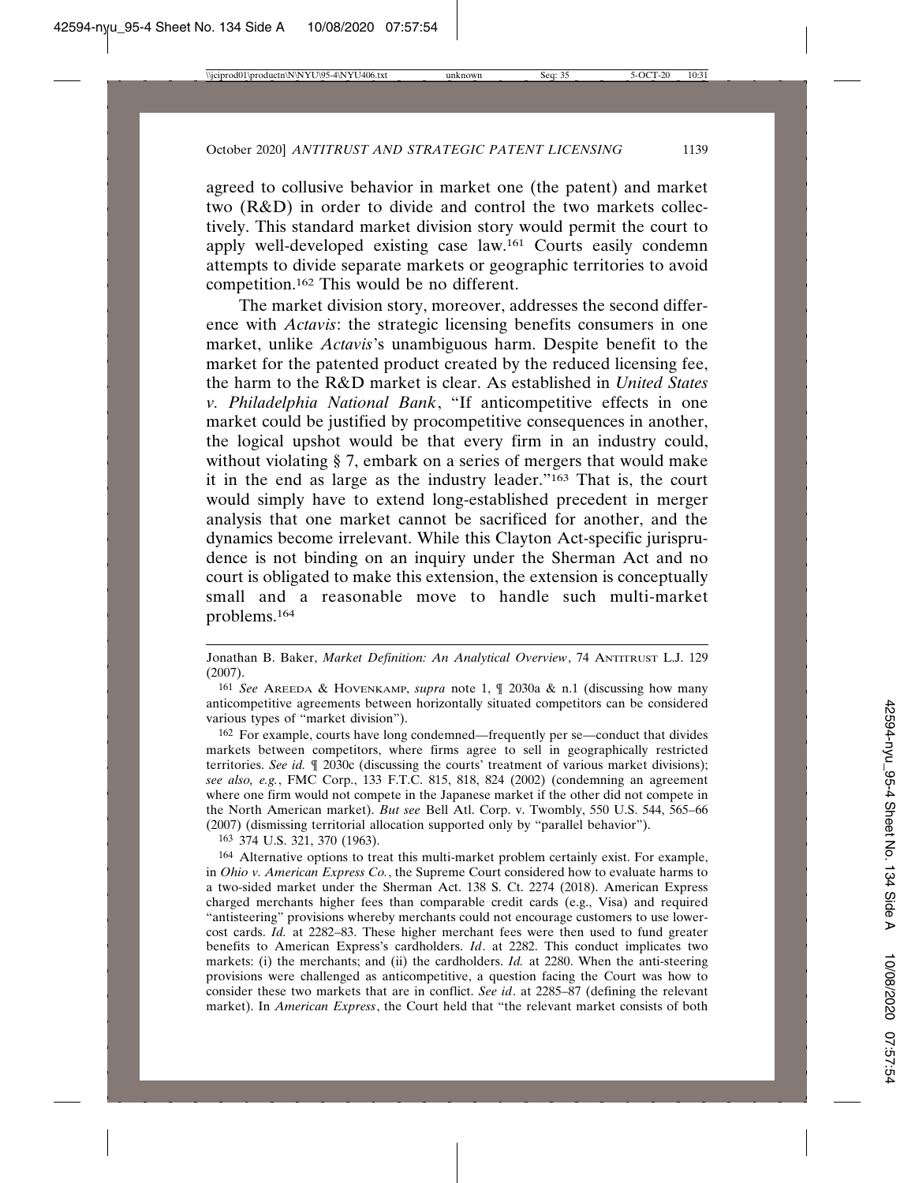agreed to collusive behavior in market one (the patent) and market two (R&D) in order to divide and control the two markets collectively. This standard market division story would permit the court to apply well-developed existing case law.[161] Courts easily condemn attempts to divide separate markets or geographic territories to avoid competition.[162] This would be no different.

The market division story, moreover, addresses the second difference with *Actavis*: the strategic licensing benefits consumers in one market, unlike *Actavis*'s unambiguous harm. Despite benefit to the market for the patented product created by the reduced licensing fee, the harm to the R&D market is clear. As established in *United States v. Philadelphia National Bank*, "If anticompetitive effects in one market could be justified by procompetitive consequences in another, the logical upshot would be that every firm in an industry could, without violating § 7, embark on a series of mergers that would make it in the end as large as the industry leader."[163] That is, the court would simply have to extend long-established precedent in merger analysis that one market cannot be sacrificed for another, and the dynamics become irrelevant. While this Clayton Act-specific jurisprudence is not binding on an inquiry under the Sherman Act and no court is obligated to make this extension, the extension is conceptually small and a reasonable move to handle such multi-market problems.[164]

---

Jonathan B. Baker, *Market Definition: An Analytical Overview*, 74 ANTITRUST L.J. 129 (2007).

[161] *See* AREEDA & HOVENKAMP, *supra* note 1, ¶ 2030a & n.1 (discussing how many anticompetitive agreements between horizontally situated competitors can be considered various types of "market division").

[162] For example, courts have long condemned—frequently per se—conduct that divides markets between competitors, where firms agree to sell in geographically restricted territories. *See id.* ¶ 2030c (discussing the courts' treatment of various market divisions); *see also, e.g.*, FMC Corp., 133 F.T.C. 815, 818, 824 (2002) (condemning an agreement where one firm would not compete in the Japanese market if the other did not compete in the North American market). *But see* Bell Atl. Corp. v. Twombly, 550 U.S. 544, 565–66 (2007) (dismissing territorial allocation supported only by "parallel behavior").

[163] 374 U.S. 321, 370 (1963).

[164] Alternative options to treat this multi-market problem certainly exist. For example, in *Ohio v. American Express Co.*, the Supreme Court considered how to evaluate harms to a two-sided market under the Sherman Act. 138 S. Ct. 2274 (2018). American Express charged merchants higher fees than comparable credit cards (e.g., Visa) and required "antisteering" provisions whereby merchants could not encourage customers to use lower-cost cards. *Id.* at 2282–83. These higher merchant fees were then used to fund greater benefits to American Express's cardholders. *Id*. at 2282. This conduct implicates two markets: (i) the merchants; and (ii) the cardholders. *Id.* at 2280. When the anti-steering provisions were challenged as anticompetitive, a question facing the Court was how to consider these two markets that are in conflict. *See id*. at 2285–87 (defining the relevant market). In *American Express*, the Court held that "the relevant market consists of both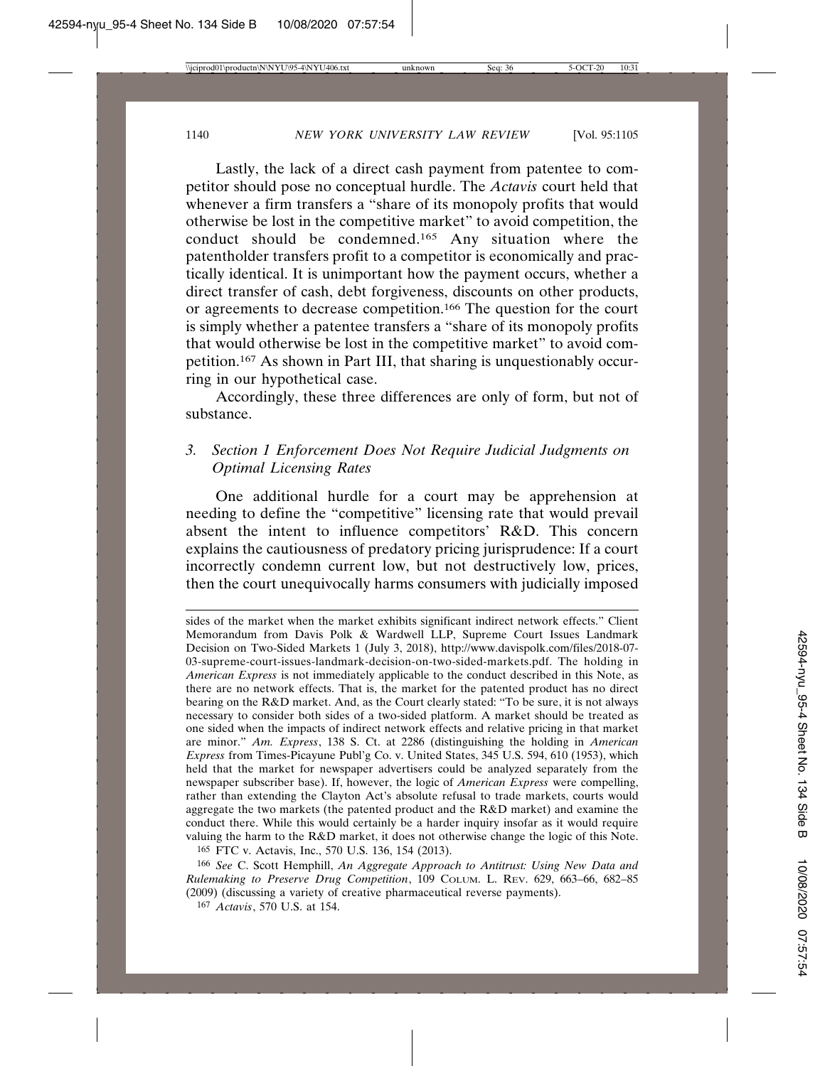Lastly, the lack of a direct cash payment from patentee to competitor should pose no conceptual hurdle. The *Actavis* court held that whenever a firm transfers a "share of its monopoly profits that would otherwise be lost in the competitive market" to avoid competition, the conduct should be condemned.[165] Any situation where the patentholder transfers profit to a competitor is economically and practically identical. It is unimportant how the payment occurs, whether a direct transfer of cash, debt forgiveness, discounts on other products, or agreements to decrease competition.[166] The question for the court is simply whether a patentee transfers a "share of its monopoly profits that would otherwise be lost in the competitive market" to avoid competition.[167] As shown in Part III, that sharing is unquestionably occurring in our hypothetical case.

Accordingly, these three differences are only of form, but not of substance.

### 3. *Section 1 Enforcement Does Not Require Judicial Judgments on Optimal Licensing Rates*

One additional hurdle for a court may be apprehension at needing to define the "competitive" licensing rate that would prevail absent the intent to influence competitors' R&D. This concern explains the cautiousness of predatory pricing jurisprudence: If a court incorrectly condemn current low, but not destructively low, prices, then the court unequivocally harms consumers with judicially imposed

---

sides of the market when the market exhibits significant indirect network effects." Client Memorandum from Davis Polk & Wardwell LLP, Supreme Court Issues Landmark Decision on Two-Sided Markets 1 (July 3, 2018), http://www.davispolk.com/files/2018-07-03-supreme-court-issues-landmark-decision-on-two-sided-markets.pdf. The holding in *American Express* is not immediately applicable to the conduct described in this Note, as there are no network effects. That is, the market for the patented product has no direct bearing on the R&D market. And, as the Court clearly stated: "To be sure, it is not always necessary to consider both sides of a two-sided platform. A market should be treated as one sided when the impacts of indirect network effects and relative pricing in that market are minor." *Am. Express*, 138 S. Ct. at 2286 (distinguishing the holding in *American Express* from Times-Picayune Publ'g Co. v. United States, 345 U.S. 594, 610 (1953), which held that the market for newspaper advertisers could be analyzed separately from the newspaper subscriber base). If, however, the logic of *American Express* were compelling, rather than extending the Clayton Act's absolute refusal to trade markets, courts would aggregate the two markets (the patented product and the R&D market) and examine the conduct there. While this would certainly be a harder inquiry insofar as it would require valuing the harm to the R&D market, it does not otherwise change the logic of this Note.

[165] FTC v. Actavis, Inc., 570 U.S. 136, 154 (2013).

[166] *See* C. Scott Hemphill, *An Aggregate Approach to Antitrust: Using New Data and Rulemaking to Preserve Drug Competition*, 109 COLUM. L. REV. 629, 663–66, 682–85 (2009) (discussing a variety of creative pharmaceutical reverse payments).

[167] *Actavis*, 570 U.S. at 154.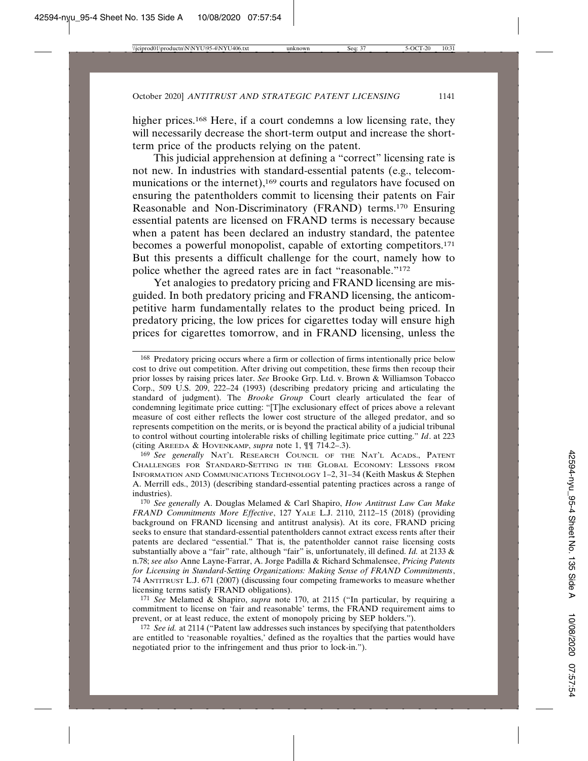higher prices.[168] Here, if a court condemns a low licensing rate, they will necessarily decrease the short-term output and increase the short-term price of the products relying on the patent.

This judicial apprehension at defining a "correct" licensing rate is not new. In industries with standard-essential patents (e.g., telecommunications or the internet),[169] courts and regulators have focused on ensuring the patentholders commit to licensing their patents on Fair Reasonable and Non-Discriminatory (FRAND) terms.[170] Ensuring essential patents are licensed on FRAND terms is necessary because when a patent has been declared an industry standard, the patentee becomes a powerful monopolist, capable of extorting competitors.[171] But this presents a difficult challenge for the court, namely how to police whether the agreed rates are in fact "reasonable."[172]

Yet analogies to predatory pricing and FRAND licensing are misguided. In both predatory pricing and FRAND licensing, the anticompetitive harm fundamentally relates to the product being priced. In predatory pricing, the low prices for cigarettes today will ensure high prices for cigarettes tomorrow, and in FRAND licensing, unless the

---

[168] Predatory pricing occurs where a firm or collection of firms intentionally price below cost to drive out competition. After driving out competition, these firms then recoup their prior losses by raising prices later. *See* Brooke Grp. Ltd. v. Brown & Williamson Tobacco Corp., 509 U.S. 209, 222–24 (1993) (describing predatory pricing and articulating the standard of judgment). The *Brooke Group* Court clearly articulated the fear of condemning legitimate price cutting: "[T]he exclusionary effect of prices above a relevant measure of cost either reflects the lower cost structure of the alleged predator, and so represents competition on the merits, or is beyond the practical ability of a judicial tribunal to control without courting intolerable risks of chilling legitimate price cutting." *Id*. at 223 (citing AREEDA & HOVENKAMP, *supra* note 1, ¶¶ 714.2–.3).

[169] *See generally* NAT'L RESEARCH COUNCIL OF THE NAT'L ACADS., PATENT CHALLENGES FOR STANDARD-SETTING IN THE GLOBAL ECONOMY: LESSONS FROM INFORMATION AND COMMUNICATIONS TECHNOLOGY 1–2, 31–34 (Keith Maskus & Stephen A. Merrill eds., 2013) (describing standard-essential patenting practices across a range of industries).

[170] *See generally* A. Douglas Melamed & Carl Shapiro, *How Antitrust Law Can Make FRAND Commitments More Effective*, 127 YALE L.J. 2110, 2112–15 (2018) (providing background on FRAND licensing and antitrust analysis). At its core, FRAND pricing seeks to ensure that standard-essential patentholders cannot extract excess rents after their patents are declared "essential." That is, the patentholder cannot raise licensing costs substantially above a "fair" rate, although "fair" is, unfortunately, ill defined. *Id.* at 2133 & n.78; *see also* Anne Layne-Farrar, A. Jorge Padilla & Richard Schmalensee, *Pricing Patents for Licensing in Standard-Setting Organizations: Making Sense of FRAND Commitments*, 74 ANTITRUST L.J. 671 (2007) (discussing four competing frameworks to measure whether licensing terms satisfy FRAND obligations).

[171] *See* Melamed & Shapiro, *supra* note 170, at 2115 ("In particular, by requiring a commitment to license on 'fair and reasonable' terms, the FRAND requirement aims to prevent, or at least reduce, the extent of monopoly pricing by SEP holders.").

[172] *See id.* at 2114 ("Patent law addresses such instances by specifying that patentholders are entitled to 'reasonable royalties,' defined as the royalties that the parties would have negotiated prior to the infringement and thus prior to lock-in.").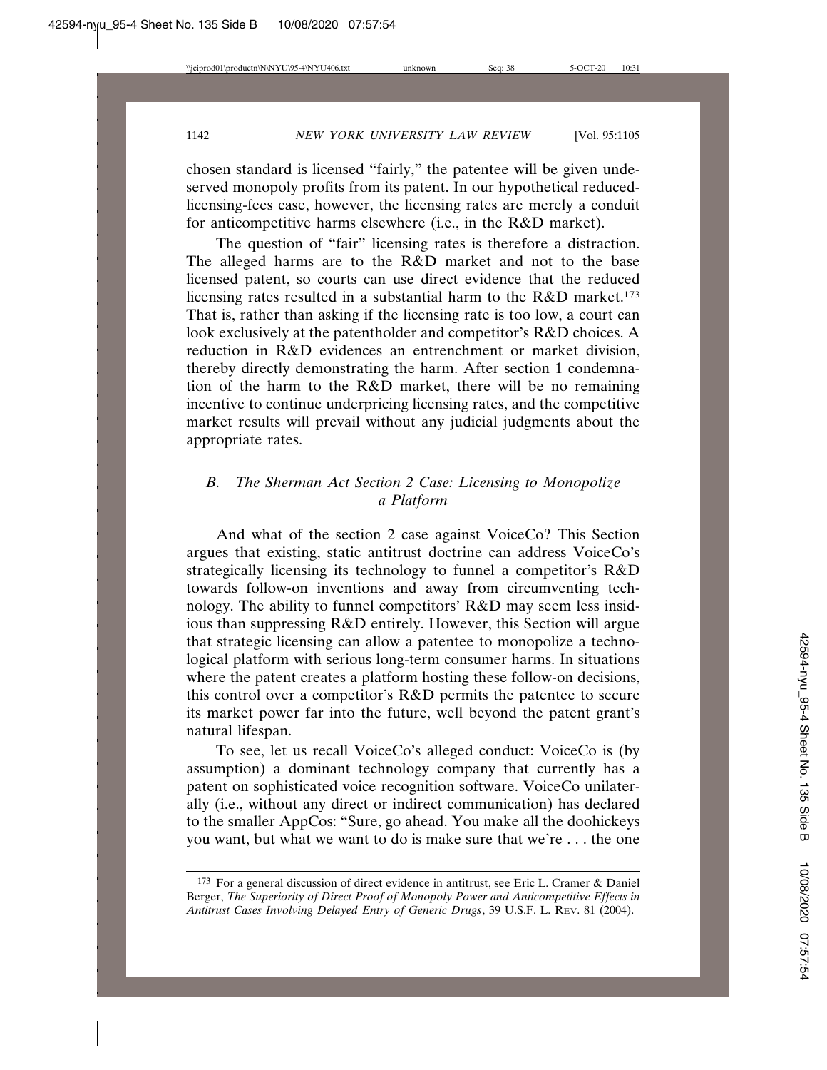chosen standard is licensed "fairly," the patentee will be given undeserved monopoly profits from its patent. In our hypothetical reduced-licensing-fees case, however, the licensing rates are merely a conduit for anticompetitive harms elsewhere (i.e., in the R&D market).

The question of "fair" licensing rates is therefore a distraction. The alleged harms are to the R&D market and not to the base licensed patent, so courts can use direct evidence that the reduced licensing rates resulted in a substantial harm to the R&D market.[173] That is, rather than asking if the licensing rate is too low, a court can look exclusively at the patentholder and competitor's R&D choices. A reduction in R&D evidences an entrenchment or market division, thereby directly demonstrating the harm. After section 1 condemnation of the harm to the R&D market, there will be no remaining incentive to continue underpricing licensing rates, and the competitive market results will prevail without any judicial judgments about the appropriate rates.

### *B. The Sherman Act Section 2 Case: Licensing to Monopolize a Platform*

And what of the section 2 case against VoiceCo? This Section argues that existing, static antitrust doctrine can address VoiceCo's strategically licensing its technology to funnel a competitor's R&D towards follow-on inventions and away from circumventing technology. The ability to funnel competitors' R&D may seem less insidious than suppressing R&D entirely. However, this Section will argue that strategic licensing can allow a patentee to monopolize a technological platform with serious long-term consumer harms. In situations where the patent creates a platform hosting these follow-on decisions, this control over a competitor's R&D permits the patentee to secure its market power far into the future, well beyond the patent grant's natural lifespan.

To see, let us recall VoiceCo's alleged conduct: VoiceCo is (by assumption) a dominant technology company that currently has a patent on sophisticated voice recognition software. VoiceCo unilaterally (i.e., without any direct or indirect communication) has declared to the smaller AppCos: "Sure, go ahead. You make all the doohickeys you want, but what we want to do is make sure that we're . . . the one

---

[173] For a general discussion of direct evidence in antitrust, see Eric L. Cramer & Daniel Berger, *The Superiority of Direct Proof of Monopoly Power and Anticompetitive Effects in Antitrust Cases Involving Delayed Entry of Generic Drugs*, 39 U.S.F. L. REV. 81 (2004).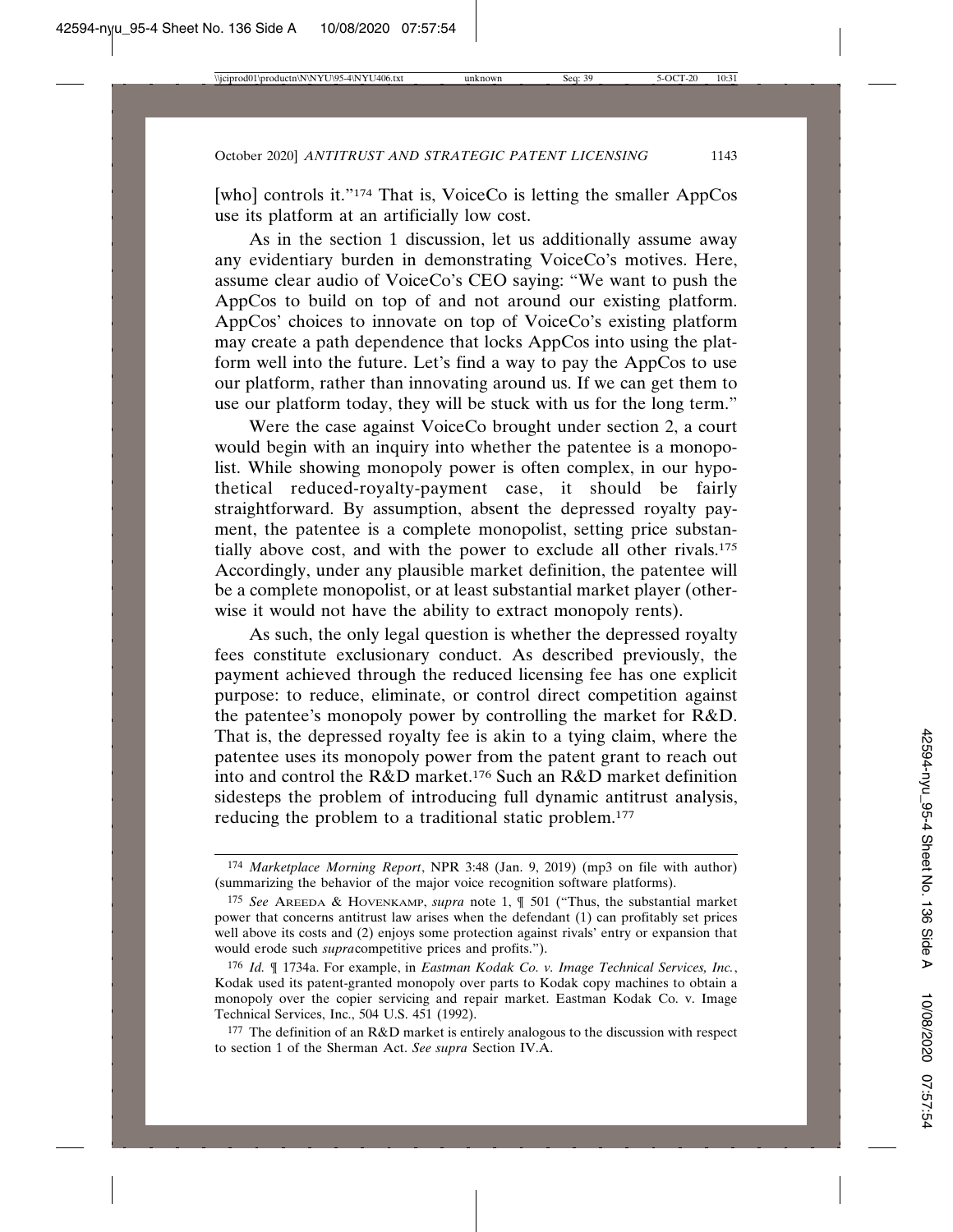[who] controls it."[174] That is, VoiceCo is letting the smaller AppCos use its platform at an artificially low cost.

As in the section 1 discussion, let us additionally assume away any evidentiary burden in demonstrating VoiceCo's motives. Here, assume clear audio of VoiceCo's CEO saying: "We want to push the AppCos to build on top of and not around our existing platform. AppCos' choices to innovate on top of VoiceCo's existing platform may create a path dependence that locks AppCos into using the platform well into the future. Let's find a way to pay the AppCos to use our platform, rather than innovating around us. If we can get them to use our platform today, they will be stuck with us for the long term."

Were the case against VoiceCo brought under section 2, a court would begin with an inquiry into whether the patentee is a monopolist. While showing monopoly power is often complex, in our hypothetical reduced-royalty-payment case, it should be fairly straightforward. By assumption, absent the depressed royalty payment, the patentee is a complete monopolist, setting price substantially above cost, and with the power to exclude all other rivals.[175] Accordingly, under any plausible market definition, the patentee will be a complete monopolist, or at least substantial market player (otherwise it would not have the ability to extract monopoly rents).

As such, the only legal question is whether the depressed royalty fees constitute exclusionary conduct. As described previously, the payment achieved through the reduced licensing fee has one explicit purpose: to reduce, eliminate, or control direct competition against the patentee's monopoly power by controlling the market for R&D. That is, the depressed royalty fee is akin to a tying claim, where the patentee uses its monopoly power from the patent grant to reach out into and control the R&D market.[176] Such an R&D market definition sidesteps the problem of introducing full dynamic antitrust analysis, reducing the problem to a traditional static problem.[177]

---

[174] *Marketplace Morning Report*, NPR 3:48 (Jan. 9, 2019) (mp3 on file with author) (summarizing the behavior of the major voice recognition software platforms).

[175] *See* AREEDA & HOVENKAMP, *supra* note 1, ¶ 501 ("Thus, the substantial market power that concerns antitrust law arises when the defendant (1) can profitably set prices well above its costs and (2) enjoys some protection against rivals' entry or expansion that would erode such *supra*competitive prices and profits.").

[176] *Id.* ¶ 1734a. For example, in *Eastman Kodak Co. v. Image Technical Services, Inc.*, Kodak used its patent-granted monopoly over parts to Kodak copy machines to obtain a monopoly over the copier servicing and repair market. Eastman Kodak Co. v. Image Technical Services, Inc., 504 U.S. 451 (1992).

[177] The definition of an R&D market is entirely analogous to the discussion with respect to section 1 of the Sherman Act. *See supra* Section IV.A.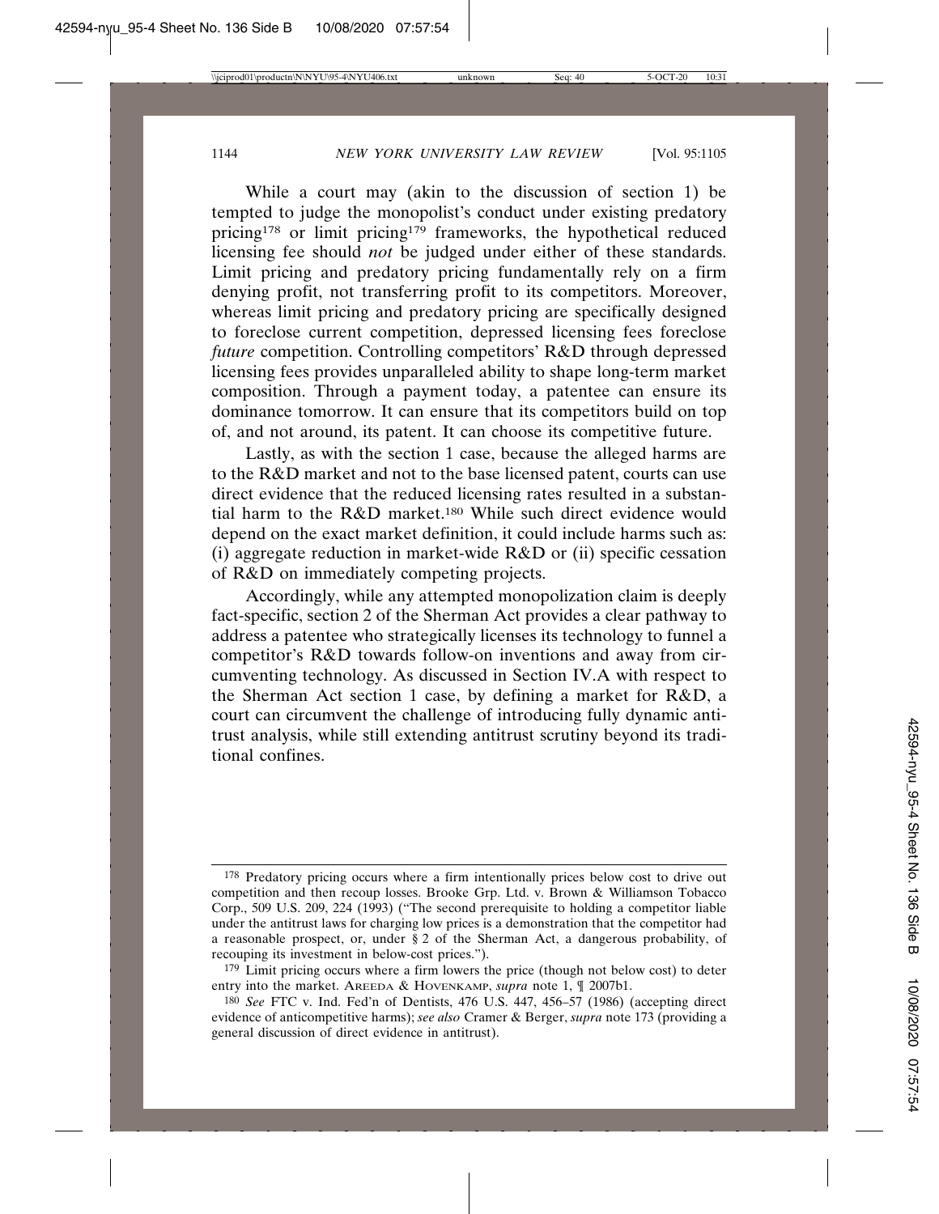While a court may (akin to the discussion of section 1) be tempted to judge the monopolist's conduct under existing predatory pricing[178] or limit pricing[179] frameworks, the hypothetical reduced licensing fee should *not* be judged under either of these standards. Limit pricing and predatory pricing fundamentally rely on a firm denying profit, not transferring profit to its competitors. Moreover, whereas limit pricing and predatory pricing are specifically designed to foreclose current competition, depressed licensing fees foreclose *future* competition. Controlling competitors' R&D through depressed licensing fees provides unparalleled ability to shape long-term market composition. Through a payment today, a patentee can ensure its dominance tomorrow. It can ensure that its competitors build on top of, and not around, its patent. It can choose its competitive future.

Lastly, as with the section 1 case, because the alleged harms are to the R&D market and not to the base licensed patent, courts can use direct evidence that the reduced licensing rates resulted in a substantial harm to the R&D market.[180] While such direct evidence would depend on the exact market definition, it could include harms such as: (i) aggregate reduction in market-wide R&D or (ii) specific cessation of R&D on immediately competing projects.

Accordingly, while any attempted monopolization claim is deeply fact-specific, section 2 of the Sherman Act provides a clear pathway to address a patentee who strategically licenses its technology to funnel a competitor's R&D towards follow-on inventions and away from circumventing technology. As discussed in Section IV.A with respect to the Sherman Act section 1 case, by defining a market for R&D, a court can circumvent the challenge of introducing fully dynamic antitrust analysis, while still extending antitrust scrutiny beyond its traditional confines.

---

[178] Predatory pricing occurs where a firm intentionally prices below cost to drive out competition and then recoup losses. Brooke Grp. Ltd. v. Brown & Williamson Tobacco Corp., 509 U.S. 209, 224 (1993) ("The second prerequisite to holding a competitor liable under the antitrust laws for charging low prices is a demonstration that the competitor had a reasonable prospect, or, under § 2 of the Sherman Act, a dangerous probability, of recouping its investment in below-cost prices.").

[179] Limit pricing occurs where a firm lowers the price (though not below cost) to deter entry into the market. Areeda & Hovenkamp, *supra* note 1, ¶ 2007b1.

[180] *See* FTC v. Ind. Fed'n of Dentists, 476 U.S. 447, 456–57 (1986) (accepting direct evidence of anticompetitive harms); *see also* Cramer & Berger, *supra* note 173 (providing a general discussion of direct evidence in antitrust).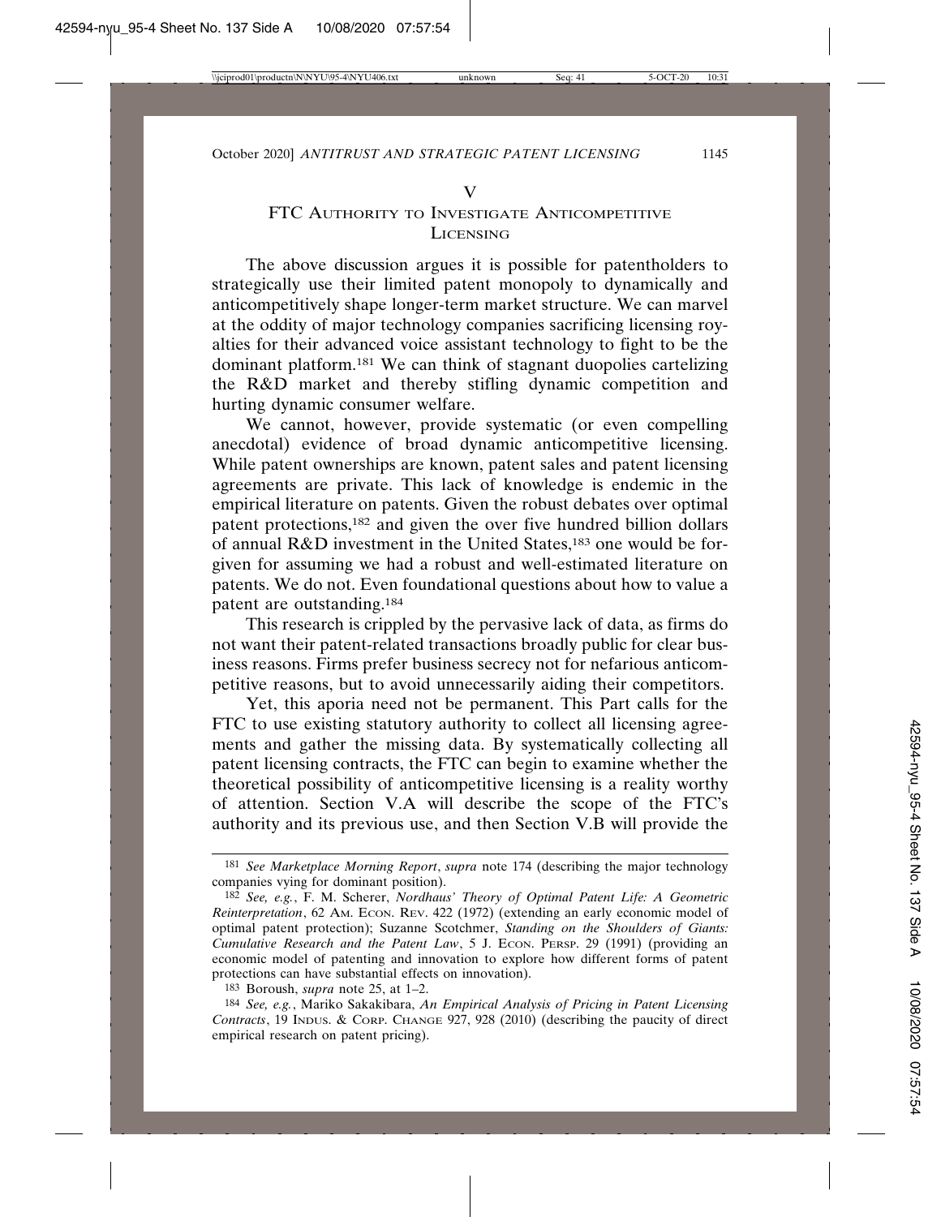# V

## FTC Authority to Investigate Anticompetitive Licensing

The above discussion argues it is possible for patentholders to strategically use their limited patent monopoly to dynamically and anticompetitively shape longer-term market structure. We can marvel at the oddity of major technology companies sacrificing licensing royalties for their advanced voice assistant technology to fight to be the dominant platform.[181] We can think of stagnant duopolies cartelizing the R&D market and thereby stifling dynamic competition and hurting dynamic consumer welfare.

We cannot, however, provide systematic (or even compelling anecdotal) evidence of broad dynamic anticompetitive licensing. While patent ownerships are known, patent sales and patent licensing agreements are private. This lack of knowledge is endemic in the empirical literature on patents. Given the robust debates over optimal patent protections,[182] and given the over five hundred billion dollars of annual R&D investment in the United States,[183] one would be forgiven for assuming we had a robust and well-estimated literature on patents. We do not. Even foundational questions about how to value a patent are outstanding.[184]

This research is crippled by the pervasive lack of data, as firms do not want their patent-related transactions broadly public for clear business reasons. Firms prefer business secrecy not for nefarious anticompetitive reasons, but to avoid unnecessarily aiding their competitors.

Yet, this aporia need not be permanent. This Part calls for the FTC to use existing statutory authority to collect all licensing agreements and gather the missing data. By systematically collecting all patent licensing contracts, the FTC can begin to examine whether the theoretical possibility of anticompetitive licensing is a reality worthy of attention. Section V.A will describe the scope of the FTC's authority and its previous use, and then Section V.B will provide the

---

[181] *See Marketplace Morning Report*, *supra* note 174 (describing the major technology companies vying for dominant position).

[182] *See, e.g.*, F. M. Scherer, *Nordhaus' Theory of Optimal Patent Life: A Geometric Reinterpretation*, 62 Am. Econ. Rev. 422 (1972) (extending an early economic model of optimal patent protection); Suzanne Scotchmer, *Standing on the Shoulders of Giants: Cumulative Research and the Patent Law*, 5 J. Econ. Persp. 29 (1991) (providing an economic model of patenting and innovation to explore how different forms of patent protections can have substantial effects on innovation).

[183] Boroush, *supra* note 25, at 1–2.

[184] *See, e.g.*, Mariko Sakakibara, *An Empirical Analysis of Pricing in Patent Licensing Contracts*, 19 Indus. & Corp. Change 927, 928 (2010) (describing the paucity of direct empirical research on patent pricing).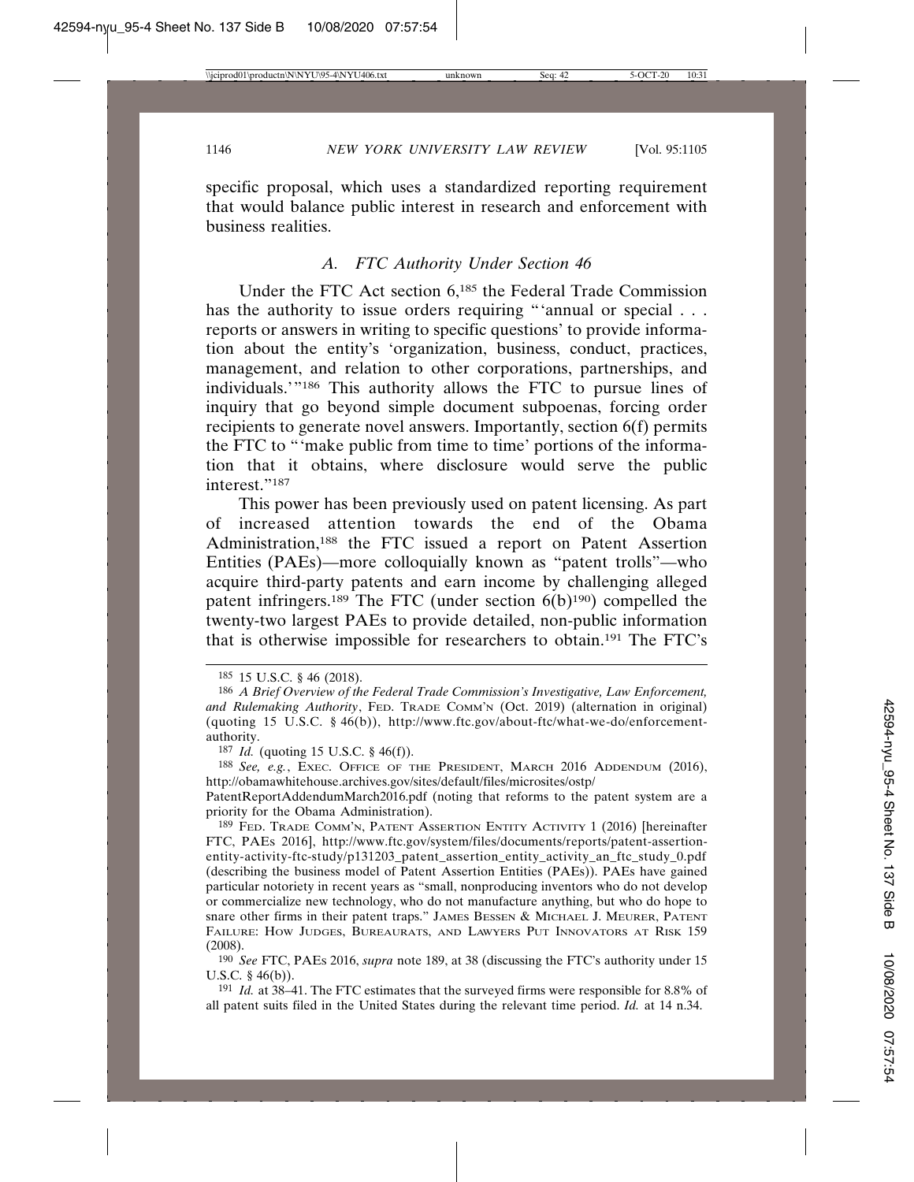specific proposal, which uses a standardized reporting requirement that would balance public interest in research and enforcement with business realities.

### *A. FTC Authority Under Section 46*

Under the FTC Act section 6,[185] the Federal Trade Commission has the authority to issue orders requiring "'annual or special . . . reports or answers in writing to specific questions' to provide information about the entity's 'organization, business, conduct, practices, management, and relation to other corporations, partnerships, and individuals.'"[186] This authority allows the FTC to pursue lines of inquiry that go beyond simple document subpoenas, forcing order recipients to generate novel answers. Importantly, section 6(f) permits the FTC to "'make public from time to time' portions of the information that it obtains, where disclosure would serve the public interest."[187]

This power has been previously used on patent licensing. As part of increased attention towards the end of the Obama Administration,[188] the FTC issued a report on Patent Assertion Entities (PAEs)—more colloquially known as "patent trolls"—who acquire third-party patents and earn income by challenging alleged patent infringers.[189] The FTC (under section 6(b)[190]) compelled the twenty-two largest PAEs to provide detailed, non-public information that is otherwise impossible for researchers to obtain.[191] The FTC's

---

[185] 15 U.S.C. § 46 (2018).

[186] *A Brief Overview of the Federal Trade Commission's Investigative, Law Enforcement, and Rulemaking Authority*, FED. TRADE COMM'N (Oct. 2019) (alternation in original) (quoting 15 U.S.C. § 46(b)), http://www.ftc.gov/about-ftc/what-we-do/enforcement-authority.

[187] *Id.* (quoting 15 U.S.C. § 46(f)).

[188] *See, e.g.*, EXEC. OFFICE OF THE PRESIDENT, MARCH 2016 ADDENDUM (2016), http://obamawhitehouse.archives.gov/sites/default/files/microsites/ostp/PatentReportAddendumMarch2016.pdf (noting that reforms to the patent system are a priority for the Obama Administration).

[189] FED. TRADE COMM'N, PATENT ASSERTION ENTITY ACTIVITY 1 (2016) [hereinafter FTC, PAEs 2016], http://www.ftc.gov/system/files/documents/reports/patent-assertion-entity-activity-ftc-study/p131203_patent_assertion_entity_activity_an_ftc_study_0.pdf (describing the business model of Patent Assertion Entities (PAEs)). PAEs have gained particular notoriety in recent years as "small, nonproducing inventors who do not develop or commercialize new technology, who do not manufacture anything, but who do hope to snare other firms in their patent traps." JAMES BESSEN & MICHAEL J. MEURER, PATENT FAILURE: HOW JUDGES, BUREAURATS, AND LAWYERS PUT INNOVATORS AT RISK 159 (2008).

[190] *See* FTC, PAEs 2016, *supra* note 189, at 38 (discussing the FTC's authority under 15 U.S.C. § 46(b)).

[191] *Id.* at 38–41. The FTC estimates that the surveyed firms were responsible for 8.8% of all patent suits filed in the United States during the relevant time period. *Id.* at 14 n.34.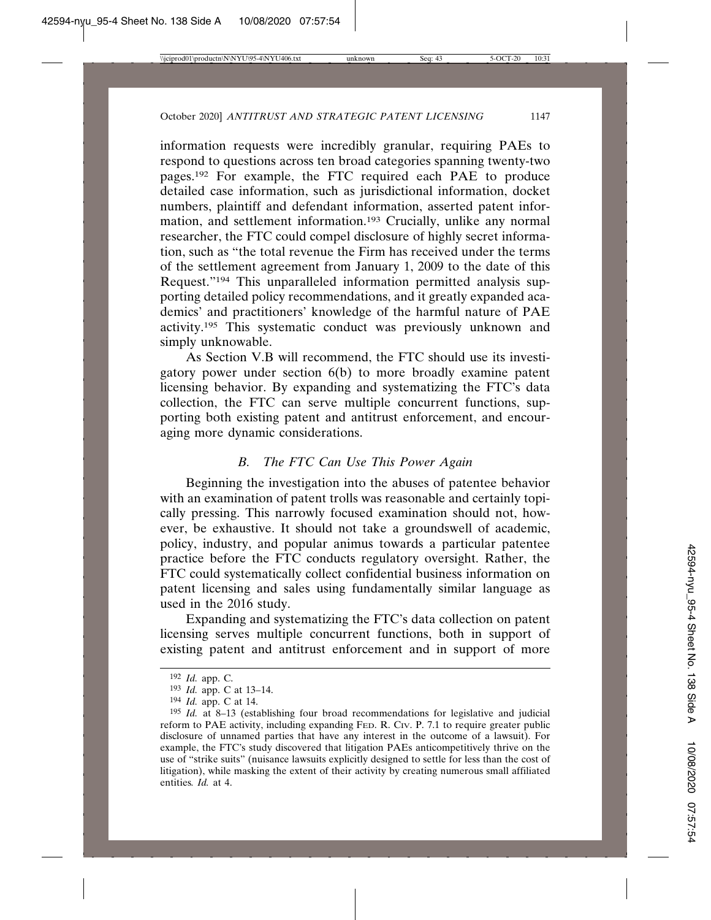information requests were incredibly granular, requiring PAEs to respond to questions across ten broad categories spanning twenty-two pages.[192] For example, the FTC required each PAE to produce detailed case information, such as jurisdictional information, docket numbers, plaintiff and defendant information, asserted patent information, and settlement information.[193] Crucially, unlike any normal researcher, the FTC could compel disclosure of highly secret information, such as "the total revenue the Firm has received under the terms of the settlement agreement from January 1, 2009 to the date of this Request."[194] This unparalleled information permitted analysis supporting detailed policy recommendations, and it greatly expanded academics' and practitioners' knowledge of the harmful nature of PAE activity.[195] This systematic conduct was previously unknown and simply unknowable.

As Section V.B will recommend, the FTC should use its investigatory power under section 6(b) to more broadly examine patent licensing behavior. By expanding and systematizing the FTC's data collection, the FTC can serve multiple concurrent functions, supporting both existing patent and antitrust enforcement, and encouraging more dynamic considerations.

### *B. The FTC Can Use This Power Again*

Beginning the investigation into the abuses of patentee behavior with an examination of patent trolls was reasonable and certainly topically pressing. This narrowly focused examination should not, however, be exhaustive. It should not take a groundswell of academic, policy, industry, and popular animus towards a particular patentee practice before the FTC conducts regulatory oversight. Rather, the FTC could systematically collect confidential business information on patent licensing and sales using fundamentally similar language as used in the 2016 study.

Expanding and systematizing the FTC's data collection on patent licensing serves multiple concurrent functions, both in support of existing patent and antitrust enforcement and in support of more

---

[192] *Id.* app. C.

[193] *Id.* app. C at 13–14.

[194] *Id.* app. C at 14.

[195] *Id.* at 8–13 (establishing four broad recommendations for legislative and judicial reform to PAE activity, including expanding FED. R. CIV. P. 7.1 to require greater public disclosure of unnamed parties that have any interest in the outcome of a lawsuit). For example, the FTC's study discovered that litigation PAEs anticompetitively thrive on the use of "strike suits" (nuisance lawsuits explicitly designed to settle for less than the cost of litigation), while masking the extent of their activity by creating numerous small affiliated entities*. Id.* at 4.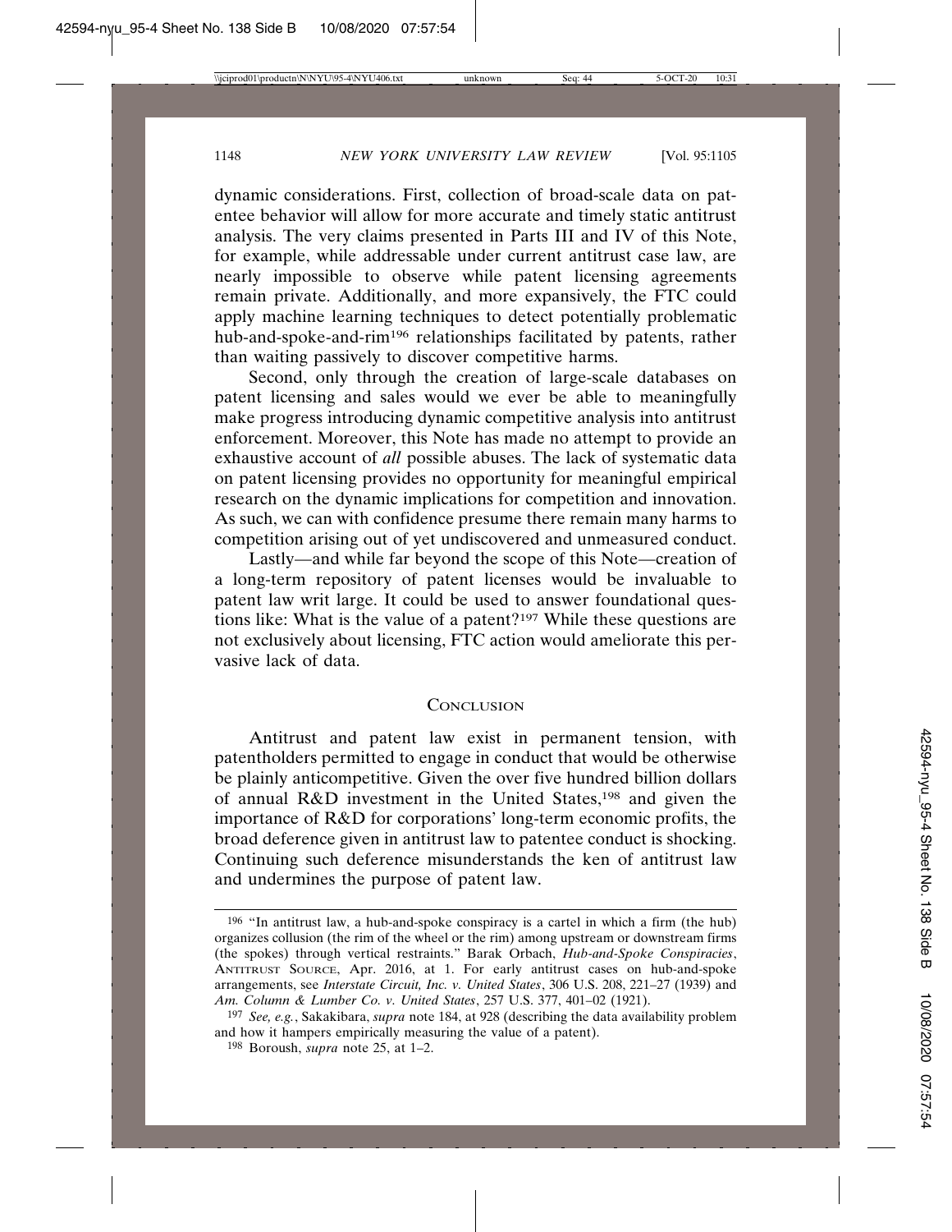dynamic considerations. First, collection of broad-scale data on patentee behavior will allow for more accurate and timely static antitrust analysis. The very claims presented in Parts III and IV of this Note, for example, while addressable under current antitrust case law, are nearly impossible to observe while patent licensing agreements remain private. Additionally, and more expansively, the FTC could apply machine learning techniques to detect potentially problematic hub-and-spoke-and-rim[196] relationships facilitated by patents, rather than waiting passively to discover competitive harms.

Second, only through the creation of large-scale databases on patent licensing and sales would we ever be able to meaningfully make progress introducing dynamic competitive analysis into antitrust enforcement. Moreover, this Note has made no attempt to provide an exhaustive account of *all* possible abuses. The lack of systematic data on patent licensing provides no opportunity for meaningful empirical research on the dynamic implications for competition and innovation. As such, we can with confidence presume there remain many harms to competition arising out of yet undiscovered and unmeasured conduct.

Lastly—and while far beyond the scope of this Note—creation of a long-term repository of patent licenses would be invaluable to patent law writ large. It could be used to answer foundational questions like: What is the value of a patent?[197] While these questions are not exclusively about licensing, FTC action would ameliorate this pervasive lack of data.

## Conclusion

Antitrust and patent law exist in permanent tension, with patentholders permitted to engage in conduct that would be otherwise be plainly anticompetitive. Given the over five hundred billion dollars of annual R&D investment in the United States,[198] and given the importance of R&D for corporations' long-term economic profits, the broad deference given in antitrust law to patentee conduct is shocking. Continuing such deference misunderstands the ken of antitrust law and undermines the purpose of patent law.

---

[196] "In antitrust law, a hub-and-spoke conspiracy is a cartel in which a firm (the hub) organizes collusion (the rim of the wheel or the rim) among upstream or downstream firms (the spokes) through vertical restraints." Barak Orbach, *Hub-and-Spoke Conspiracies*, ANTITRUST SOURCE, Apr. 2016, at 1. For early antitrust cases on hub-and-spoke arrangements, see *Interstate Circuit, Inc. v. United States*, 306 U.S. 208, 221–27 (1939) and *Am. Column & Lumber Co. v. United States*, 257 U.S. 377, 401–02 (1921).

[197] *See, e.g.*, Sakakibara, *supra* note 184, at 928 (describing the data availability problem and how it hampers empirically measuring the value of a patent).

[198] Boroush, *supra* note 25, at 1–2.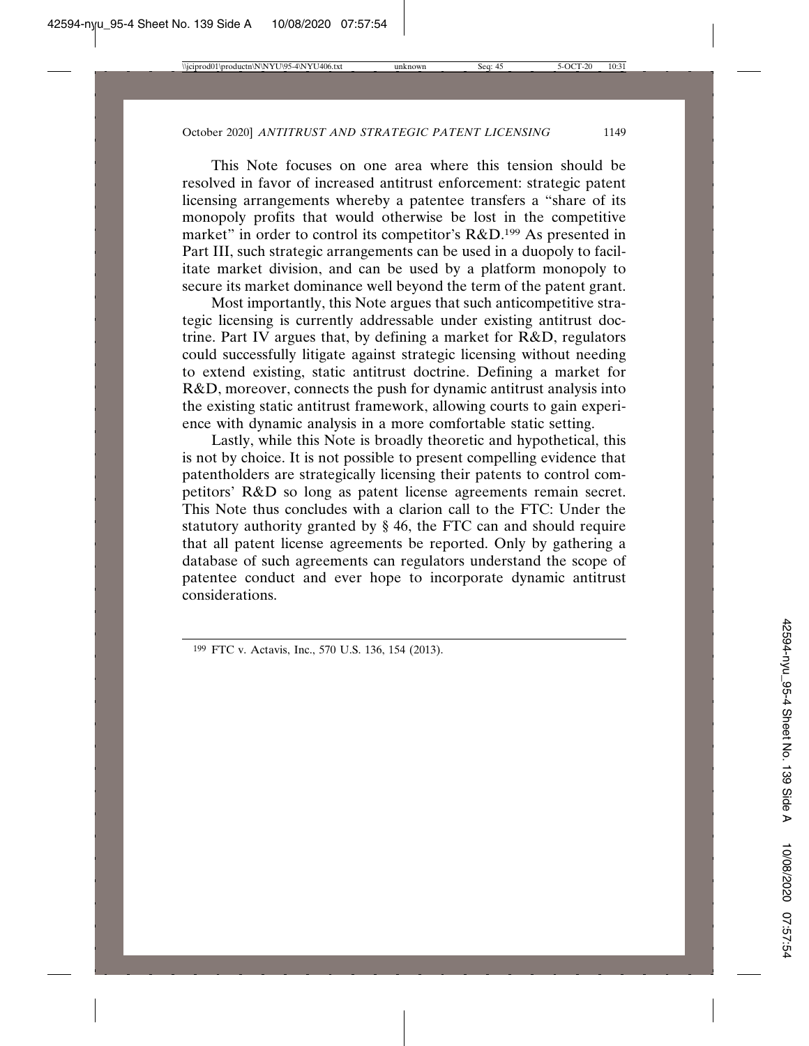This Note focuses on one area where this tension should be resolved in favor of increased antitrust enforcement: strategic patent licensing arrangements whereby a patentee transfers a "share of its monopoly profits that would otherwise be lost in the competitive market" in order to control its competitor's R&D.[199] As presented in Part III, such strategic arrangements can be used in a duopoly to facilitate market division, and can be used by a platform monopoly to secure its market dominance well beyond the term of the patent grant.

Most importantly, this Note argues that such anticompetitive strategic licensing is currently addressable under existing antitrust doctrine. Part IV argues that, by defining a market for R&D, regulators could successfully litigate against strategic licensing without needing to extend existing, static antitrust doctrine. Defining a market for R&D, moreover, connects the push for dynamic antitrust analysis into the existing static antitrust framework, allowing courts to gain experience with dynamic analysis in a more comfortable static setting.

Lastly, while this Note is broadly theoretic and hypothetical, this is not by choice. It is not possible to present compelling evidence that patentholders are strategically licensing their patents to control competitors' R&D so long as patent license agreements remain secret. This Note thus concludes with a clarion call to the FTC: Under the statutory authority granted by § 46, the FTC can and should require that all patent license agreements be reported. Only by gathering a database of such agreements can regulators understand the scope of patentee conduct and ever hope to incorporate dynamic antitrust considerations.

---

[199] FTC v. Actavis, Inc., 570 U.S. 136, 154 (2013).